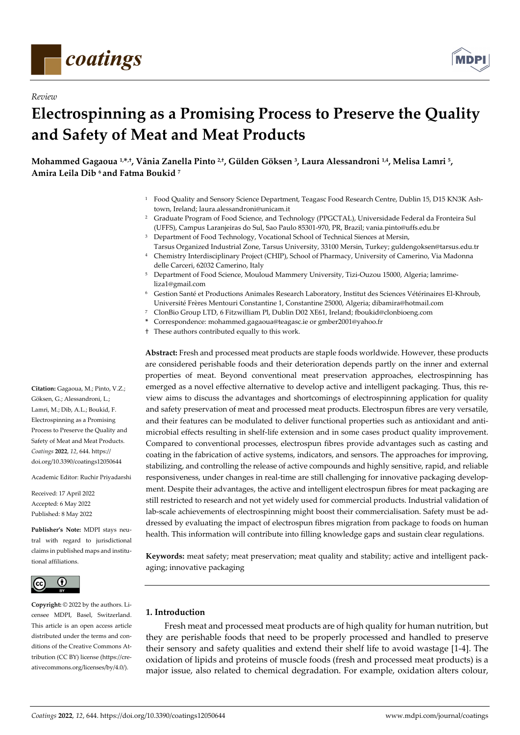*Review*

# Electrospinning as a Promising Process to Preserve the Quality and Safety of Meat and Meat Products

**Mohammed Gagaoua [1,*,†], Vânia Zanella Pinto [2,†], Gülden Göksen [3], Laura Alessandroni [1,4], Melisa Lamri [5], Amira Leila Dib [6] and Fatma Boukid [7]**

[1] Food Quality and Sensory Science Department, Teagasc Food Research Centre, Dublin 15, D15 KN3K Ashtown, Ireland; laura.alessandroni@unicam.it

[2] Graduate Program of Food Science, and Technology (PPGCTAL), Universidade Federal da Fronteira Sul (UFFS), Campus Laranjeiras do Sul, Sao Paulo 85301-970, PR, Brazil; vania.pinto@uffs.edu.br

[3] Department of Food Technology, Vocational School of Technical Siences at Mersin, Tarsus Organized Industrial Zone, Tarsus University, 33100 Mersin, Turkey; guldengoksen@tarsus.edu.tr

[4] Chemistry Interdisciplinary Project (CHIP), School of Pharmacy, University of Camerino, Via Madonna delle Carceri, 62032 Camerino, Italy

[5] Department of Food Science, Mouloud Mammery University, Tizi-Ouzou 15000, Algeria; lamrimeliza1@gmail.com

[6] Gestion Santé et Productions Animales Research Laboratory, Institut des Sciences Vétérinaires El-Khroub, Université Frères Mentouri Constantine 1, Constantine 25000, Algeria; dibamira@hotmail.com

[7] ClonBio Group LTD, 6 Fitzwilliam Pl, Dublin D02 XE61, Ireland; fboukid@clonbioeng.com

\* Correspondence: mohammed.gagaoua@teagasc.ie or gmber2001@yahoo.fr

† These authors contributed equally to this work.

**Abstract:** Fresh and processed meat products are staple foods worldwide. However, these products are considered perishable foods and their deterioration depends partly on the inner and external properties of meat. Beyond conventional meat preservation approaches, electrospinning has emerged as a novel effective alternative to develop active and intelligent packaging. Thus, this review aims to discuss the advantages and shortcomings of electrospinning application for quality and safety preservation of meat and processed meat products. Electrospun fibres are very versatile, and their features can be modulated to deliver functional properties such as antioxidant and antimicrobial effects resulting in shelf-life extension and in some cases product quality improvement. Compared to conventional processes, electrospun fibres provide advantages such as casting and coating in the fabrication of active systems, indicators, and sensors. The approaches for improving, stabilizing, and controlling the release of active compounds and highly sensitive, rapid, and reliable responsiveness, under changes in real-time are still challenging for innovative packaging development. Despite their advantages, the active and intelligent electrospun fibres for meat packaging are still restricted to research and not yet widely used for commercial products. Industrial validation of lab-scale achievements of electrospinning might boost their commercialisation. Safety must be addressed by evaluating the impact of electrospun fibres migration from package to foods on human health. This information will contribute into filling knowledge gaps and sustain clear regulations.

**Keywords:** meat safety; meat preservation; meat quality and stability; active and intelligent packaging; innovative packaging

**Citation:** Gagaoua, M.; Pinto, V.Z.; Göksen, G.; Alessandroni, L.; Lamri, M.; Dib, A.L.; Boukid, F. Electrospinning as a Promising Process to Preserve the Quality and Safety of Meat and Meat Products. *Coatings* **2022**, *12*, 644. https://doi.org/10.3390/coatings12050644

Academic Editor: Ruchir Priyadarshi

Received: 17 April 2022
Accepted: 6 May 2022
Published: 8 May 2022

**Publisher's Note:** MDPI stays neutral with regard to jurisdictional claims in published maps and institutional affiliations.

**Copyright:** © 2022 by the authors. Licensee MDPI, Basel, Switzerland. This article is an open access article distributed under the terms and conditions of the Creative Commons Attribution (CC BY) license (https://creativecommons.org/licenses/by/4.0/).

## 1. Introduction

Fresh meat and processed meat products are of high quality for human nutrition, but they are perishable foods that need to be properly processed and handled to preserve their sensory and safety qualities and extend their shelf life to avoid wastage [1-4]. The oxidation of lipids and proteins of muscle foods (fresh and processed meat products) is a major issue, also related to chemical degradation. For example, oxidation alters colour,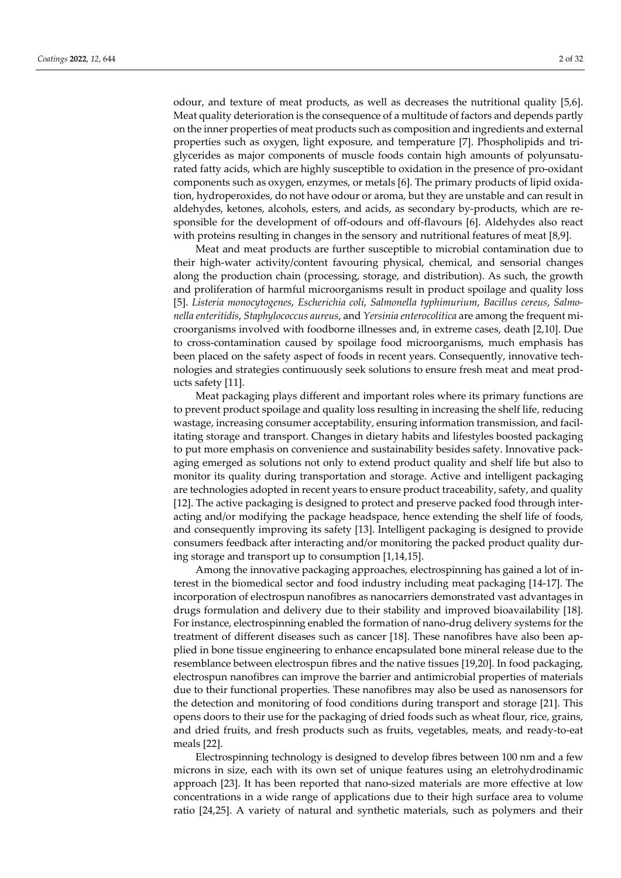odour, and texture of meat products, as well as decreases the nutritional quality [5,6]. Meat quality deterioration is the consequence of a multitude of factors and depends partly on the inner properties of meat products such as composition and ingredients and external properties such as oxygen, light exposure, and temperature [7]. Phospholipids and triglycerides as major components of muscle foods contain high amounts of polyunsaturated fatty acids, which are highly susceptible to oxidation in the presence of pro-oxidant components such as oxygen, enzymes, or metals [6]. The primary products of lipid oxidation, hydroperoxides, do not have odour or aroma, but they are unstable and can result in aldehydes, ketones, alcohols, esters, and acids, as secondary by-products, which are responsible for the development of off-odours and off-flavours [6]. Aldehydes also react with proteins resulting in changes in the sensory and nutritional features of meat [8,9].

Meat and meat products are further susceptible to microbial contamination due to their high-water activity/content favouring physical, chemical, and sensorial changes along the production chain (processing, storage, and distribution). As such, the growth and proliferation of harmful microorganisms result in product spoilage and quality loss [5]. *Listeria monocytogenes*, *Escherichia coli*, *Salmonella typhimurium*, *Bacillus cereus*, *Salmonella enteritidis*, *Staphylococcus aureus*, and *Yersinia enterocolitica* are among the frequent microorganisms involved with foodborne illnesses and, in extreme cases, death [2,10]. Due to cross-contamination caused by spoilage food microorganisms, much emphasis has been placed on the safety aspect of foods in recent years. Consequently, innovative technologies and strategies continuously seek solutions to ensure fresh meat and meat products safety [11].

Meat packaging plays different and important roles where its primary functions are to prevent product spoilage and quality loss resulting in increasing the shelf life, reducing wastage, increasing consumer acceptability, ensuring information transmission, and facilitating storage and transport. Changes in dietary habits and lifestyles boosted packaging to put more emphasis on convenience and sustainability besides safety. Innovative packaging emerged as solutions not only to extend product quality and shelf life but also to monitor its quality during transportation and storage. Active and intelligent packaging are technologies adopted in recent years to ensure product traceability, safety, and quality [12]. The active packaging is designed to protect and preserve packed food through interacting and/or modifying the package headspace, hence extending the shelf life of foods, and consequently improving its safety [13]. Intelligent packaging is designed to provide consumers feedback after interacting and/or monitoring the packed product quality during storage and transport up to consumption [1,14,15].

Among the innovative packaging approaches, electrospinning has gained a lot of interest in the biomedical sector and food industry including meat packaging [14-17]. The incorporation of electrospun nanofibres as nanocarriers demonstrated vast advantages in drugs formulation and delivery due to their stability and improved bioavailability [18]. For instance, electrospinning enabled the formation of nano-drug delivery systems for the treatment of different diseases such as cancer [18]. These nanofibres have also been applied in bone tissue engineering to enhance encapsulated bone mineral release due to the resemblance between electrospun fibres and the native tissues [19,20]. In food packaging, electrospun nanofibres can improve the barrier and antimicrobial properties of materials due to their functional properties. These nanofibres may also be used as nanosensors for the detection and monitoring of food conditions during transport and storage [21]. This opens doors to their use for the packaging of dried foods such as wheat flour, rice, grains, and dried fruits, and fresh products such as fruits, vegetables, meats, and ready-to-eat meals [22].

Electrospinning technology is designed to develop fibres between 100 nm and a few microns in size, each with its own set of unique features using an eletrohydrodinamic approach [23]. It has been reported that nano-sized materials are more effective at low concentrations in a wide range of applications due to their high surface area to volume ratio [24,25]. A variety of natural and synthetic materials, such as polymers and their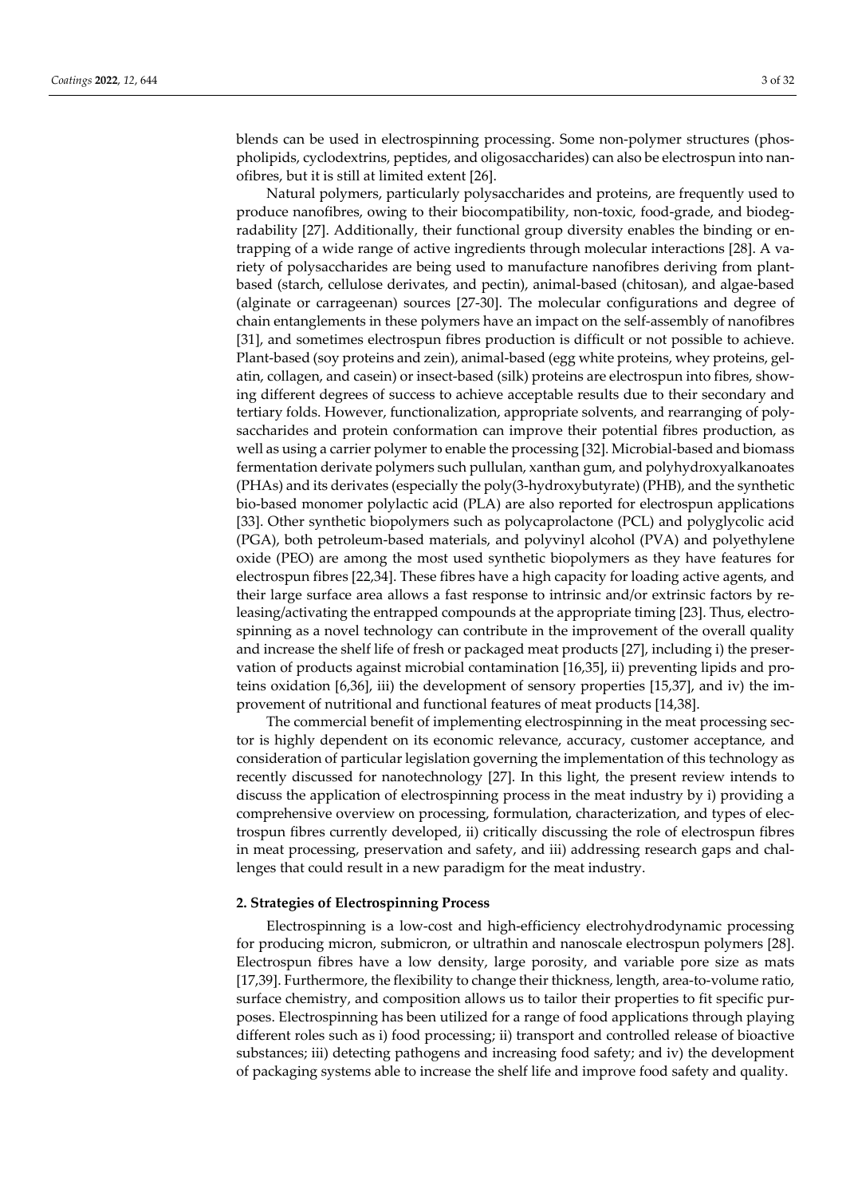blends can be used in electrospinning processing. Some non-polymer structures (phospholipids, cyclodextrins, peptides, and oligosaccharides) can also be electrospun into nanofibres, but it is still at limited extent [26].

Natural polymers, particularly polysaccharides and proteins, are frequently used to produce nanofibres, owing to their biocompatibility, non-toxic, food-grade, and biodegradability [27]. Additionally, their functional group diversity enables the binding or entrapping of a wide range of active ingredients through molecular interactions [28]. A variety of polysaccharides are being used to manufacture nanofibres deriving from plant-based (starch, cellulose derivates, and pectin), animal-based (chitosan), and algae-based (alginate or carrageenan) sources [27-30]. The molecular configurations and degree of chain entanglements in these polymers have an impact on the self-assembly of nanofibres [31], and sometimes electrospun fibres production is difficult or not possible to achieve. Plant-based (soy proteins and zein), animal-based (egg white proteins, whey proteins, gelatin, collagen, and casein) or insect-based (silk) proteins are electrospun into fibres, showing different degrees of success to achieve acceptable results due to their secondary and tertiary folds. However, functionalization, appropriate solvents, and rearranging of polysaccharides and protein conformation can improve their potential fibres production, as well as using a carrier polymer to enable the processing [32]. Microbial-based and biomass fermentation derivate polymers such pullulan, xanthan gum, and polyhydroxyalkanoates (PHAs) and its derivates (especially the poly(3-hydroxybutyrate) (PHB), and the synthetic bio-based monomer polylactic acid (PLA) are also reported for electrospun applications [33]. Other synthetic biopolymers such as polycaprolactone (PCL) and polyglycolic acid (PGA), both petroleum-based materials, and polyvinyl alcohol (PVA) and polyethylene oxide (PEO) are among the most used synthetic biopolymers as they have features for electrospun fibres [22,34]. These fibres have a high capacity for loading active agents, and their large surface area allows a fast response to intrinsic and/or extrinsic factors by releasing/activating the entrapped compounds at the appropriate timing [23]. Thus, electrospinning as a novel technology can contribute in the improvement of the overall quality and increase the shelf life of fresh or packaged meat products [27], including i) the preservation of products against microbial contamination [16,35], ii) preventing lipids and proteins oxidation [6,36], iii) the development of sensory properties [15,37], and iv) the improvement of nutritional and functional features of meat products [14,38].

The commercial benefit of implementing electrospinning in the meat processing sector is highly dependent on its economic relevance, accuracy, customer acceptance, and consideration of particular legislation governing the implementation of this technology as recently discussed for nanotechnology [27]. In this light, the present review intends to discuss the application of electrospinning process in the meat industry by i) providing a comprehensive overview on processing, formulation, characterization, and types of electrospun fibres currently developed, ii) critically discussing the role of electrospun fibres in meat processing, preservation and safety, and iii) addressing research gaps and challenges that could result in a new paradigm for the meat industry.

## 2. Strategies of Electrospinning Process

Electrospinning is a low-cost and high-efficiency electrohydrodynamic processing for producing micron, submicron, or ultrathin and nanoscale electrospun polymers [28]. Electrospun fibres have a low density, large porosity, and variable pore size as mats [17,39]. Furthermore, the flexibility to change their thickness, length, area-to-volume ratio, surface chemistry, and composition allows us to tailor their properties to fit specific purposes. Electrospinning has been utilized for a range of food applications through playing different roles such as i) food processing; ii) transport and controlled release of bioactive substances; iii) detecting pathogens and increasing food safety; and iv) the development of packaging systems able to increase the shelf life and improve food safety and quality.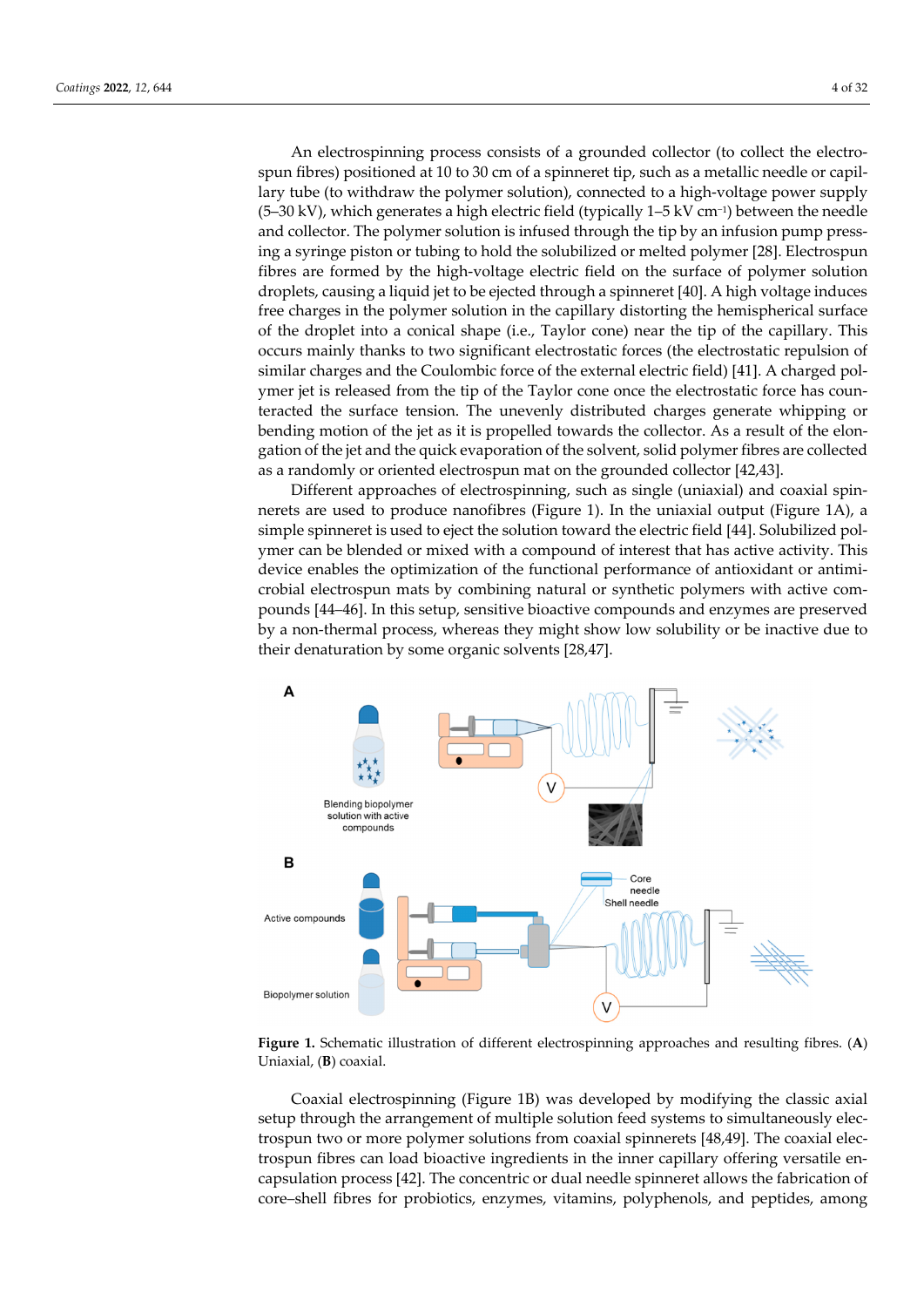An electrospinning process consists of a grounded collector (to collect the electrospun fibres) positioned at 10 to 30 cm of a spinneret tip, such as a metallic needle or capillary tube (to withdraw the polymer solution), connected to a high-voltage power supply (5–30 kV), which generates a high electric field (typically 1–5 kV $cm^{-1}$) between the needle and collector. The polymer solution is infused through the tip by an infusion pump pressing a syringe piston or tubing to hold the solubilized or melted polymer [28]. Electrospun fibres are formed by the high-voltage electric field on the surface of polymer solution droplets, causing a liquid jet to be ejected through a spinneret [40]. A high voltage induces free charges in the polymer solution in the capillary distorting the hemispherical surface of the droplet into a conical shape (i.e., Taylor cone) near the tip of the capillary. This occurs mainly thanks to two significant electrostatic forces (the electrostatic repulsion of similar charges and the Coulombic force of the external electric field) [41]. A charged polymer jet is released from the tip of the Taylor cone once the electrostatic force has counteracted the surface tension. The unevenly distributed charges generate whipping or bending motion of the jet as it is propelled towards the collector. As a result of the elongation of the jet and the quick evaporation of the solvent, solid polymer fibres are collected as a randomly or oriented electrospun mat on the grounded collector [42,43].

Different approaches of electrospinning, such as single (uniaxial) and coaxial spinnerets are used to produce nanofibres (Figure 1). In the uniaxial output (Figure 1A), a simple spinneret is used to eject the solution toward the electric field [44]. Solubilized polymer can be blended or mixed with a compound of interest that has active activity. This device enables the optimization of the functional performance of antioxidant or antimicrobial electrospun mats by combining natural or synthetic polymers with active compounds [44–46]. In this setup, sensitive bioactive compounds and enzymes are preserved by a non-thermal process, whereas they might show low solubility or be inactive due to their denaturation by some organic solvents [28,47].

**Figure 1.** Schematic illustration of different electrospinning approaches and resulting fibres. (**A**) Uniaxial, (**B**) coaxial.

Coaxial electrospinning (Figure 1B) was developed by modifying the classic axial setup through the arrangement of multiple solution feed systems to simultaneously electrospun two or more polymer solutions from coaxial spinnerets [48,49]. The coaxial electrospun fibres can load bioactive ingredients in the inner capillary offering versatile encapsulation process [42]. The concentric or dual needle spinneret allows the fabrication of core–shell fibres for probiotics, enzymes, vitamins, polyphenols, and peptides, among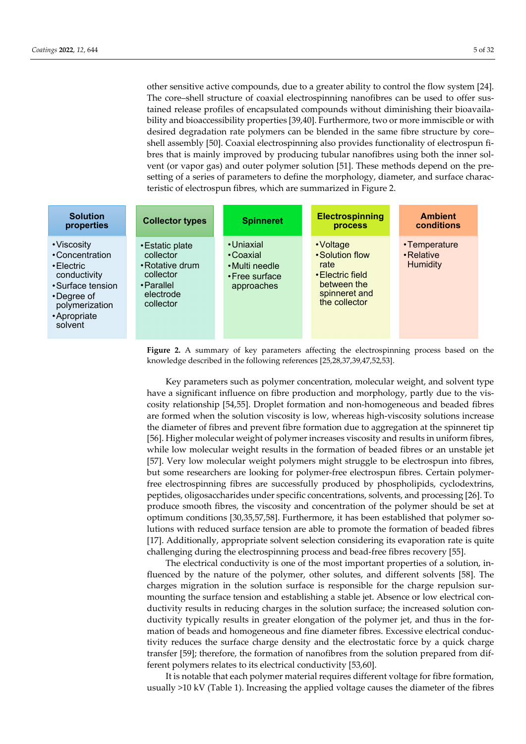other sensitive active compounds, due to a greater ability to control the flow system [24]. The core–shell structure of coaxial electrospinning nanofibres can be used to offer sustained release profiles of encapsulated compounds without diminishing their bioavailability and bioaccessibility properties [39,40]. Furthermore, two or more immiscible or with desired degradation rate polymers can be blended in the same fibre structure by core–shell assembly [50]. Coaxial electrospinning also provides functionality of electrospun fibres that is mainly improved by producing tubular nanofibres using both the inner solvent (or vapor gas) and outer polymer solution [51]. These methods depend on the presetting of a series of parameters to define the morphology, diameter, and surface characteristic of electrospun fibres, which are summarized in Figure 2.

| Solution properties | Collector types | Spinneret | Electrospinning process | Ambient conditions |
|---|---|---|---|---|
| • Viscosity<br>• Concentration<br>• Electric conductivity<br>• Surface tension<br>• Degree of polymerization<br>• Apropriate solvent | • Estatic plate collector<br>• Rotative drum collector<br>• Parallel electrode collector | • Uniaxial<br>• Coaxial<br>• Multi needle<br>• Free surface approaches | • Voltage<br>• Solution flow rate<br>• Electric field between the spinneret and the collector | • Temperature<br>• Relative Humidity |

**Figure 2.** A summary of key parameters affecting the electrospinning process based on the knowledge described in the following references [25,28,37,39,47,52,53].

Key parameters such as polymer concentration, molecular weight, and solvent type have a significant influence on fibre production and morphology, partly due to the viscosity relationship [54,55]. Droplet formation and non-homogeneous and beaded fibres are formed when the solution viscosity is low, whereas high-viscosity solutions increase the diameter of fibres and prevent fibre formation due to aggregation at the spinneret tip [56]. Higher molecular weight of polymer increases viscosity and results in uniform fibres, while low molecular weight results in the formation of beaded fibres or an unstable jet [57]. Very low molecular weight polymers might struggle to be electrospun into fibres, but some researchers are looking for polymer-free electrospun fibres. Certain polymer-free electrospinning fibres are successfully produced by phospholipids, cyclodextrins, peptides, oligosaccharides under specific concentrations, solvents, and processing [26]. To produce smooth fibres, the viscosity and concentration of the polymer should be set at optimum conditions [30,35,57,58]. Furthermore, it has been established that polymer solutions with reduced surface tension are able to promote the formation of beaded fibres [17]. Additionally, appropriate solvent selection considering its evaporation rate is quite challenging during the electrospinning process and bead-free fibres recovery [55].

The electrical conductivity is one of the most important properties of a solution, influenced by the nature of the polymer, other solutes, and different solvents [58]. The charges migration in the solution surface is responsible for the charge repulsion surmounting the surface tension and establishing a stable jet. Absence or low electrical conductivity results in reducing charges in the solution surface; the increased solution conductivity typically results in greater elongation of the polymer jet, and thus in the formation of beads and homogeneous and fine diameter fibres. Excessive electrical conductivity reduces the surface charge density and the electrostatic force by a quick charge transfer [59]; therefore, the formation of nanofibres from the solution prepared from different polymers relates to its electrical conductivity [53,60].

It is notable that each polymer material requires different voltage for fibre formation, usually >10 kV (Table 1). Increasing the applied voltage causes the diameter of the fibres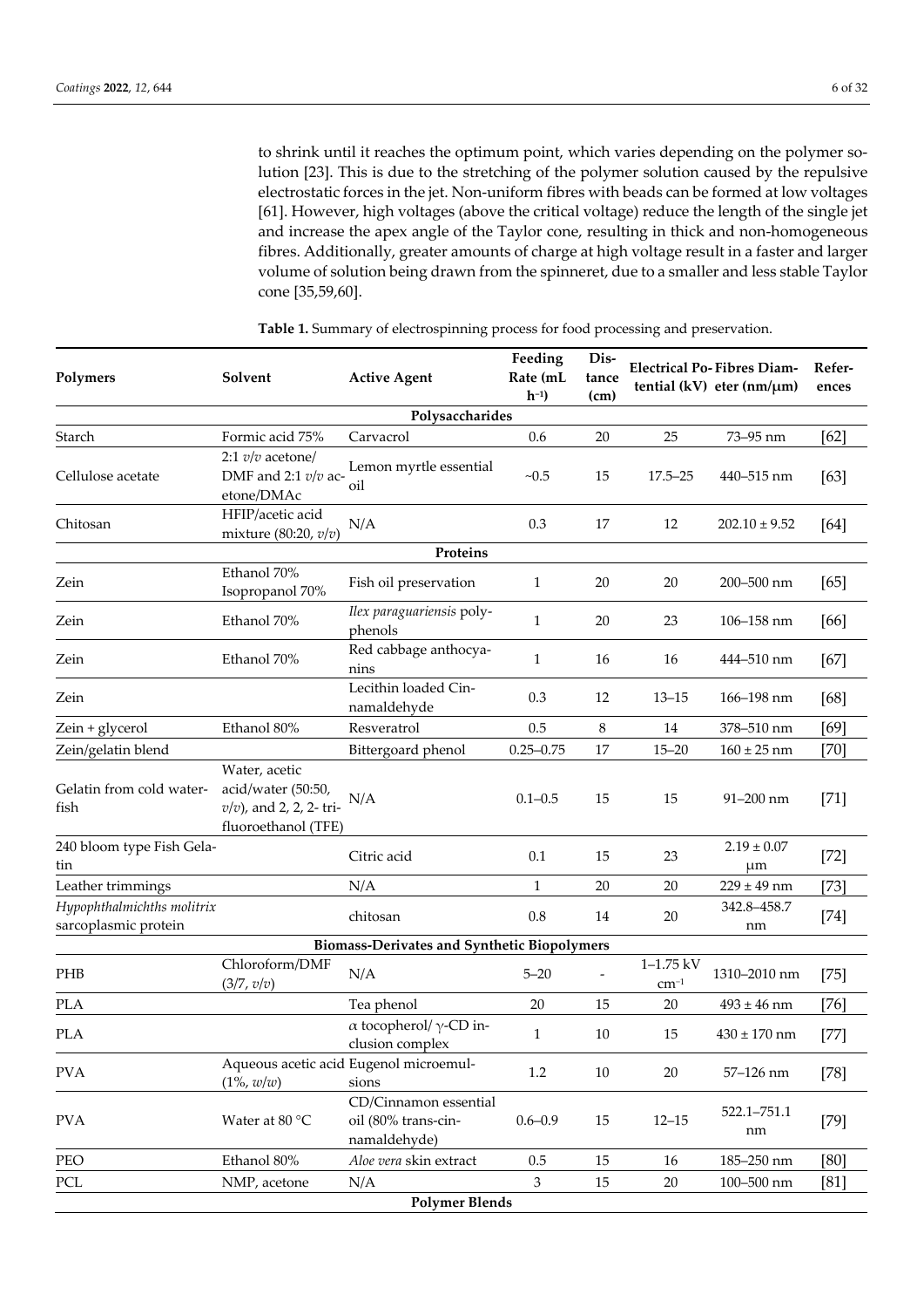to shrink until it reaches the optimum point, which varies depending on the polymer solution [23]. This is due to the stretching of the polymer solution caused by the repulsive electrostatic forces in the jet. Non-uniform fibres with beads can be formed at low voltages [61]. However, high voltages (above the critical voltage) reduce the length of the single jet and increase the apex angle of the Taylor cone, resulting in thick and non-homogeneous fibres. Additionally, greater amounts of charge at high voltage result in a faster and larger volume of solution being drawn from the spinneret, due to a smaller and less stable Taylor cone [35,59,60].

**Table 1.** Summary of electrospinning process for food processing and preservation.

| Polymers | Solvent | Active Agent | Feeding Rate (mL $h^{-1}$) | Distance (cm) | Electrical Potential (kV) | Fibres Diameter (nm/μm) | References |
|---|---|---|---|---|---|---|---|
| **Polysaccharides** | | | | | | | |
| Starch | Formic acid 75% | Carvacrol | 0.6 | 20 | 25 | 73–95 nm | [62] |
| Cellulose acetate | 2:1 *v*/*v* acetone/ DMF and 2:1 *v*/*v* acetone/DMAc | Lemon myrtle essential oil | ~0.5 | 15 | 17.5–25 | 440–515 nm | [63] |
| Chitosan | HFIP/acetic acid mixture (80:20, *v*/*v*) | N/A | 0.3 | 17 | 12 | 202.10 ± 9.52 | [64] |
| **Proteins** | | | | | | | |
| Zein | Ethanol 70% Isopropanol 70% | Fish oil preservation | 1 | 20 | 20 | 200–500 nm | [65] |
| Zein | Ethanol 70% | *Ilex paraguariensis* polyphenols | 1 | 20 | 23 | 106–158 nm | [66] |
| Zein | Ethanol 70% | Red cabbage anthocyanins | 1 | 16 | 16 | 444–510 nm | [67] |
| Zein | | Lecithin loaded Cinnamaldehyde | 0.3 | 12 | 13–15 | 166–198 nm | [68] |
| Zein + glycerol | Ethanol 80% | Resveratrol | 0.5 | 8 | 14 | 378–510 nm | [69] |
| Zein/gelatin blend | | Bittergoard phenol | 0.25–0.75 | 17 | 15–20 | 160 ± 25 nm | [70] |
| Gelatin from cold water-fish | Water, acetic acid/water (50:50, *v*/*v*), and 2, 2, 2- trifluoroethanol (TFE) | N/A | 0.1–0.5 | 15 | 15 | 91–200 nm | [71] |
| 240 bloom type Fish Gelatin | | Citric acid | 0.1 | 15 | 23 | 2.19 ± 0.07 μm | [72] |
| Leather trimmings | | N/A | 1 | 20 | 20 | 229 ± 49 nm | [73] |
| *Hypophthalmichths molitrix* sarcoplasmic protein | | chitosan | 0.8 | 14 | 20 | 342.8–458.7 nm | [74] |
| **Biomass-Derivates and Synthetic Biopolymers** | | | | | | | |
| PHB | Chloroform/DMF (3/7, *v*/*v*) | N/A | 5–20 | - | 1–1.75 kV $cm^{-1}$ | 1310–2010 nm | [75] |
| PLA | | Tea phenol | 20 | 15 | 20 | 493 ± 46 nm | [76] |
| PLA | | α tocopherol/ γ-CD inclusion complex | 1 | 10 | 15 | 430 ± 170 nm | [77] |
| PVA | Aqueous acetic acid (1%, *w*/*w*) | Eugenol microemulsions | 1.2 | 10 | 20 | 57–126 nm | [78] |
| PVA | Water at 80 °C | CD/Cinnamon essential oil (80% trans-cinnamaldehyde) | 0.6–0.9 | 15 | 12–15 | 522.1–751.1 nm | [79] |
| PEO | Ethanol 80% | *Aloe vera* skin extract | 0.5 | 15 | 16 | 185–250 nm | [80] |
| PCL | NMP, acetone | N/A | 3 | 15 | 20 | 100–500 nm | [81] |
| **Polymer Blends** | | | | | | | |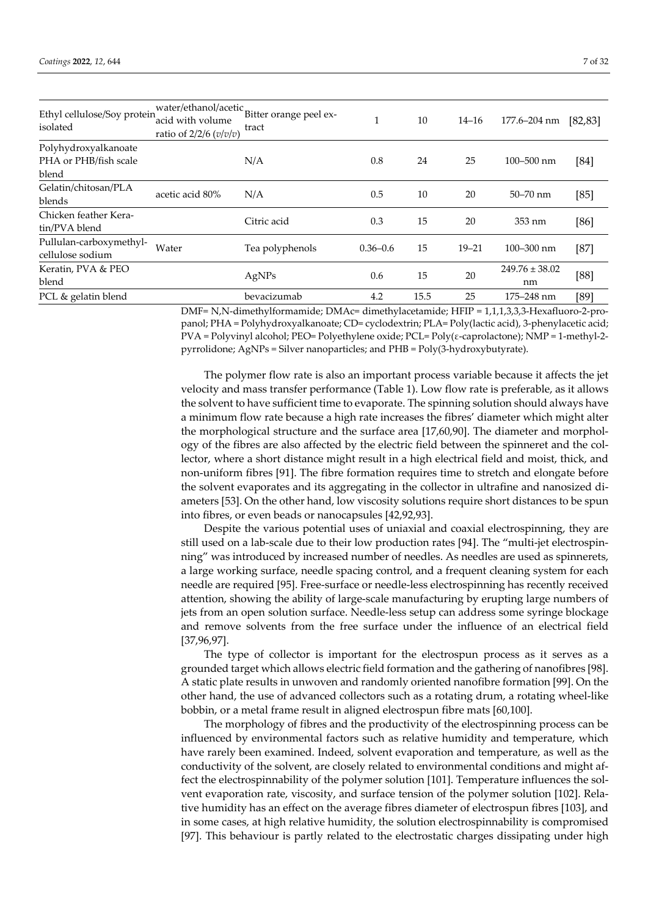| Ethyl cellulose/Soy protein isolated | water/ethanol/acetic acid with volume ratio of 2/2/6 (v/v/v) | Bitter orange peel extract | 1 | 10 | 14–16 | 177.6–204 nm | [82,83] |
|---|---|---|---|---|---|---|---|
| Polyhydroxyalkanoate PHA or PHB/fish scale blend | | N/A | 0.8 | 24 | 25 | 100–500 nm | [84] |
| Gelatin/chitosan/PLA blends | acetic acid 80% | N/A | 0.5 | 10 | 20 | 50–70 nm | [85] |
| Chicken feather Keratin/PVA blend | | Citric acid | 0.3 | 15 | 20 | 353 nm | [86] |
| Pullulan-carboxymethylcellulose sodium | Water | Tea polyphenols | 0.36–0.6 | 15 | 19–21 | 100–300 nm | [87] |
| Keratin, PVA & PEO blend | | AgNPs | 0.6 | 15 | 20 | 249.76 ± 38.02 nm | [88] |
| PCL & gelatin blend | | bevacizumab | 4.2 | 15.5 | 25 | 175–248 nm | [89] |

DMF= N,N-dimethylformamide; DMAc= dimethylacetamide; HFIP = 1,1,1,3,3,3-Hexafluoro-2-propanol; PHA = Polyhydroxyalkanoate; CD= cyclodextrin; PLA= Poly(lactic acid), 3-phenylacetic acid; PVA = Polyvinyl alcohol; PEO= Polyethylene oxide; PCL= Poly(ε-caprolactone); NMP = 1-methyl-2-pyrrolidone; AgNPs = Silver nanoparticles; and PHB = Poly(3-hydroxybutyrate).

The polymer flow rate is also an important process variable because it affects the jet velocity and mass transfer performance (Table 1). Low flow rate is preferable, as it allows the solvent to have sufficient time to evaporate. The spinning solution should always have a minimum flow rate because a high rate increases the fibres' diameter which might alter the morphological structure and the surface area [17,60,90]. The diameter and morphology of the fibres are also affected by the electric field between the spinneret and the collector, where a short distance might result in a high electrical field and moist, thick, and non-uniform fibres [91]. The fibre formation requires time to stretch and elongate before the solvent evaporates and its aggregating in the collector in ultrafine and nanosized diameters [53]. On the other hand, low viscosity solutions require short distances to be spun into fibres, or even beads or nanocapsules [42,92,93].

Despite the various potential uses of uniaxial and coaxial electrospinning, they are still used on a lab-scale due to their low production rates [94]. The "multi-jet electrospinning" was introduced by increased number of needles. As needles are used as spinnerets, a large working surface, needle spacing control, and a frequent cleaning system for each needle are required [95]. Free-surface or needle-less electrospinning has recently received attention, showing the ability of large-scale manufacturing by erupting large numbers of jets from an open solution surface. Needle-less setup can address some syringe blockage and remove solvents from the free surface under the influence of an electrical field [37,96,97].

The type of collector is important for the electrospun process as it serves as a grounded target which allows electric field formation and the gathering of nanofibres [98]. A static plate results in unwoven and randomly oriented nanofibre formation [99]. On the other hand, the use of advanced collectors such as a rotating drum, a rotating wheel-like bobbin, or a metal frame result in aligned electrospun fibre mats [60,100].

The morphology of fibres and the productivity of the electrospinning process can be influenced by environmental factors such as relative humidity and temperature, which have rarely been examined. Indeed, solvent evaporation and temperature, as well as the conductivity of the solvent, are closely related to environmental conditions and might affect the electrospinnability of the polymer solution [101]. Temperature influences the solvent evaporation rate, viscosity, and surface tension of the polymer solution [102]. Relative humidity has an effect on the average fibres diameter of electrospun fibres [103], and in some cases, at high relative humidity, the solution electrospinnability is compromised [97]. This behaviour is partly related to the electrostatic charges dissipating under high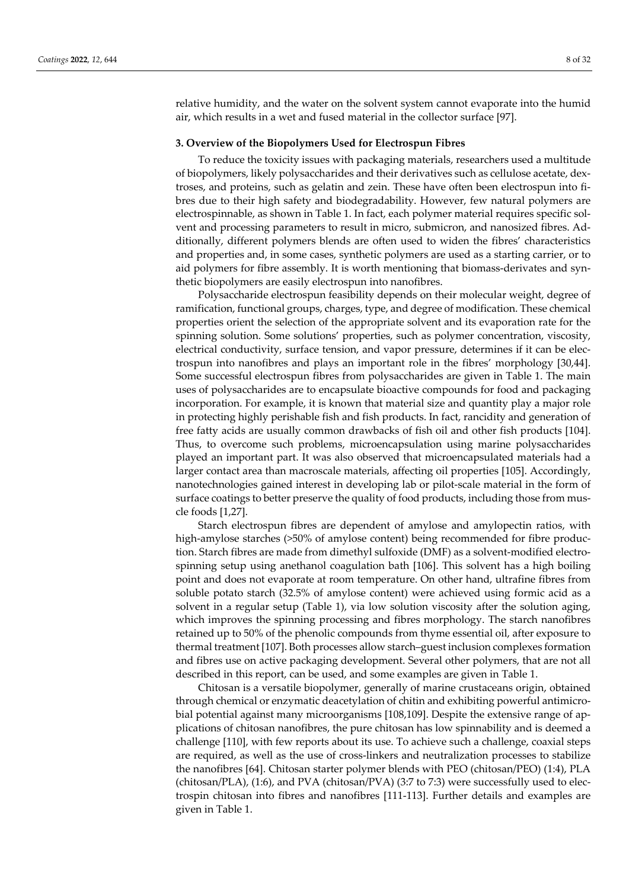relative humidity, and the water on the solvent system cannot evaporate into the humid air, which results in a wet and fused material in the collector surface [97].

## 3. Overview of the Biopolymers Used for Electrospun Fibres

To reduce the toxicity issues with packaging materials, researchers used a multitude of biopolymers, likely polysaccharides and their derivatives such as cellulose acetate, dextroses, and proteins, such as gelatin and zein. These have often been electrospun into fibres due to their high safety and biodegradability. However, few natural polymers are electrospinnable, as shown in Table 1. In fact, each polymer material requires specific solvent and processing parameters to result in micro, submicron, and nanosized fibres. Additionally, different polymers blends are often used to widen the fibres' characteristics and properties and, in some cases, synthetic polymers are used as a starting carrier, or to aid polymers for fibre assembly. It is worth mentioning that biomass-derivates and synthetic biopolymers are easily electrospun into nanofibres.

Polysaccharide electrospun feasibility depends on their molecular weight, degree of ramification, functional groups, charges, type, and degree of modification. These chemical properties orient the selection of the appropriate solvent and its evaporation rate for the spinning solution. Some solutions' properties, such as polymer concentration, viscosity, electrical conductivity, surface tension, and vapor pressure, determines if it can be electrospun into nanofibres and plays an important role in the fibres' morphology [30,44]. Some successful electrospun fibres from polysaccharides are given in Table 1. The main uses of polysaccharides are to encapsulate bioactive compounds for food and packaging incorporation. For example, it is known that material size and quantity play a major role in protecting highly perishable fish and fish products. In fact, rancidity and generation of free fatty acids are usually common drawbacks of fish oil and other fish products [104]. Thus, to overcome such problems, microencapsulation using marine polysaccharides played an important part. It was also observed that microencapsulated materials had a larger contact area than macroscale materials, affecting oil properties [105]. Accordingly, nanotechnologies gained interest in developing lab or pilot-scale material in the form of surface coatings to better preserve the quality of food products, including those from muscle foods [1,27].

Starch electrospun fibres are dependent of amylose and amylopectin ratios, with high-amylose starches (>50% of amylose content) being recommended for fibre production. Starch fibres are made from dimethyl sulfoxide (DMF) as a solvent-modified electrospinning setup using anethanol coagulation bath [106]. This solvent has a high boiling point and does not evaporate at room temperature. On other hand, ultrafine fibres from soluble potato starch (32.5% of amylose content) were achieved using formic acid as a solvent in a regular setup (Table 1), via low solution viscosity after the solution aging, which improves the spinning processing and fibres morphology. The starch nanofibres retained up to 50% of the phenolic compounds from thyme essential oil, after exposure to thermal treatment [107]. Both processes allow starch–guest inclusion complexes formation and fibres use on active packaging development. Several other polymers, that are not all described in this report, can be used, and some examples are given in Table 1.

Chitosan is a versatile biopolymer, generally of marine crustaceans origin, obtained through chemical or enzymatic deacetylation of chitin and exhibiting powerful antimicrobial potential against many microorganisms [108,109]. Despite the extensive range of applications of chitosan nanofibres, the pure chitosan has low spinnability and is deemed a challenge [110], with few reports about its use. To achieve such a challenge, coaxial steps are required, as well as the use of cross-linkers and neutralization processes to stabilize the nanofibres [64]. Chitosan starter polymer blends with PEO (chitosan/PEO) (1:4), PLA (chitosan/PLA), (1:6), and PVA (chitosan/PVA) (3:7 to 7:3) were successfully used to electrospin chitosan into fibres and nanofibres [111-113]. Further details and examples are given in Table 1.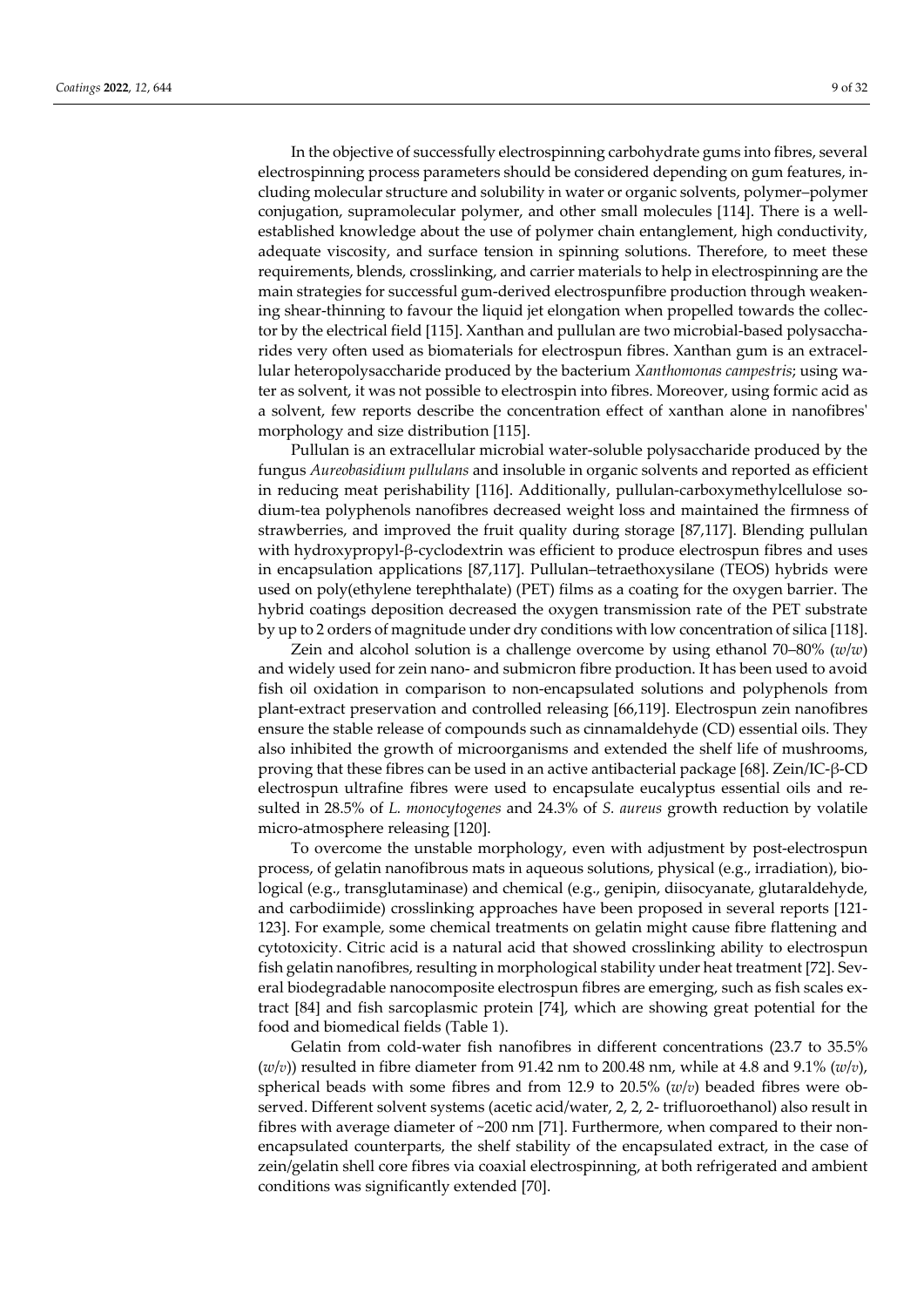In the objective of successfully electrospinning carbohydrate gums into fibres, several electrospinning process parameters should be considered depending on gum features, including molecular structure and solubility in water or organic solvents, polymer–polymer conjugation, supramolecular polymer, and other small molecules [114]. There is a well-established knowledge about the use of polymer chain entanglement, high conductivity, adequate viscosity, and surface tension in spinning solutions. Therefore, to meet these requirements, blends, crosslinking, and carrier materials to help in electrospinning are the main strategies for successful gum-derived electrospunfibre production through weakening shear-thinning to favour the liquid jet elongation when propelled towards the collector by the electrical field [115]. Xanthan and pullulan are two microbial-based polysaccharides very often used as biomaterials for electrospun fibres. Xanthan gum is an extracellular heteropolysaccharide produced by the bacterium *Xanthomonas campestris*; using water as solvent, it was not possible to electrospin into fibres. Moreover, using formic acid as a solvent, few reports describe the concentration effect of xanthan alone in nanofibres' morphology and size distribution [115].

Pullulan is an extracellular microbial water-soluble polysaccharide produced by the fungus *Aureobasidium pullulans* and insoluble in organic solvents and reported as efficient in reducing meat perishability [116]. Additionally, pullulan-carboxymethylcellulose sodium-tea polyphenols nanofibres decreased weight loss and maintained the firmness of strawberries, and improved the fruit quality during storage [87,117]. Blending pullulan with hydroxypropyl-β-cyclodextrin was efficient to produce electrospun fibres and uses in encapsulation applications [87,117]. Pullulan–tetraethoxysilane (TEOS) hybrids were used on poly(ethylene terephthalate) (PET) films as a coating for the oxygen barrier. The hybrid coatings deposition decreased the oxygen transmission rate of the PET substrate by up to 2 orders of magnitude under dry conditions with low concentration of silica [118].

Zein and alcohol solution is a challenge overcome by using ethanol 70–80% (*w*/*w*) and widely used for zein nano- and submicron fibre production. It has been used to avoid fish oil oxidation in comparison to non-encapsulated solutions and polyphenols from plant-extract preservation and controlled releasing [66,119]. Electrospun zein nanofibres ensure the stable release of compounds such as cinnamaldehyde (CD) essential oils. They also inhibited the growth of microorganisms and extended the shelf life of mushrooms, proving that these fibres can be used in an active antibacterial package [68]. Zein/IC-β-CD electrospun ultrafine fibres were used to encapsulate eucalyptus essential oils and resulted in 28.5% of *L. monocytogenes* and 24.3% of *S. aureus* growth reduction by volatile micro-atmosphere releasing [120].

To overcome the unstable morphology, even with adjustment by post-electrospun process, of gelatin nanofibrous mats in aqueous solutions, physical (e.g., irradiation), biological (e.g., transglutaminase) and chemical (e.g., genipin, diisocyanate, glutaraldehyde, and carbodiimide) crosslinking approaches have been proposed in several reports [121-123]. For example, some chemical treatments on gelatin might cause fibre flattening and cytotoxicity. Citric acid is a natural acid that showed crosslinking ability to electrospun fish gelatin nanofibres, resulting in morphological stability under heat treatment [72]. Several biodegradable nanocomposite electrospun fibres are emerging, such as fish scales extract [84] and fish sarcoplasmic protein [74], which are showing great potential for the food and biomedical fields (Table 1).

Gelatin from cold-water fish nanofibres in different concentrations (23.7 to 35.5% (*w*/*v*)) resulted in fibre diameter from 91.42 nm to 200.48 nm, while at 4.8 and 9.1% (*w*/*v*), spherical beads with some fibres and from 12.9 to 20.5% (*w*/*v*) beaded fibres were observed. Different solvent systems (acetic acid/water, 2, 2, 2- trifluoroethanol) also result in fibres with average diameter of ~200 nm [71]. Furthermore, when compared to their non-encapsulated counterparts, the shelf stability of the encapsulated extract, in the case of zein/gelatin shell core fibres via coaxial electrospinning, at both refrigerated and ambient conditions was significantly extended [70].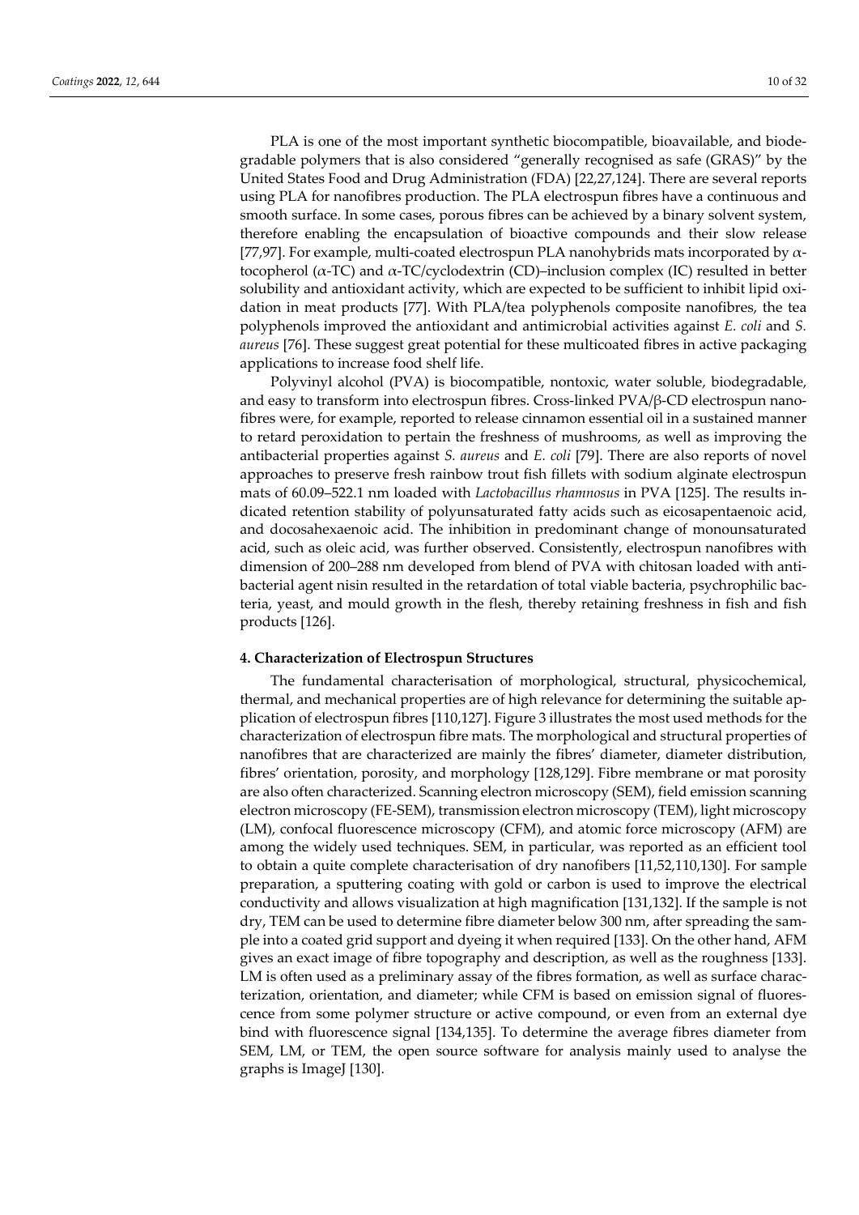PLA is one of the most important synthetic biocompatible, bioavailable, and biodegradable polymers that is also considered "generally recognised as safe (GRAS)" by the United States Food and Drug Administration (FDA) [22,27,124]. There are several reports using PLA for nanofibres production. The PLA electrospun fibres have a continuous and smooth surface. In some cases, porous fibres can be achieved by a binary solvent system, therefore enabling the encapsulation of bioactive compounds and their slow release [77,97]. For example, multi-coated electrospun PLA nanohybrids mats incorporated by $\alpha$-tocopherol ($\alpha$-TC) and $\alpha$-TC/cyclodextrin (CD)–inclusion complex (IC) resulted in better solubility and antioxidant activity, which are expected to be sufficient to inhibit lipid oxidation in meat products [77]. With PLA/tea polyphenols composite nanofibres, the tea polyphenols improved the antioxidant and antimicrobial activities against *E. coli* and *S. aureus* [76]. These suggest great potential for these multicoated fibres in active packaging applications to increase food shelf life.

Polyvinyl alcohol (PVA) is biocompatible, nontoxic, water soluble, biodegradable, and easy to transform into electrospun fibres. Cross-linked PVA/β-CD electrospun nanofibres were, for example, reported to release cinnamon essential oil in a sustained manner to retard peroxidation to pertain the freshness of mushrooms, as well as improving the antibacterial properties against *S. aureus* and *E. coli* [79]. There are also reports of novel approaches to preserve fresh rainbow trout fish fillets with sodium alginate electrospun mats of 60.09–522.1 nm loaded with *Lactobacillus rhamnosus* in PVA [125]. The results indicated retention stability of polyunsaturated fatty acids such as eicosapentaenoic acid, and docosahexaenoic acid. The inhibition in predominant change of monounsaturated acid, such as oleic acid, was further observed. Consistently, electrospun nanofibres with dimension of 200–288 nm developed from blend of PVA with chitosan loaded with antibacterial agent nisin resulted in the retardation of total viable bacteria, psychrophilic bacteria, yeast, and mould growth in the flesh, thereby retaining freshness in fish and fish products [126].

## 4. Characterization of Electrospun Structures

The fundamental characterisation of morphological, structural, physicochemical, thermal, and mechanical properties are of high relevance for determining the suitable application of electrospun fibres [110,127]. Figure 3 illustrates the most used methods for the characterization of electrospun fibre mats. The morphological and structural properties of nanofibres that are characterized are mainly the fibres' diameter, diameter distribution, fibres' orientation, porosity, and morphology [128,129]. Fibre membrane or mat porosity are also often characterized. Scanning electron microscopy (SEM), field emission scanning electron microscopy (FE-SEM), transmission electron microscopy (TEM), light microscopy (LM), confocal fluorescence microscopy (CFM), and atomic force microscopy (AFM) are among the widely used techniques. SEM, in particular, was reported as an efficient tool to obtain a quite complete characterisation of dry nanofibers [11,52,110,130]. For sample preparation, a sputtering coating with gold or carbon is used to improve the electrical conductivity and allows visualization at high magnification [131,132]. If the sample is not dry, TEM can be used to determine fibre diameter below 300 nm, after spreading the sample into a coated grid support and dyeing it when required [133]. On the other hand, AFM gives an exact image of fibre topography and description, as well as the roughness [133]. LM is often used as a preliminary assay of the fibres formation, as well as surface characterization, orientation, and diameter; while CFM is based on emission signal of fluorescence from some polymer structure or active compound, or even from an external dye bind with fluorescence signal [134,135]. To determine the average fibres diameter from SEM, LM, or TEM, the open source software for analysis mainly used to analyse the graphs is ImageJ [130].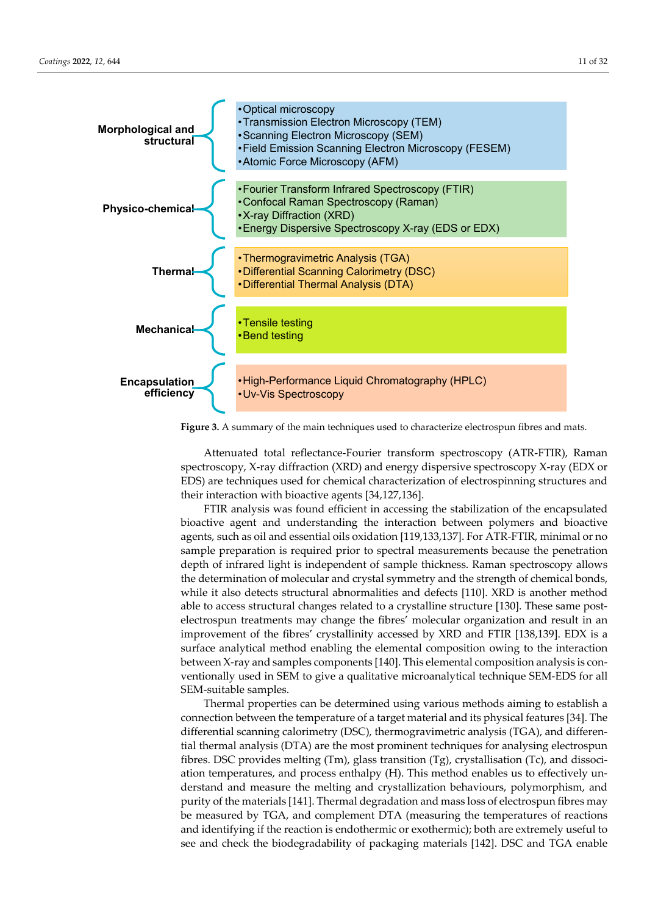**Morphological and structural**
- Optical microscopy
- Transmission Electron Microscopy (TEM)
- Scanning Electron Microscopy (SEM)
- Field Emission Scanning Electron Microscopy (FESEM)
- Atomic Force Microscopy (AFM)

**Physico-chemical**
- Fourier Transform Infrared Spectroscopy (FTIR)
- Confocal Raman Spectroscopy (Raman)
- X-ray Diffraction (XRD)
- Energy Dispersive Spectroscopy X-ray (EDS or EDX)

**Thermal**
- Thermogravimetric Analysis (TGA)
- Differential Scanning Calorimetry (DSC)
- Differential Thermal Analysis (DTA)

**Mechanical**
- Tensile testing
- Bend testing

**Encapsulation efficiency**
- High-Performance Liquid Chromatography (HPLC)
- Uv-Vis Spectroscopy

**Figure 3.** A summary of the main techniques used to characterize electrospun fibres and mats.

Attenuated total reflectance-Fourier transform spectroscopy (ATR-FTIR), Raman spectroscopy, X-ray diffraction (XRD) and energy dispersive spectroscopy X-ray (EDX or EDS) are techniques used for chemical characterization of electrospinning structures and their interaction with bioactive agents [34,127,136].

FTIR analysis was found efficient in accessing the stabilization of the encapsulated bioactive agent and understanding the interaction between polymers and bioactive agents, such as oil and essential oils oxidation [119,133,137]. For ATR-FTIR, minimal or no sample preparation is required prior to spectral measurements because the penetration depth of infrared light is independent of sample thickness. Raman spectroscopy allows the determination of molecular and crystal symmetry and the strength of chemical bonds, while it also detects structural abnormalities and defects [110]. XRD is another method able to access structural changes related to a crystalline structure [130]. These same post-electrospun treatments may change the fibres' molecular organization and result in an improvement of the fibres' crystallinity accessed by XRD and FTIR [138,139]. EDX is a surface analytical method enabling the elemental composition owing to the interaction between X-ray and samples components [140]. This elemental composition analysis is conventionally used in SEM to give a qualitative microanalytical technique SEM-EDS for all SEM-suitable samples.

Thermal properties can be determined using various methods aiming to establish a connection between the temperature of a target material and its physical features [34]. The differential scanning calorimetry (DSC), thermogravimetric analysis (TGA), and differential thermal analysis (DTA) are the most prominent techniques for analysing electrospun fibres. DSC provides melting (Tm), glass transition (Tg), crystallisation (Tc), and dissociation temperatures, and process enthalpy (H). This method enables us to effectively understand and measure the melting and crystallization behaviours, polymorphism, and purity of the materials [141]. Thermal degradation and mass loss of electrospun fibres may be measured by TGA, and complement DTA (measuring the temperatures of reactions and identifying if the reaction is endothermic or exothermic); both are extremely useful to see and check the biodegradability of packaging materials [142]. DSC and TGA enable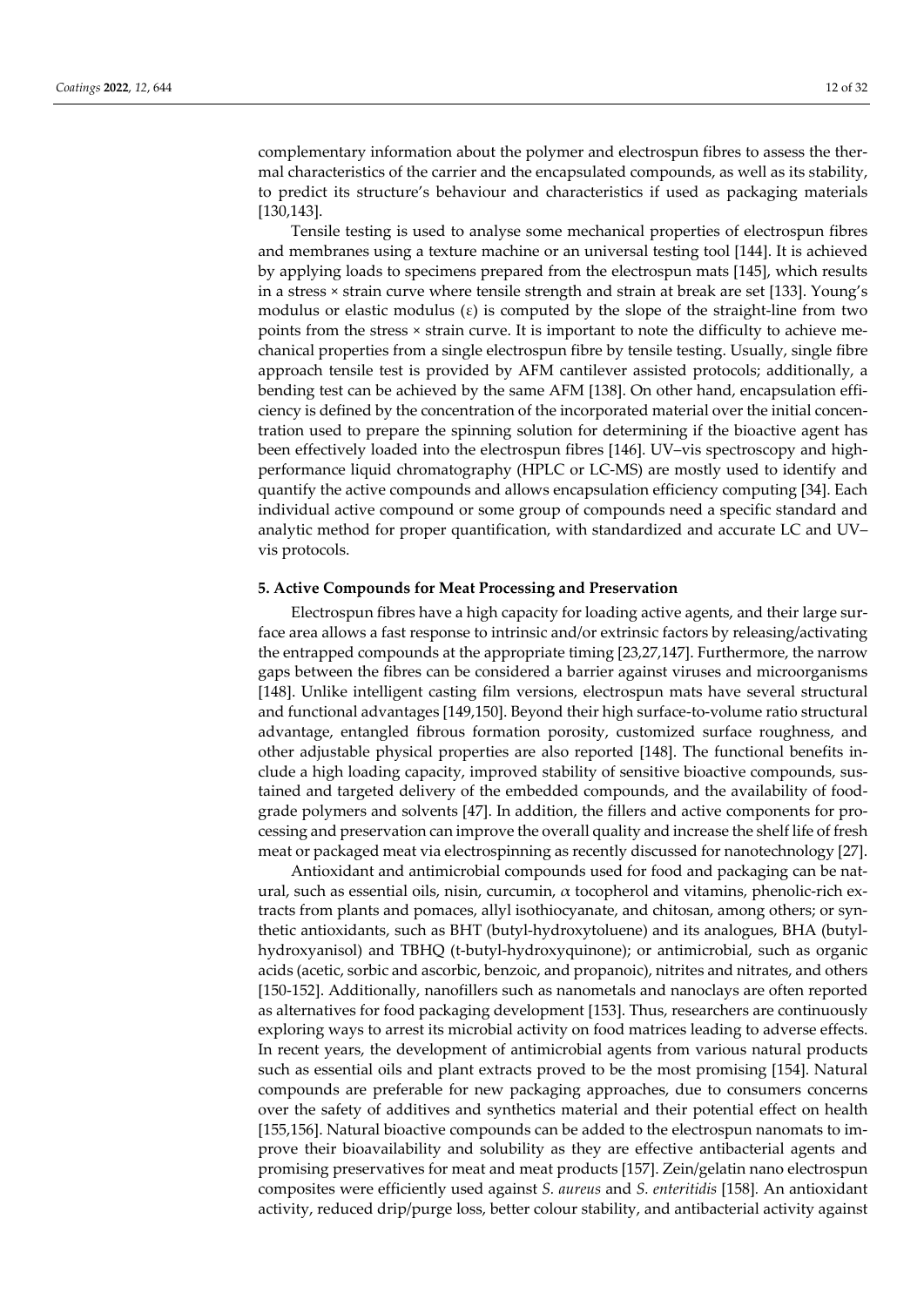complementary information about the polymer and electrospun fibres to assess the thermal characteristics of the carrier and the encapsulated compounds, as well as its stability, to predict its structure's behaviour and characteristics if used as packaging materials [130,143].

Tensile testing is used to analyse some mechanical properties of electrospun fibres and membranes using a texture machine or an universal testing tool [144]. It is achieved by applying loads to specimens prepared from the electrospun mats [145], which results in a stress × strain curve where tensile strength and strain at break are set [133]. Young's modulus or elastic modulus ($\varepsilon$) is computed by the slope of the straight-line from two points from the stress × strain curve. It is important to note the difficulty to achieve mechanical properties from a single electrospun fibre by tensile testing. Usually, single fibre approach tensile test is provided by AFM cantilever assisted protocols; additionally, a bending test can be achieved by the same AFM [138]. On other hand, encapsulation efficiency is defined by the concentration of the incorporated material over the initial concentration used to prepare the spinning solution for determining if the bioactive agent has been effectively loaded into the electrospun fibres [146]. UV–vis spectroscopy and high-performance liquid chromatography (HPLC or LC-MS) are mostly used to identify and quantify the active compounds and allows encapsulation efficiency computing [34]. Each individual active compound or some group of compounds need a specific standard and analytic method for proper quantification, with standardized and accurate LC and UV–vis protocols.

## 5. Active Compounds for Meat Processing and Preservation

Electrospun fibres have a high capacity for loading active agents, and their large surface area allows a fast response to intrinsic and/or extrinsic factors by releasing/activating the entrapped compounds at the appropriate timing [23,27,147]. Furthermore, the narrow gaps between the fibres can be considered a barrier against viruses and microorganisms [148]. Unlike intelligent casting film versions, electrospun mats have several structural and functional advantages [149,150]. Beyond their high surface-to-volume ratio structural advantage, entangled fibrous formation porosity, customized surface roughness, and other adjustable physical properties are also reported [148]. The functional benefits include a high loading capacity, improved stability of sensitive bioactive compounds, sustained and targeted delivery of the embedded compounds, and the availability of food-grade polymers and solvents [47]. In addition, the fillers and active components for processing and preservation can improve the overall quality and increase the shelf life of fresh meat or packaged meat via electrospinning as recently discussed for nanotechnology [27].

Antioxidant and antimicrobial compounds used for food and packaging can be natural, such as essential oils, nisin, curcumin, $\alpha$ tocopherol and vitamins, phenolic-rich extracts from plants and pomaces, allyl isothiocyanate, and chitosan, among others; or synthetic antioxidants, such as BHT (butyl-hydroxytoluene) and its analogues, BHA (butyl-hydroxyanisol) and TBHQ (t-butyl-hydroxyquinone); or antimicrobial, such as organic acids (acetic, sorbic and ascorbic, benzoic, and propanoic), nitrites and nitrates, and others [150-152]. Additionally, nanofillers such as nanometals and nanoclays are often reported as alternatives for food packaging development [153]. Thus, researchers are continuously exploring ways to arrest its microbial activity on food matrices leading to adverse effects. In recent years, the development of antimicrobial agents from various natural products such as essential oils and plant extracts proved to be the most promising [154]. Natural compounds are preferable for new packaging approaches, due to consumers concerns over the safety of additives and synthetics material and their potential effect on health [155,156]. Natural bioactive compounds can be added to the electrospun nanomats to improve their bioavailability and solubility as they are effective antibacterial agents and promising preservatives for meat and meat products [157]. Zein/gelatin nano electrospun composites were efficiently used against *S. aureus* and *S. enteritidis* [158]. An antioxidant activity, reduced drip/purge loss, better colour stability, and antibacterial activity against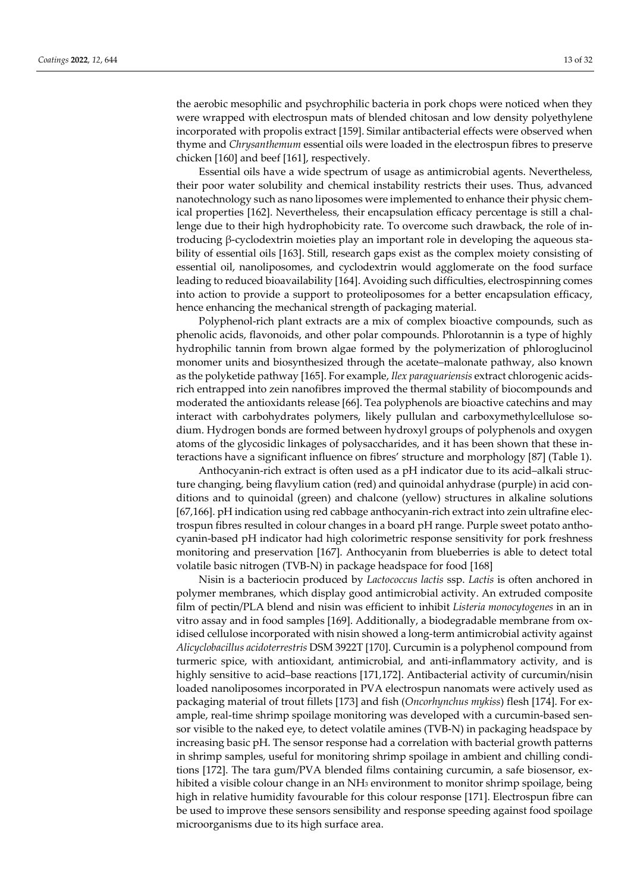the aerobic mesophilic and psychrophilic bacteria in pork chops were noticed when they were wrapped with electrospun mats of blended chitosan and low density polyethylene incorporated with propolis extract [159]. Similar antibacterial effects were observed when thyme and *Chrysanthemum* essential oils were loaded in the electrospun fibres to preserve chicken [160] and beef [161], respectively.

Essential oils have a wide spectrum of usage as antimicrobial agents. Nevertheless, their poor water solubility and chemical instability restricts their uses. Thus, advanced nanotechnology such as nano liposomes were implemented to enhance their physic chemical properties [162]. Nevertheless, their encapsulation efficacy percentage is still a challenge due to their high hydrophobicity rate. To overcome such drawback, the role of introducing β-cyclodextrin moieties play an important role in developing the aqueous stability of essential oils [163]. Still, research gaps exist as the complex moiety consisting of essential oil, nanoliposomes, and cyclodextrin would agglomerate on the food surface leading to reduced bioavailability [164]. Avoiding such difficulties, electrospinning comes into action to provide a support to proteoliposomes for a better encapsulation efficacy, hence enhancing the mechanical strength of packaging material.

Polyphenol-rich plant extracts are a mix of complex bioactive compounds, such as phenolic acids, flavonoids, and other polar compounds. Phlorotannin is a type of highly hydrophilic tannin from brown algae formed by the polymerization of phloroglucinol monomer units and biosynthesized through the acetate–malonate pathway, also known as the polyketide pathway [165]. For example, *Ilex paraguariensis* extract chlorogenic acids-rich entrapped into zein nanofibres improved the thermal stability of biocompounds and moderated the antioxidants release [66]. Tea polyphenols are bioactive catechins and may interact with carbohydrates polymers, likely pullulan and carboxymethylcellulose sodium. Hydrogen bonds are formed between hydroxyl groups of polyphenols and oxygen atoms of the glycosidic linkages of polysaccharides, and it has been shown that these interactions have a significant influence on fibres' structure and morphology [87] (Table 1).

Anthocyanin-rich extract is often used as a pH indicator due to its acid–alkali structure changing, being flavylium cation (red) and quinoidal anhydrase (purple) in acid conditions and to quinoidal (green) and chalcone (yellow) structures in alkaline solutions [67,166]. pH indication using red cabbage anthocyanin-rich extract into zein ultrafine electrospun fibres resulted in colour changes in a board pH range. Purple sweet potato anthocyanin-based pH indicator had high colorimetric response sensitivity for pork freshness monitoring and preservation [167]. Anthocyanin from blueberries is able to detect total volatile basic nitrogen (TVB-N) in package headspace for food [168]

Nisin is a bacteriocin produced by *Lactococcus lactis* ssp. *Lactis* is often anchored in polymer membranes, which display good antimicrobial activity. An extruded composite film of pectin/PLA blend and nisin was efficient to inhibit *Listeria monocytogenes* in an in vitro assay and in food samples [169]. Additionally, a biodegradable membrane from oxidised cellulose incorporated with nisin showed a long-term antimicrobial activity against *Alicyclobacillus acidoterrestris* DSM 3922T [170]. Curcumin is a polyphenol compound from turmeric spice, with antioxidant, antimicrobial, and anti-inflammatory activity, and is highly sensitive to acid–base reactions [171,172]. Antibacterial activity of curcumin/nisin loaded nanoliposomes incorporated in PVA electrospun nanomats were actively used as packaging material of trout fillets [173] and fish (*Oncorhynchus mykiss*) flesh [174]. For example, real-time shrimp spoilage monitoring was developed with a curcumin-based sensor visible to the naked eye, to detect volatile amines (TVB-N) in packaging headspace by increasing basic pH. The sensor response had a correlation with bacterial growth patterns in shrimp samples, useful for monitoring shrimp spoilage in ambient and chilling conditions [172]. The tara gum/PVA blended films containing curcumin, a safe biosensor, exhibited a visible colour change in an $NH_3$ environment to monitor shrimp spoilage, being high in relative humidity favourable for this colour response [171]. Electrospun fibre can be used to improve these sensors sensibility and response speeding against food spoilage microorganisms due to its high surface area.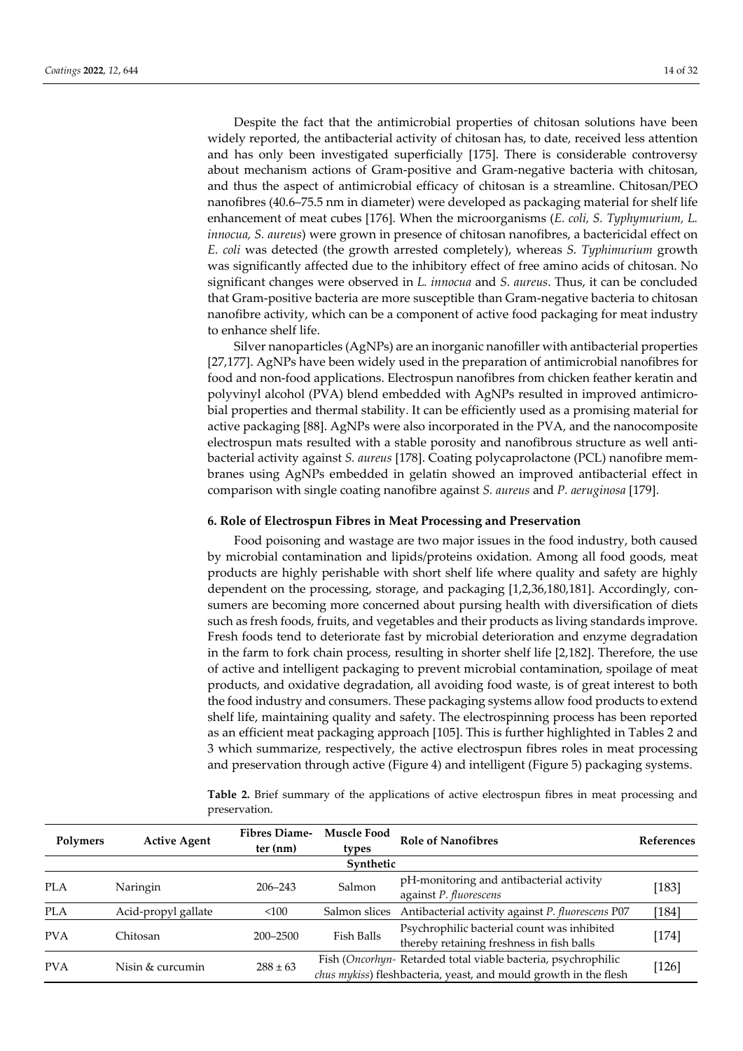Despite the fact that the antimicrobial properties of chitosan solutions have been widely reported, the antibacterial activity of chitosan has, to date, received less attention and has only been investigated superficially [175]. There is considerable controversy about mechanism actions of Gram-positive and Gram-negative bacteria with chitosan, and thus the aspect of antimicrobial efficacy of chitosan is a streamline. Chitosan/PEO nanofibres (40.6–75.5 nm in diameter) were developed as packaging material for shelf life enhancement of meat cubes [176]. When the microorganisms (*E. coli, S. Typhymurium, L. innocua, S. aureus*) were grown in presence of chitosan nanofibres, a bactericidal effect on *E. coli* was detected (the growth arrested completely), whereas *S. Typhimurium* growth was significantly affected due to the inhibitory effect of free amino acids of chitosan. No significant changes were observed in *L. innocua* and *S. aureus*. Thus, it can be concluded that Gram-positive bacteria are more susceptible than Gram-negative bacteria to chitosan nanofibre activity, which can be a component of active food packaging for meat industry to enhance shelf life.

Silver nanoparticles (AgNPs) are an inorganic nanofiller with antibacterial properties [27,177]. AgNPs have been widely used in the preparation of antimicrobial nanofibres for food and non-food applications. Electrospun nanofibres from chicken feather keratin and polyvinyl alcohol (PVA) blend embedded with AgNPs resulted in improved antimicrobial properties and thermal stability. It can be efficiently used as a promising material for active packaging [88]. AgNPs were also incorporated in the PVA, and the nanocomposite electrospun mats resulted with a stable porosity and nanofibrous structure as well antibacterial activity against *S. aureus* [178]. Coating polycaprolactone (PCL) nanofibre membranes using AgNPs embedded in gelatin showed an improved antibacterial effect in comparison with single coating nanofibre against *S. aureus* and *P. aeruginosa* [179].

## 6. Role of Electrospun Fibres in Meat Processing and Preservation

Food poisoning and wastage are two major issues in the food industry, both caused by microbial contamination and lipids/proteins oxidation. Among all food goods, meat products are highly perishable with short shelf life where quality and safety are highly dependent on the processing, storage, and packaging [1,2,36,180,181]. Accordingly, consumers are becoming more concerned about pursing health with diversification of diets such as fresh foods, fruits, and vegetables and their products as living standards improve. Fresh foods tend to deteriorate fast by microbial deterioration and enzyme degradation in the farm to fork chain process, resulting in shorter shelf life [2,182]. Therefore, the use of active and intelligent packaging to prevent microbial contamination, spoilage of meat products, and oxidative degradation, all avoiding food waste, is of great interest to both the food industry and consumers. These packaging systems allow food products to extend shelf life, maintaining quality and safety. The electrospinning process has been reported as an efficient meat packaging approach [105]. This is further highlighted in Tables 2 and 3 which summarize, respectively, the active electrospun fibres roles in meat processing and preservation through active (Figure 4) and intelligent (Figure 5) packaging systems.

**Table 2.** Brief summary of the applications of active electrospun fibres in meat processing and preservation.

| Polymers | Active Agent | Fibres Diameter (nm) | Muscle Food types | Role of Nanofibres | References |
|---|---|---|---|---|---|
| | | | Synthetic | | |
| PLA | Naringin | 206–243 | Salmon | pH-monitoring and antibacterial activity against *P. fluorescens* | [183] |
| PLA | Acid-propyl gallate | <100 | Salmon slices | Antibacterial activity against *P. fluorescens* P07 | [184] |
| PVA | Chitosan | 200–2500 | Fish Balls | Psychrophilic bacterial count was inhibited thereby retaining freshness in fish balls | [174] |
| PVA | Nisin & curcumin | $288 \pm 63$ | Fish (*Oncorhynchus mykiss*) flesh | Retarded total viable bacteria, psychrophilic bacteria, yeast, and mould growth in the flesh | [126] |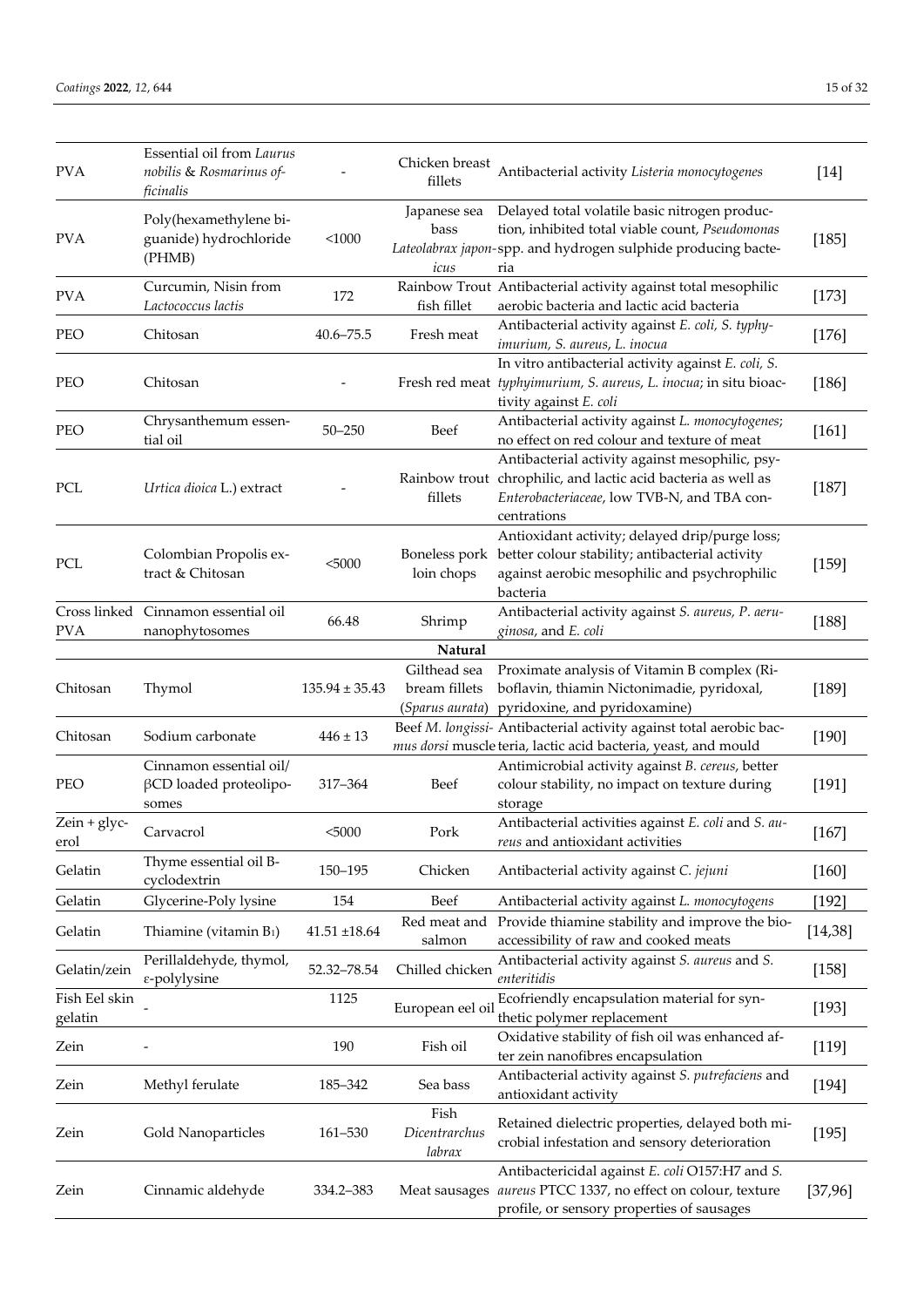| | | | | | |
|---|---|---|---|---|---|
| PVA | Essential oil from *Laurus nobilis* & *Rosmarinus officinalis* | - | Chicken breast fillets | Antibacterial activity *Listeria monocytogenes* | [14] |
| PVA | Poly(hexamethylene biguanide) hydrochloride (PHMB) | <1000 | Japanese sea bass *Lateolabrax japonicus* | Delayed total volatile basic nitrogen production, inhibited total viable count, *Pseudomonas* spp. and hydrogen sulphide producing bacteria | [185] |
| PVA | Curcumin, Nisin from *Lactococcus lactis* | 172 | Rainbow Trout fish fillet | Antibacterial activity against total mesophilic aerobic bacteria and lactic acid bacteria | [173] |
| PEO | Chitosan | 40.6–75.5 | Fresh meat | Antibacterial activity against *E. coli, S. typhyimurium, S. aureus, L. inocua* | [176] |
| PEO | Chitosan | - | Fresh red meat | In vitro antibacterial activity against *E. coli, S. typhyimurium, S. aureus, L. inocua*; in situ bioactivity against *E. coli* | [186] |
| PEO | Chrysanthemum essential oil | 50–250 | Beef | Antibacterial activity against *L. monocytogenes*; no effect on red colour and texture of meat | [161] |
| PCL | *Urtica dioica* L.) extract | - | Rainbow trout fillets | Antibacterial activity against mesophilic, psychrophilic, and lactic acid bacteria as well as *Enterobacteriaceae*, low TVB-N, and TBA concentrations | [187] |
| PCL | Colombian Propolis extract & Chitosan | <5000 | Boneless pork loin chops | Antioxidant activity; delayed drip/purge loss; better colour stability; antibacterial activity against aerobic mesophilic and psychrophilic bacteria | [159] |
| Cross linked PVA | Cinnamon essential oil nanophytosomes | 66.48 | Shrimp | Antibacterial activity against *S. aureus, P. aeruginosa*, and *E. coli* | [188] |
| | | | **Natural** | | |
| Chitosan | Thymol | 135.94 ± 35.43 | Gilthead sea bream fillets (*Sparus aurata*) | Proximate analysis of Vitamin B complex (Riboflavin, thiamin Nictonimadie, pyridoxal, pyridoxine, and pyridoxamine) | [189] |
| Chitosan | Sodium carbonate | 446 ± 13 | Beef *M. longissimus dorsi* muscle | Antibacterial activity against total aerobic bacteria, lactic acid bacteria, yeast, and mould | [190] |
| PEO | Cinnamon essential oil/βCD loaded proteoliposomes | 317–364 | Beef | Antimicrobial activity against *B. cereus*, better colour stability, no impact on texture during storage | [191] |
| Zein + glycerol | Carvacrol | <5000 | Pork | Antibacterial activities against *E. coli* and *S. aureus* and antioxidant activities | [167] |
| Gelatin | Thyme essential oil B-cyclodextrin | 150–195 | Chicken | Antibacterial activity against *C. jejuni* | [160] |
| Gelatin | Glycerine-Poly lysine | 154 | Beef | Antibacterial activity against *L. monocytogens* | [192] |
| Gelatin | Thiamine (vitamin $B_1$) | 41.51 ±18.64 | Red meat and salmon | Provide thiamine stability and improve the bioaccessibility of raw and cooked meats | [14,38] |
| Gelatin/zein | Perillaldehyde, thymol, ε-polylysine | 52.32–78.54 | Chilled chicken | Antibacterial activity against *S. aureus* and *S. enteritidis* | [158] |
| Fish Eel skin gelatin | - | 1125 | European eel oil | Ecofriendly encapsulation material for synthetic polymer replacement | [193] |
| Zein | - | 190 | Fish oil | Oxidative stability of fish oil was enhanced after zein nanofibres encapsulation | [119] |
| Zein | Methyl ferulate | 185–342 | Sea bass | Antibacterial activity against *S. putrefaciens* and antioxidant activity | [194] |
| Zein | Gold Nanoparticles | 161–530 | Fish *Dicentrarchus labrax* | Retained dielectric properties, delayed both microbial infestation and sensory deterioration | [195] |
| Zein | Cinnamic aldehyde | 334.2–383 | Meat sausages | Antibactericidal against *E. coli* O157:H7 and *S. aureus* PTCC 1337, no effect on colour, texture profile, or sensory properties of sausages | [37,96] |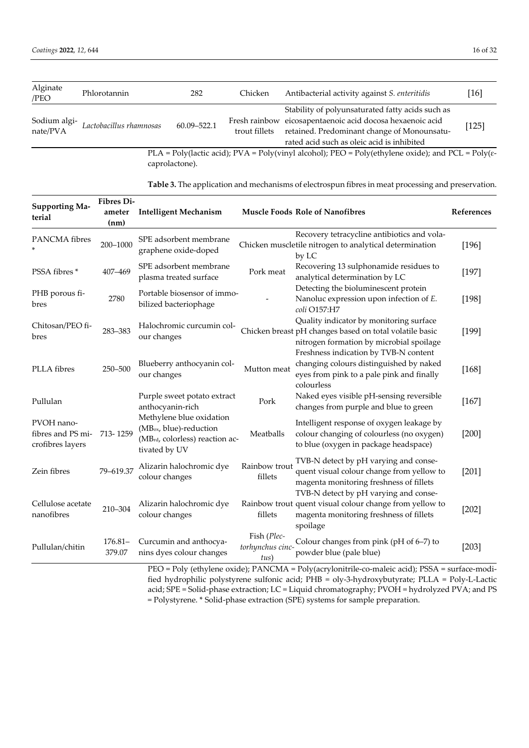| Alginate /PEO | Phlorotannin | 282 | Chicken | Antibacterial activity against *S. enteritidis* | [16] |
|---|---|---|---|---|---|
| Sodium alginate/PVA | *Lactobacillus rhamnosas* | 60.09–522.1 | Fresh rainbow trout fillets | Stability of polyunsaturated fatty acids such as eicosapentaenoic acid docosa hexaenoic acid retained. Predominant change of Monounsaturated acid such as oleic acid is inhibited | [125] |

PLA = Poly(lactic acid); PVA = Poly(vinyl alcohol); PEO = Poly(ethylene oxide); and PCL = Poly(ε-caprolactone).

**Table 3.** The application and mechanisms of electrospun fibres in meat processing and preservation.

| Supporting Material | Fibres Diameter (nm) | Intelligent Mechanism | Muscle Foods | Role of Nanofibres | References |
|---|---|---|---|---|---|
| PANCMA fibres * | 200–1000 | SPE adsorbent membrane graphene oxide-doped | Chicken muscle | Recovery tetracycline antibiotics and volatile nitrogen to analytical determination by LC | [196] |
| PSSA fibres * | 407–469 | SPE adsorbent membrane plasma treated surface | Pork meat | Recovering 13 sulphonamide residues to analytical determination by LC | [197] |
| PHB porous fibres | 2780 | Portable biosensor of immobilized bacteriophage | - | Detecting the bioluminescent protein Nanoluc expression upon infection of *E. coli* O157:H7 | [198] |
| Chitosan/PEO fibres | 283–383 | Halochromic curcumin colour changes | Chicken breast | Quality indicator by monitoring surface pH changes based on total volatile basic nitrogen formation by microbial spoilage | [199] |
| PLLA fibres | 250–500 | Blueberry anthocyanin colour changes | Mutton meat | Freshness indication by TVB-N content changing colours distinguished by naked eyes from pink to a pale pink and finally colourless | [168] |
| Pullulan | | Purple sweet potato extract anthocyanin-rich | Pork | Naked eyes visible pH-sensing reversible changes from purple and blue to green | [167] |
| PVOH nanofibres and PS microfibres layers | 713- 1259 | Methylene blue oxidation ($MB_{ox}$, blue)-reduction ($MB_{rd}$, colorless) reaction activated by UV | Meatballs | Intelligent response of oxygen leakage by colour changing of colourless (no oxygen) to blue (oxygen in package headspace) | [200] |
| Zein fibres | 79–619.37 | Alizarin halochromic dye colour changes | Rainbow trout fillets | TVB-N detect by pH varying and consequent visual colour change from yellow to magenta monitoring freshness of fillets | [201] |
| Cellulose acetate nanofibres | 210–304 | Alizarin halochromic dye colour changes | Rainbow trout fillets | TVB-N detect by pH varying and consequent visual colour change from yellow to magenta monitoring freshness of fillets spoilage | [202] |
| Pullulan/chitin | 176.81–379.07 | Curcumin and anthocyanins dyes colour changes | Fish (*Plectorhynchus cinctus*) | Colour changes from pink (pH of 6–7) to powder blue (pale blue) | [203] |

PEO = Poly (ethylene oxide); PANCMA = Poly(acrylonitrile-co-maleic acid); PSSA = surface-modified hydrophilic polystyrene sulfonic acid; PHB = oly-3-hydroxybutyrate; PLLA = Poly-L-Lactic acid; SPE = Solid-phase extraction; LC = Liquid chromatography; PVOH = hydrolyzed PVA; and PS = Polystyrene. * Solid-phase extraction (SPE) systems for sample preparation.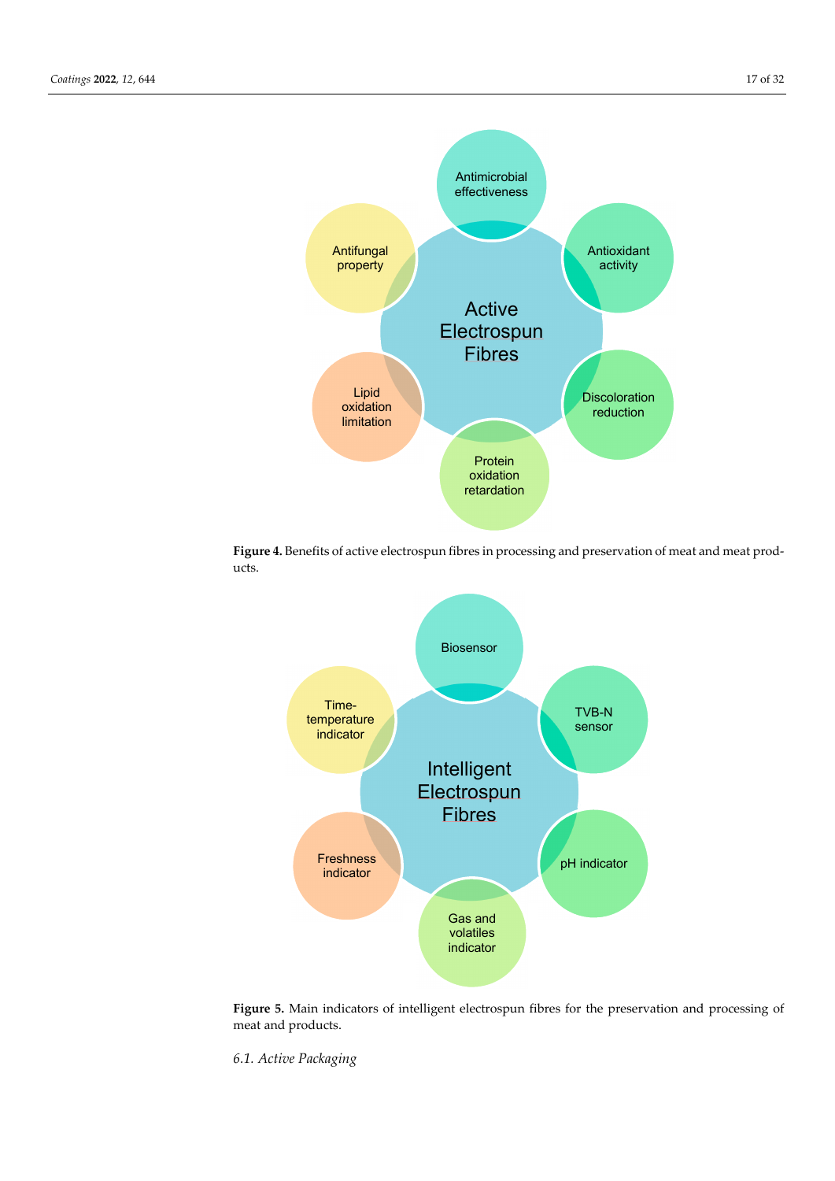Figure 4. Benefits of active electrospun fibres in processing and preservation of meat and meat products.

Figure 5. Main indicators of intelligent electrospun fibres for the preservation and processing of meat and products.

### 6.1. Active Packaging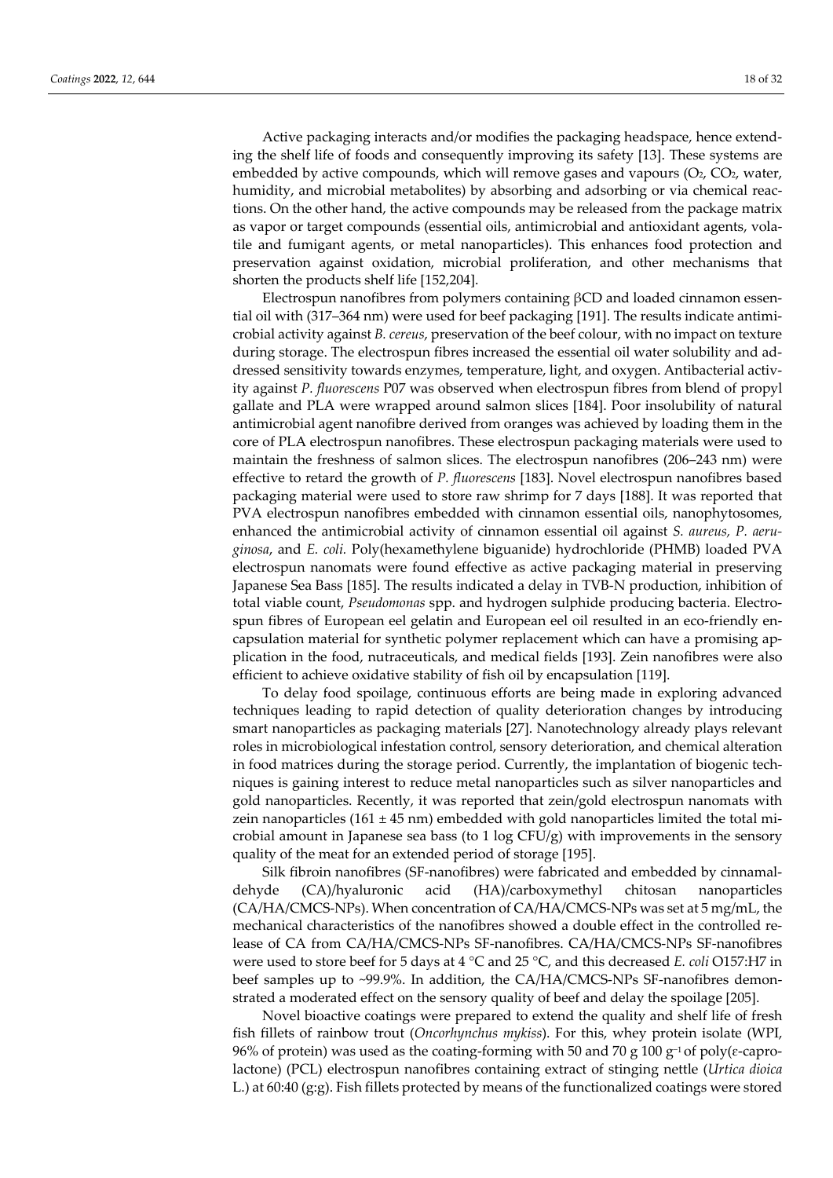Active packaging interacts and/or modifies the packaging headspace, hence extending the shelf life of foods and consequently improving its safety [13]. These systems are embedded by active compounds, which will remove gases and vapours ($O_2$, $CO_2$, water, humidity, and microbial metabolites) by absorbing and adsorbing or via chemical reactions. On the other hand, the active compounds may be released from the package matrix as vapor or target compounds (essential oils, antimicrobial and antioxidant agents, volatile and fumigant agents, or metal nanoparticles). This enhances food protection and preservation against oxidation, microbial proliferation, and other mechanisms that shorten the products shelf life [152,204].

Electrospun nanofibres from polymers containing βCD and loaded cinnamon essential oil with (317–364 nm) were used for beef packaging [191]. The results indicate antimicrobial activity against *B. cereus*, preservation of the beef colour, with no impact on texture during storage. The electrospun fibres increased the essential oil water solubility and addressed sensitivity towards enzymes, temperature, light, and oxygen. Antibacterial activity against *P. fluorescens* P07 was observed when electrospun fibres from blend of propyl gallate and PLA were wrapped around salmon slices [184]. Poor insolubility of natural antimicrobial agent nanofibre derived from oranges was achieved by loading them in the core of PLA electrospun nanofibres. These electrospun packaging materials were used to maintain the freshness of salmon slices. The electrospun nanofibres (206–243 nm) were effective to retard the growth of *P. fluorescens* [183]. Novel electrospun nanofibres based packaging material were used to store raw shrimp for 7 days [188]. It was reported that PVA electrospun nanofibres embedded with cinnamon essential oils, nanophytosomes, enhanced the antimicrobial activity of cinnamon essential oil against *S. aureus, P. aeruginosa*, and *E. coli.* Poly(hexamethylene biguanide) hydrochloride (PHMB) loaded PVA electrospun nanomats were found effective as active packaging material in preserving Japanese Sea Bass [185]. The results indicated a delay in TVB-N production, inhibition of total viable count, *Pseudomonas* spp. and hydrogen sulphide producing bacteria. Electrospun fibres of European eel gelatin and European eel oil resulted in an eco-friendly encapsulation material for synthetic polymer replacement which can have a promising application in the food, nutraceuticals, and medical fields [193]. Zein nanofibres were also efficient to achieve oxidative stability of fish oil by encapsulation [119].

To delay food spoilage, continuous efforts are being made in exploring advanced techniques leading to rapid detection of quality deterioration changes by introducing smart nanoparticles as packaging materials [27]. Nanotechnology already plays relevant roles in microbiological infestation control, sensory deterioration, and chemical alteration in food matrices during the storage period. Currently, the implantation of biogenic techniques is gaining interest to reduce metal nanoparticles such as silver nanoparticles and gold nanoparticles. Recently, it was reported that zein/gold electrospun nanomats with zein nanoparticles (161 ± 45 nm) embedded with gold nanoparticles limited the total microbial amount in Japanese sea bass (to 1 log CFU/g) with improvements in the sensory quality of the meat for an extended period of storage [195].

Silk fibroin nanofibres (SF-nanofibres) were fabricated and embedded by cinnamaldehyde (CA)/hyaluronic acid (HA)/carboxymethyl chitosan nanoparticles (CA/HA/CMCS-NPs). When concentration of CA/HA/CMCS-NPs was set at 5 mg/mL, the mechanical characteristics of the nanofibres showed a double effect in the controlled release of CA from CA/HA/CMCS-NPs SF-nanofibres. CA/HA/CMCS-NPs SF-nanofibres were used to store beef for 5 days at 4 °C and 25 °C, and this decreased *E. coli* O157:H7 in beef samples up to ~99.9%. In addition, the CA/HA/CMCS-NPs SF-nanofibres demonstrated a moderated effect on the sensory quality of beef and delay the spoilage [205].

Novel bioactive coatings were prepared to extend the quality and shelf life of fresh fish fillets of rainbow trout (*Oncorhynchus mykiss*). For this, whey protein isolate (WPI, 96% of protein) was used as the coating-forming with 50 and 70 g 100 $g^{-1}$ of poly(ε-caprolactone) (PCL) electrospun nanofibres containing extract of stinging nettle (*Urtica dioica* L.) at 60:40 (g:g). Fish fillets protected by means of the functionalized coatings were stored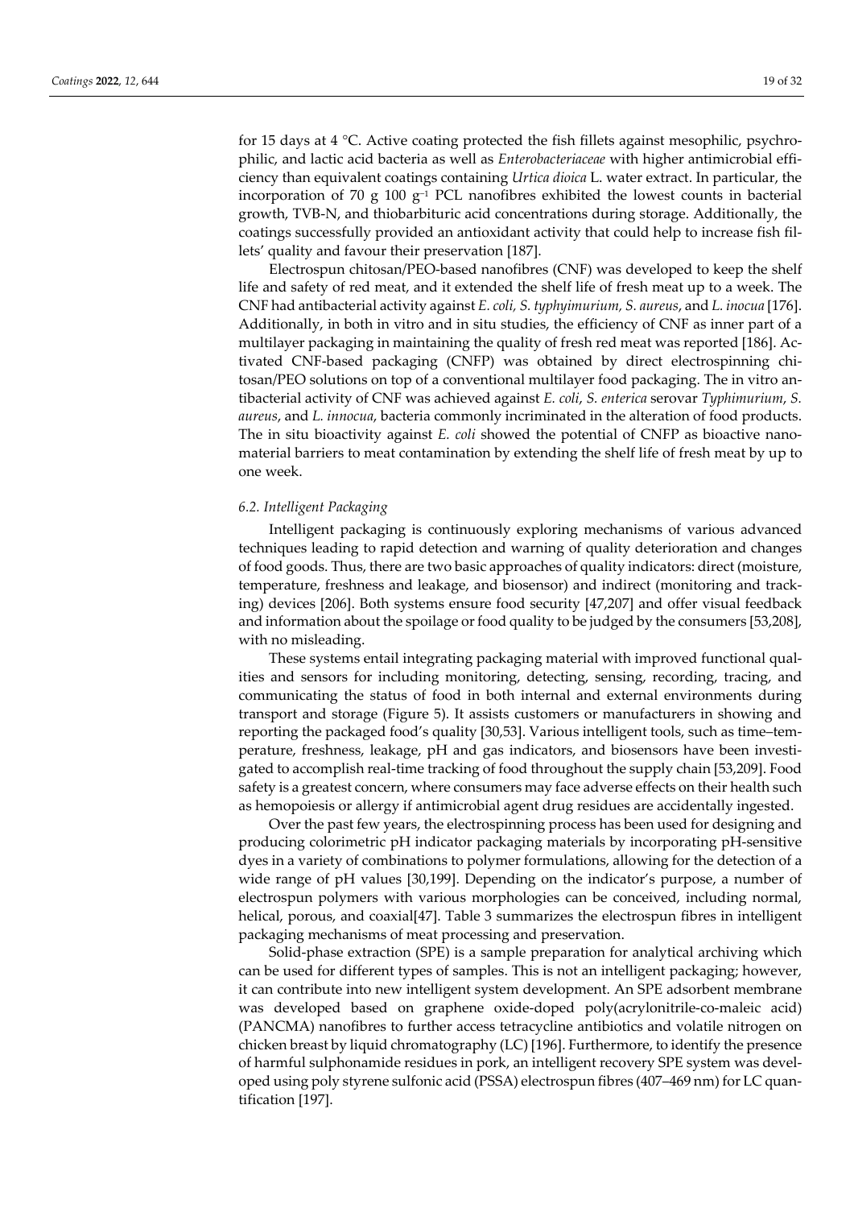for 15 days at 4 °C. Active coating protected the fish fillets against mesophilic, psychrophilic, and lactic acid bacteria as well as *Enterobacteriaceae* with higher antimicrobial efficiency than equivalent coatings containing *Urtica dioica* L. water extract. In particular, the incorporation of 70 g 100 $g^{-1}$ PCL nanofibres exhibited the lowest counts in bacterial growth, TVB-N, and thiobarbituric acid concentrations during storage. Additionally, the coatings successfully provided an antioxidant activity that could help to increase fish fillets' quality and favour their preservation [187].

Electrospun chitosan/PEO-based nanofibres (CNF) was developed to keep the shelf life and safety of red meat, and it extended the shelf life of fresh meat up to a week. The CNF had antibacterial activity against *E. coli, S. typhyimurium, S. aureus*, and *L. inocua* [176]. Additionally, in both in vitro and in situ studies, the efficiency of CNF as inner part of a multilayer packaging in maintaining the quality of fresh red meat was reported [186]. Activated CNF-based packaging (CNFP) was obtained by direct electrospinning chitosan/PEO solutions on top of a conventional multilayer food packaging. The in vitro antibacterial activity of CNF was achieved against *E. coli*, *S. enterica* serovar *Typhimurium*, *S. aureus*, and *L. innocua*, bacteria commonly incriminated in the alteration of food products. The in situ bioactivity against *E. coli* showed the potential of CNFP as bioactive nanomaterial barriers to meat contamination by extending the shelf life of fresh meat by up to one week.

### 6.2. Intelligent Packaging

Intelligent packaging is continuously exploring mechanisms of various advanced techniques leading to rapid detection and warning of quality deterioration and changes of food goods. Thus, there are two basic approaches of quality indicators: direct (moisture, temperature, freshness and leakage, and biosensor) and indirect (monitoring and tracking) devices [206]. Both systems ensure food security [47,207] and offer visual feedback and information about the spoilage or food quality to be judged by the consumers [53,208], with no misleading.

These systems entail integrating packaging material with improved functional qualities and sensors for including monitoring, detecting, sensing, recording, tracing, and communicating the status of food in both internal and external environments during transport and storage (Figure 5). It assists customers or manufacturers in showing and reporting the packaged food's quality [30,53]. Various intelligent tools, such as time–temperature, freshness, leakage, pH and gas indicators, and biosensors have been investigated to accomplish real-time tracking of food throughout the supply chain [53,209]. Food safety is a greatest concern, where consumers may face adverse effects on their health such as hemopoiesis or allergy if antimicrobial agent drug residues are accidentally ingested.

Over the past few years, the electrospinning process has been used for designing and producing colorimetric pH indicator packaging materials by incorporating pH-sensitive dyes in a variety of combinations to polymer formulations, allowing for the detection of a wide range of pH values [30,199]. Depending on the indicator's purpose, a number of electrospun polymers with various morphologies can be conceived, including normal, helical, porous, and coaxial[47]. Table 3 summarizes the electrospun fibres in intelligent packaging mechanisms of meat processing and preservation.

Solid-phase extraction (SPE) is a sample preparation for analytical archiving which can be used for different types of samples. This is not an intelligent packaging; however, it can contribute into new intelligent system development. An SPE adsorbent membrane was developed based on graphene oxide-doped poly(acrylonitrile-co-maleic acid) (PANCMA) nanofibres to further access tetracycline antibiotics and volatile nitrogen on chicken breast by liquid chromatography (LC) [196]. Furthermore, to identify the presence of harmful sulphonamide residues in pork, an intelligent recovery SPE system was developed using poly styrene sulfonic acid (PSSA) electrospun fibres (407–469 nm) for LC quantification [197].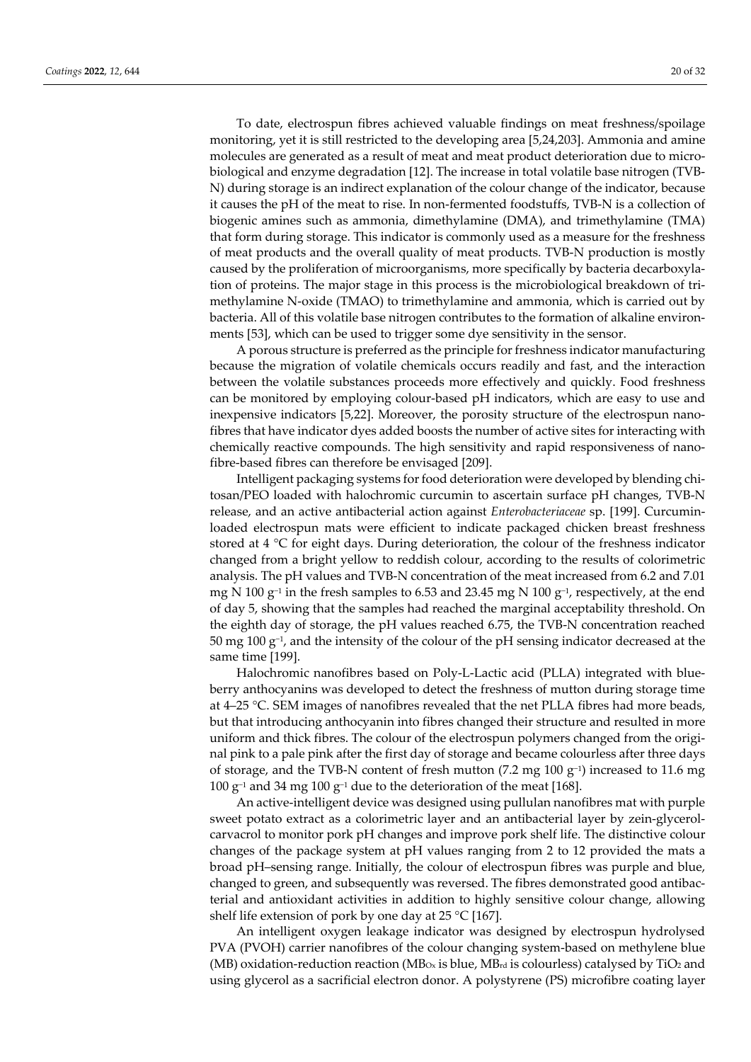To date, electrospun fibres achieved valuable findings on meat freshness/spoilage monitoring, yet it is still restricted to the developing area [5,24,203]. Ammonia and amine molecules are generated as a result of meat and meat product deterioration due to microbiological and enzyme degradation [12]. The increase in total volatile base nitrogen (TVB-N) during storage is an indirect explanation of the colour change of the indicator, because it causes the pH of the meat to rise. In non-fermented foodstuffs, TVB-N is a collection of biogenic amines such as ammonia, dimethylamine (DMA), and trimethylamine (TMA) that form during storage. This indicator is commonly used as a measure for the freshness of meat products and the overall quality of meat products. TVB-N production is mostly caused by the proliferation of microorganisms, more specifically by bacteria decarboxylation of proteins. The major stage in this process is the microbiological breakdown of trimethylamine N-oxide (TMAO) to trimethylamine and ammonia, which is carried out by bacteria. All of this volatile base nitrogen contributes to the formation of alkaline environments [53], which can be used to trigger some dye sensitivity in the sensor.

A porous structure is preferred as the principle for freshness indicator manufacturing because the migration of volatile chemicals occurs readily and fast, and the interaction between the volatile substances proceeds more effectively and quickly. Food freshness can be monitored by employing colour-based pH indicators, which are easy to use and inexpensive indicators [5,22]. Moreover, the porosity structure of the electrospun nanofibres that have indicator dyes added boosts the number of active sites for interacting with chemically reactive compounds. The high sensitivity and rapid responsiveness of nanofibre-based fibres can therefore be envisaged [209].

Intelligent packaging systems for food deterioration were developed by blending chitosan/PEO loaded with halochromic curcumin to ascertain surface pH changes, TVB-N release, and an active antibacterial action against *Enterobacteriaceae* sp. [199]. Curcumin-loaded electrospun mats were efficient to indicate packaged chicken breast freshness stored at 4 °C for eight days. During deterioration, the colour of the freshness indicator changed from a bright yellow to reddish colour, according to the results of colorimetric analysis. The pH values and TVB-N concentration of the meat increased from 6.2 and 7.01 mg N 100 $g^{-1}$ in the fresh samples to 6.53 and 23.45 mg N 100 $g^{-1}$, respectively, at the end of day 5, showing that the samples had reached the marginal acceptability threshold. On the eighth day of storage, the pH values reached 6.75, the TVB-N concentration reached 50 mg 100 $g^{-1}$, and the intensity of the colour of the pH sensing indicator decreased at the same time [199].

Halochromic nanofibres based on Poly-L-Lactic acid (PLLA) integrated with blueberry anthocyanins was developed to detect the freshness of mutton during storage time at 4–25 °C. SEM images of nanofibres revealed that the net PLLA fibres had more beads, but that introducing anthocyanin into fibres changed their structure and resulted in more uniform and thick fibres. The colour of the electrospun polymers changed from the original pink to a pale pink after the first day of storage and became colourless after three days of storage, and the TVB-N content of fresh mutton (7.2 mg 100 $g^{-1}$) increased to 11.6 mg 100 $g^{-1}$ and 34 mg 100 $g^{-1}$ due to the deterioration of the meat [168].

An active-intelligent device was designed using pullulan nanofibres mat with purple sweet potato extract as a colorimetric layer and an antibacterial layer by zein-glycerol-carvacrol to monitor pork pH changes and improve pork shelf life. The distinctive colour changes of the package system at pH values ranging from 2 to 12 provided the mats a broad pH–sensing range. Initially, the colour of electrospun fibres was purple and blue, changed to green, and subsequently was reversed. The fibres demonstrated good antibacterial and antioxidant activities in addition to highly sensitive colour change, allowing shelf life extension of pork by one day at 25 °C [167].

An intelligent oxygen leakage indicator was designed by electrospun hydrolysed PVA (PVOH) carrier nanofibres of the colour changing system-based on methylene blue (MB) oxidation-reduction reaction ($MB_{Ox}$ is blue, $MB_{rd}$ is colourless) catalysed by $TiO_2$ and using glycerol as a sacrificial electron donor. A polystyrene (PS) microfibre coating layer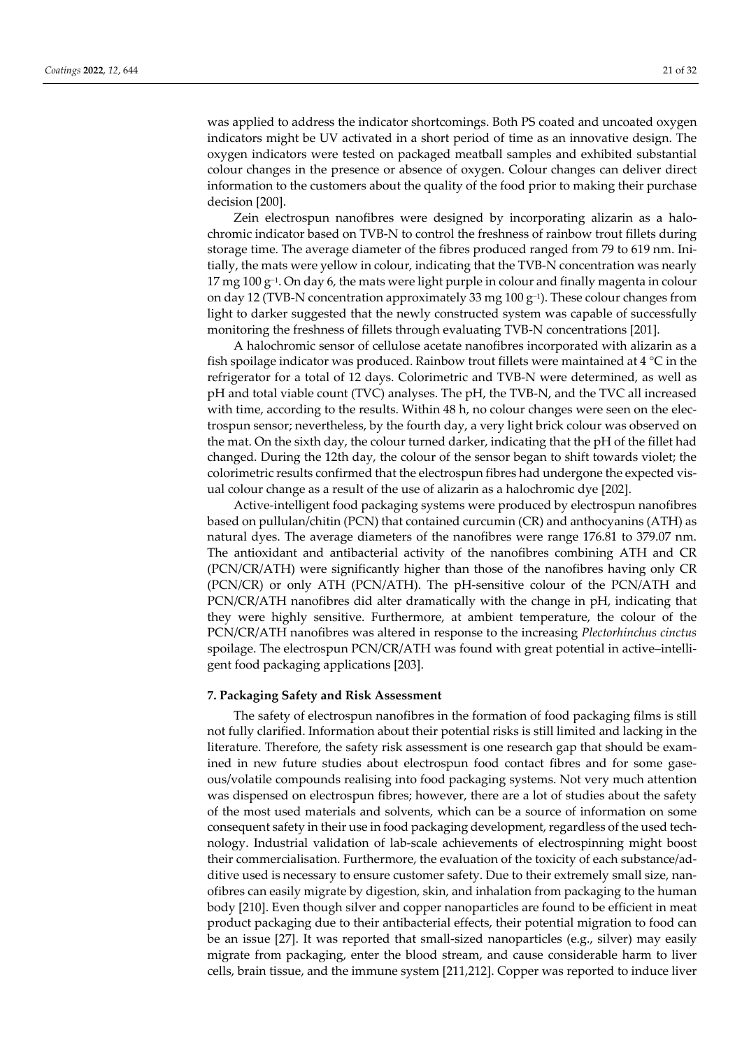was applied to address the indicator shortcomings. Both PS coated and uncoated oxygen indicators might be UV activated in a short period of time as an innovative design. The oxygen indicators were tested on packaged meatball samples and exhibited substantial colour changes in the presence or absence of oxygen. Colour changes can deliver direct information to the customers about the quality of the food prior to making their purchase decision [200].

Zein electrospun nanofibres were designed by incorporating alizarin as a halochromic indicator based on TVB-N to control the freshness of rainbow trout fillets during storage time. The average diameter of the fibres produced ranged from 79 to 619 nm. Initially, the mats were yellow in colour, indicating that the TVB-N concentration was nearly 17 mg 100 $g^{-1}$. On day 6, the mats were light purple in colour and finally magenta in colour on day 12 (TVB-N concentration approximately 33 mg 100 $g^{-1}$). These colour changes from light to darker suggested that the newly constructed system was capable of successfully monitoring the freshness of fillets through evaluating TVB-N concentrations [201].

A halochromic sensor of cellulose acetate nanofibres incorporated with alizarin as a fish spoilage indicator was produced. Rainbow trout fillets were maintained at 4 °C in the refrigerator for a total of 12 days. Colorimetric and TVB-N were determined, as well as pH and total viable count (TVC) analyses. The pH, the TVB-N, and the TVC all increased with time, according to the results. Within 48 h, no colour changes were seen on the electrospun sensor; nevertheless, by the fourth day, a very light brick colour was observed on the mat. On the sixth day, the colour turned darker, indicating that the pH of the fillet had changed. During the 12th day, the colour of the sensor began to shift towards violet; the colorimetric results confirmed that the electrospun fibres had undergone the expected visual colour change as a result of the use of alizarin as a halochromic dye [202].

Active-intelligent food packaging systems were produced by electrospun nanofibres based on pullulan/chitin (PCN) that contained curcumin (CR) and anthocyanins (ATH) as natural dyes. The average diameters of the nanofibres were range 176.81 to 379.07 nm. The antioxidant and antibacterial activity of the nanofibres combining ATH and CR (PCN/CR/ATH) were significantly higher than those of the nanofibres having only CR (PCN/CR) or only ATH (PCN/ATH). The pH-sensitive colour of the PCN/ATH and PCN/CR/ATH nanofibres did alter dramatically with the change in pH, indicating that they were highly sensitive. Furthermore, at ambient temperature, the colour of the PCN/CR/ATH nanofibres was altered in response to the increasing *Plectorhinchus cinctus* spoilage. The electrospun PCN/CR/ATH was found with great potential in active–intelligent food packaging applications [203].

## 7. Packaging Safety and Risk Assessment

The safety of electrospun nanofibres in the formation of food packaging films is still not fully clarified. Information about their potential risks is still limited and lacking in the literature. Therefore, the safety risk assessment is one research gap that should be examined in new future studies about electrospun food contact fibres and for some gaseous/volatile compounds realising into food packaging systems. Not very much attention was dispensed on electrospun fibres; however, there are a lot of studies about the safety of the most used materials and solvents, which can be a source of information on some consequent safety in their use in food packaging development, regardless of the used technology. Industrial validation of lab-scale achievements of electrospinning might boost their commercialisation. Furthermore, the evaluation of the toxicity of each substance/additive used is necessary to ensure customer safety. Due to their extremely small size, nanofibres can easily migrate by digestion, skin, and inhalation from packaging to the human body [210]. Even though silver and copper nanoparticles are found to be efficient in meat product packaging due to their antibacterial effects, their potential migration to food can be an issue [27]. It was reported that small-sized nanoparticles (e.g., silver) may easily migrate from packaging, enter the blood stream, and cause considerable harm to liver cells, brain tissue, and the immune system [211,212]. Copper was reported to induce liver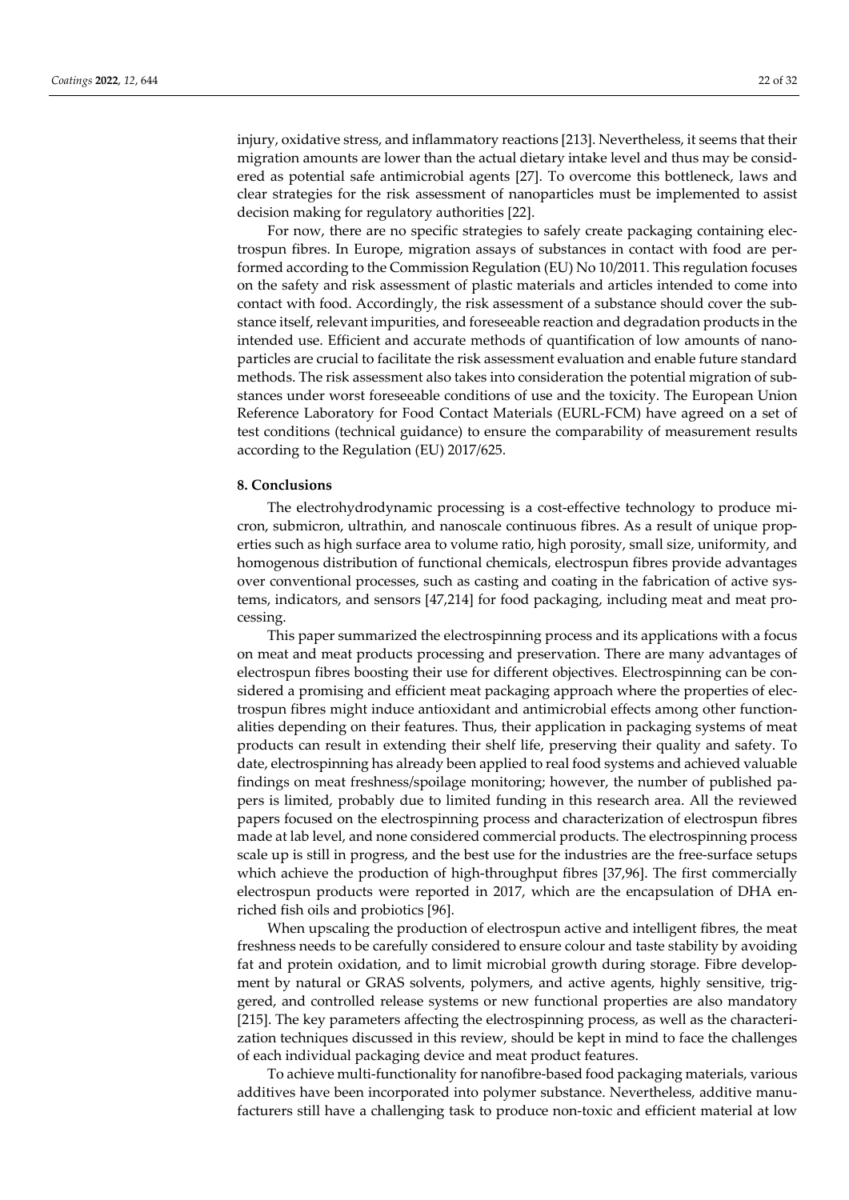injury, oxidative stress, and inflammatory reactions [213]. Nevertheless, it seems that their migration amounts are lower than the actual dietary intake level and thus may be considered as potential safe antimicrobial agents [27]. To overcome this bottleneck, laws and clear strategies for the risk assessment of nanoparticles must be implemented to assist decision making for regulatory authorities [22].

For now, there are no specific strategies to safely create packaging containing electrospun fibres. In Europe, migration assays of substances in contact with food are performed according to the Commission Regulation (EU) No 10/2011. This regulation focuses on the safety and risk assessment of plastic materials and articles intended to come into contact with food. Accordingly, the risk assessment of a substance should cover the substance itself, relevant impurities, and foreseeable reaction and degradation products in the intended use. Efficient and accurate methods of quantification of low amounts of nanoparticles are crucial to facilitate the risk assessment evaluation and enable future standard methods. The risk assessment also takes into consideration the potential migration of substances under worst foreseeable conditions of use and the toxicity. The European Union Reference Laboratory for Food Contact Materials (EURL-FCM) have agreed on a set of test conditions (technical guidance) to ensure the comparability of measurement results according to the Regulation (EU) 2017/625.

## 8. Conclusions

The electrohydrodynamic processing is a cost-effective technology to produce micron, submicron, ultrathin, and nanoscale continuous fibres. As a result of unique properties such as high surface area to volume ratio, high porosity, small size, uniformity, and homogenous distribution of functional chemicals, electrospun fibres provide advantages over conventional processes, such as casting and coating in the fabrication of active systems, indicators, and sensors [47,214] for food packaging, including meat and meat processing.

This paper summarized the electrospinning process and its applications with a focus on meat and meat products processing and preservation. There are many advantages of electrospun fibres boosting their use for different objectives. Electrospinning can be considered a promising and efficient meat packaging approach where the properties of electrospun fibres might induce antioxidant and antimicrobial effects among other functionalities depending on their features. Thus, their application in packaging systems of meat products can result in extending their shelf life, preserving their quality and safety. To date, electrospinning has already been applied to real food systems and achieved valuable findings on meat freshness/spoilage monitoring; however, the number of published papers is limited, probably due to limited funding in this research area. All the reviewed papers focused on the electrospinning process and characterization of electrospun fibres made at lab level, and none considered commercial products. The electrospinning process scale up is still in progress, and the best use for the industries are the free-surface setups which achieve the production of high-throughput fibres [37,96]. The first commercially electrospun products were reported in 2017, which are the encapsulation of DHA enriched fish oils and probiotics [96].

When upscaling the production of electrospun active and intelligent fibres, the meat freshness needs to be carefully considered to ensure colour and taste stability by avoiding fat and protein oxidation, and to limit microbial growth during storage. Fibre development by natural or GRAS solvents, polymers, and active agents, highly sensitive, triggered, and controlled release systems or new functional properties are also mandatory [215]. The key parameters affecting the electrospinning process, as well as the characterization techniques discussed in this review, should be kept in mind to face the challenges of each individual packaging device and meat product features.

To achieve multi-functionality for nanofibre-based food packaging materials, various additives have been incorporated into polymer substance. Nevertheless, additive manufacturers still have a challenging task to produce non-toxic and efficient material at low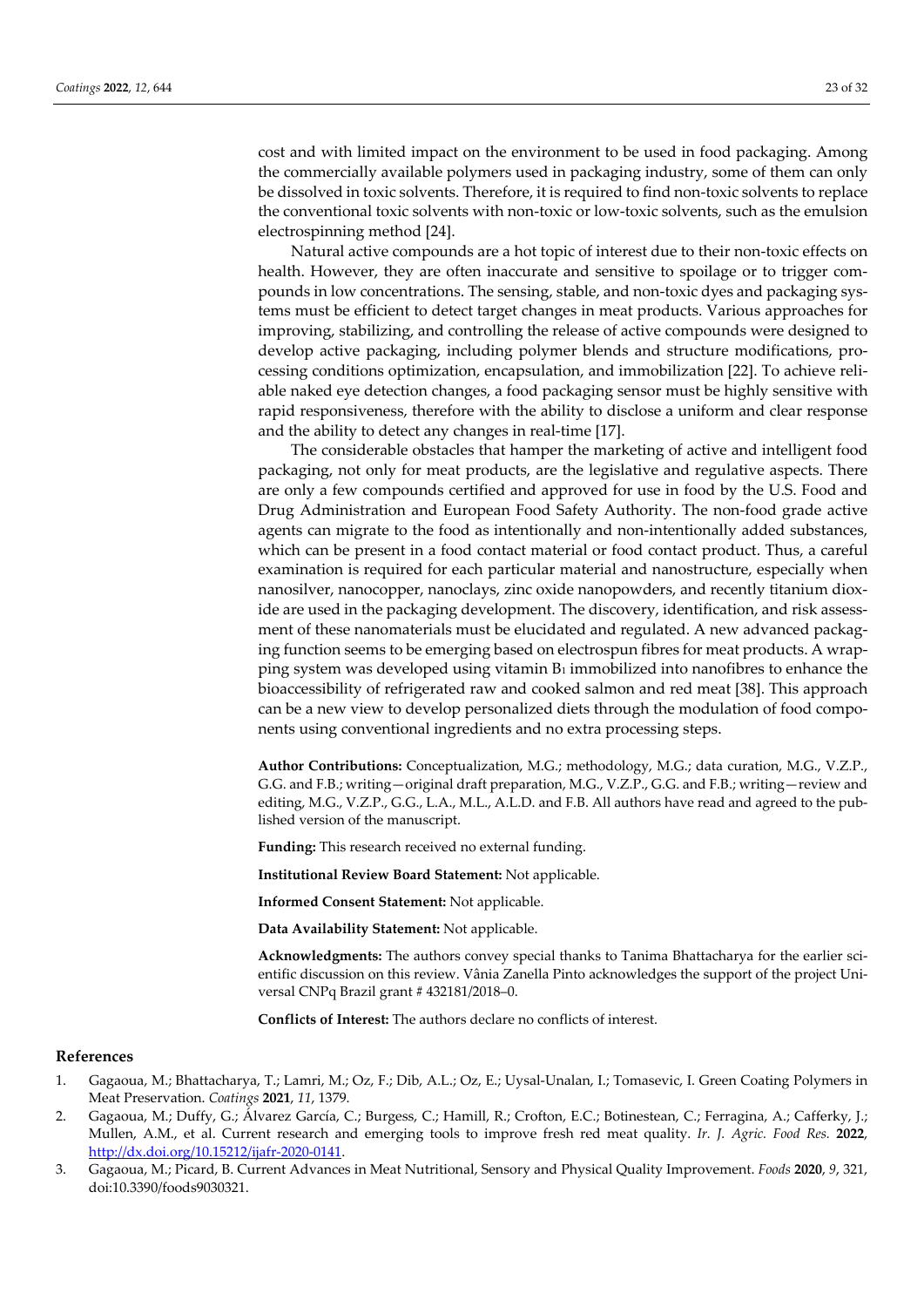cost and with limited impact on the environment to be used in food packaging. Among the commercially available polymers used in packaging industry, some of them can only be dissolved in toxic solvents. Therefore, it is required to find non-toxic solvents to replace the conventional toxic solvents with non-toxic or low-toxic solvents, such as the emulsion electrospinning method [24].

Natural active compounds are a hot topic of interest due to their non-toxic effects on health. However, they are often inaccurate and sensitive to spoilage or to trigger compounds in low concentrations. The sensing, stable, and non-toxic dyes and packaging systems must be efficient to detect target changes in meat products. Various approaches for improving, stabilizing, and controlling the release of active compounds were designed to develop active packaging, including polymer blends and structure modifications, processing conditions optimization, encapsulation, and immobilization [22]. To achieve reliable naked eye detection changes, a food packaging sensor must be highly sensitive with rapid responsiveness, therefore with the ability to disclose a uniform and clear response and the ability to detect any changes in real-time [17].

The considerable obstacles that hamper the marketing of active and intelligent food packaging, not only for meat products, are the legislative and regulative aspects. There are only a few compounds certified and approved for use in food by the U.S. Food and Drug Administration and European Food Safety Authority. The non-food grade active agents can migrate to the food as intentionally and non-intentionally added substances, which can be present in a food contact material or food contact product. Thus, a careful examination is required for each particular material and nanostructure, especially when nanosilver, nanocopper, nanoclays, zinc oxide nanopowders, and recently titanium dioxide are used in the packaging development. The discovery, identification, and risk assessment of these nanomaterials must be elucidated and regulated. A new advanced packaging function seems to be emerging based on electrospun fibres for meat products. A wrapping system was developed using vitamin $B_1$ immobilized into nanofibres to enhance the bioaccessibility of refrigerated raw and cooked salmon and red meat [38]. This approach can be a new view to develop personalized diets through the modulation of food components using conventional ingredients and no extra processing steps.

**Author Contributions:** Conceptualization, M.G.; methodology, M.G.; data curation, M.G., V.Z.P., G.G. and F.B.; writing—original draft preparation, M.G., V.Z.P., G.G. and F.B.; writing—review and editing, M.G., V.Z.P., G.G., L.A., M.L., A.L.D. and F.B. All authors have read and agreed to the published version of the manuscript.

**Funding:** This research received no external funding.

**Institutional Review Board Statement:** Not applicable.

**Informed Consent Statement:** Not applicable.

**Data Availability Statement:** Not applicable.

**Acknowledgments:** The authors convey special thanks to Tanima Bhattacharya for the earlier scientific discussion on this review. Vânia Zanella Pinto acknowledges the support of the project Universal CNPq Brazil grant # 432181/2018–0.

**Conflicts of Interest:** The authors declare no conflicts of interest.

## References

1. Gagaoua, M.; Bhattacharya, T.; Lamri, M.; Oz, F.; Dib, A.L.; Oz, E.; Uysal-Unalan, I.; Tomasevic, I. Green Coating Polymers in Meat Preservation. *Coatings* **2021**, *11*, 1379.
2. Gagaoua, M.; Duffy, G.; Álvarez García, C.; Burgess, C.; Hamill, R.; Crofton, E.C.; Botinestean, C.; Ferragina, A.; Cafferky, J.; Mullen, A.M., et al. Current research and emerging tools to improve fresh red meat quality. *Ir. J. Agric. Food Res.* **2022**, http://dx.doi.org/10.15212/ijafr-2020-0141.
3. Gagaoua, M.; Picard, B. Current Advances in Meat Nutritional, Sensory and Physical Quality Improvement. *Foods* **2020**, *9*, 321, doi:10.3390/foods9030321.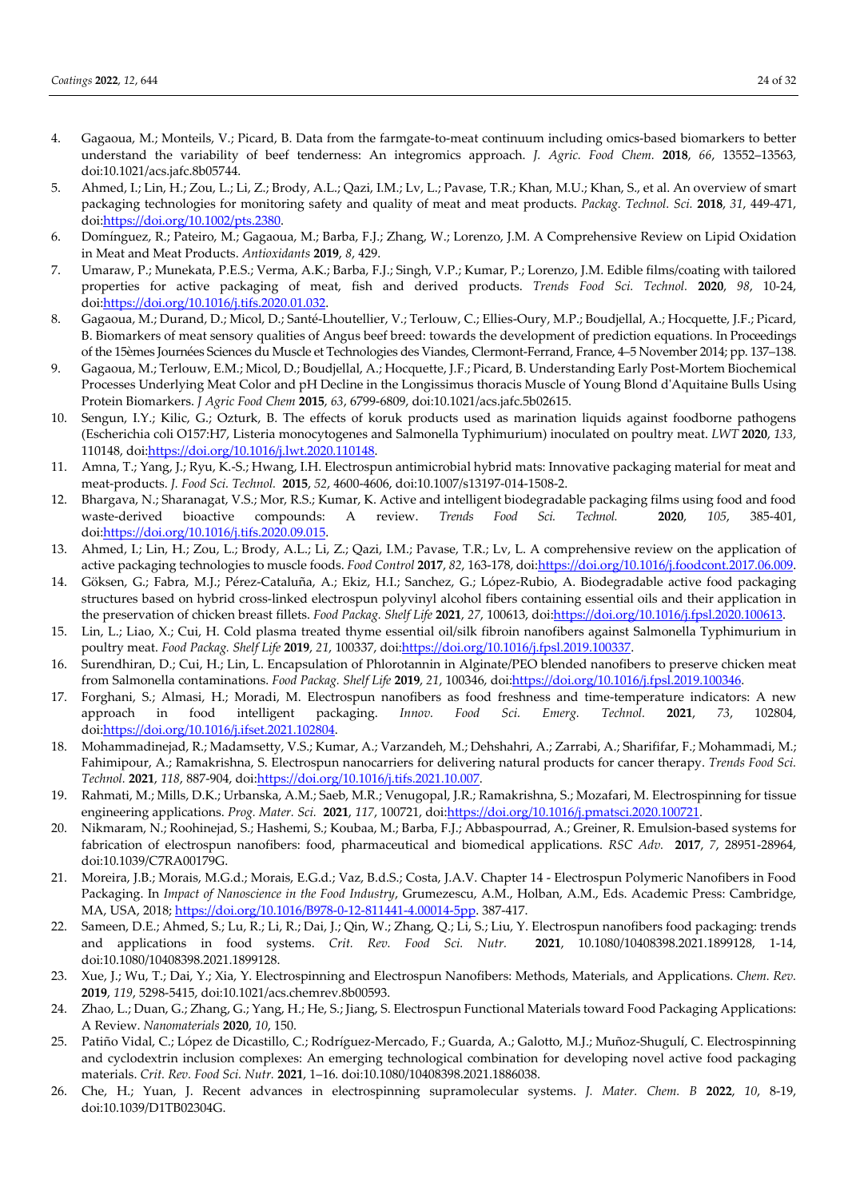4. Gagaoua, M.; Monteils, V.; Picard, B. Data from the farmgate-to-meat continuum including omics-based biomarkers to better understand the variability of beef tenderness: An integromics approach. *J. Agric. Food Chem.* **2018**, *66*, 13552–13563, doi:10.1021/acs.jafc.8b05744.
5. Ahmed, I.; Lin, H.; Zou, L.; Li, Z.; Brody, A.L.; Qazi, I.M.; Lv, L.; Pavase, T.R.; Khan, M.U.; Khan, S., et al. An overview of smart packaging technologies for monitoring safety and quality of meat and meat products. *Packag. Technol. Sci.* **2018**, *31*, 449-471, doi:https://doi.org/10.1002/pts.2380.
6. Domínguez, R.; Pateiro, M.; Gagaoua, M.; Barba, F.J.; Zhang, W.; Lorenzo, J.M. A Comprehensive Review on Lipid Oxidation in Meat and Meat Products. *Antioxidants* **2019**, *8*, 429.
7. Umaraw, P.; Munekata, P.E.S.; Verma, A.K.; Barba, F.J.; Singh, V.P.; Kumar, P.; Lorenzo, J.M. Edible films/coating with tailored properties for active packaging of meat, fish and derived products. *Trends Food Sci. Technol.* **2020**, *98*, 10-24, doi:https://doi.org/10.1016/j.tifs.2020.01.032.
8. Gagaoua, M.; Durand, D.; Micol, D.; Santé-Lhoutellier, V.; Terlouw, C.; Ellies-Oury, M.P.; Boudjellal, A.; Hocquette, J.F.; Picard, B. Biomarkers of meat sensory qualities of Angus beef breed: towards the development of prediction equations. In Proceedings of the 15èmes Journées Sciences du Muscle et Technologies des Viandes, Clermont-Ferrand, France, 4–5 November 2014; pp. 137–138.
9. Gagaoua, M.; Terlouw, E.M.; Micol, D.; Boudjellal, A.; Hocquette, J.F.; Picard, B. Understanding Early Post-Mortem Biochemical Processes Underlying Meat Color and pH Decline in the Longissimus thoracis Muscle of Young Blond d'Aquitaine Bulls Using Protein Biomarkers. *J Agric Food Chem* **2015**, *63*, 6799-6809, doi:10.1021/acs.jafc.5b02615.
10. Sengun, I.Y.; Kilic, G.; Ozturk, B. The effects of koruk products used as marination liquids against foodborne pathogens (Escherichia coli O157:H7, Listeria monocytogenes and Salmonella Typhimurium) inoculated on poultry meat. *LWT* **2020**, *133*, 110148, doi:https://doi.org/10.1016/j.lwt.2020.110148.
11. Amna, T.; Yang, J.; Ryu, K.-S.; Hwang, I.H. Electrospun antimicrobial hybrid mats: Innovative packaging material for meat and meat-products. *J. Food Sci. Technol.* **2015**, *52*, 4600-4606, doi:10.1007/s13197-014-1508-2.
12. Bhargava, N.; Sharanagat, V.S.; Mor, R.S.; Kumar, K. Active and intelligent biodegradable packaging films using food and food waste-derived bioactive compounds: A review. *Trends Food Sci. Technol.* **2020**, *105*, 385-401, doi:https://doi.org/10.1016/j.tifs.2020.09.015.
13. Ahmed, I.; Lin, H.; Zou, L.; Brody, A.L.; Li, Z.; Qazi, I.M.; Pavase, T.R.; Lv, L. A comprehensive review on the application of active packaging technologies to muscle foods. *Food Control* **2017**, *82*, 163-178, doi:https://doi.org/10.1016/j.foodcont.2017.06.009.
14. Göksen, G.; Fabra, M.J.; Pérez-Cataluña, A.; Ekiz, H.I.; Sanchez, G.; López-Rubio, A. Biodegradable active food packaging structures based on hybrid cross-linked electrospun polyvinyl alcohol fibers containing essential oils and their application in the preservation of chicken breast fillets. *Food Packag. Shelf Life* **2021**, *27*, 100613, doi:https://doi.org/10.1016/j.fpsl.2020.100613.
15. Lin, L.; Liao, X.; Cui, H. Cold plasma treated thyme essential oil/silk fibroin nanofibers against Salmonella Typhimurium in poultry meat. *Food Packag. Shelf Life* **2019**, *21*, 100337, doi:https://doi.org/10.1016/j.fpsl.2019.100337.
16. Surendhiran, D.; Cui, H.; Lin, L. Encapsulation of Phlorotannin in Alginate/PEO blended nanofibers to preserve chicken meat from Salmonella contaminations. *Food Packag. Shelf Life* **2019**, *21*, 100346, doi:https://doi.org/10.1016/j.fpsl.2019.100346.
17. Forghani, S.; Almasi, H.; Moradi, M. Electrospun nanofibers as food freshness and time-temperature indicators: A new approach in food intelligent packaging. *Innov. Food Sci. Emerg. Technol.* **2021**, *73*, 102804, doi:https://doi.org/10.1016/j.ifset.2021.102804.
18. Mohammadinejad, R.; Madamsetty, V.S.; Kumar, A.; Varzandeh, M.; Dehshahri, A.; Zarrabi, A.; Sharififar, F.; Mohammadi, M.; Fahimipour, A.; Ramakrishna, S. Electrospun nanocarriers for delivering natural products for cancer therapy. *Trends Food Sci. Technol.* **2021**, *118*, 887-904, doi:https://doi.org/10.1016/j.tifs.2021.10.007.
19. Rahmati, M.; Mills, D.K.; Urbanska, A.M.; Saeb, M.R.; Venugopal, J.R.; Ramakrishna, S.; Mozafari, M. Electrospinning for tissue engineering applications. *Prog. Mater. Sci.* **2021**, *117*, 100721, doi:https://doi.org/10.1016/j.pmatsci.2020.100721.
20. Nikmaram, N.; Roohinejad, S.; Hashemi, S.; Koubaa, M.; Barba, F.J.; Abbaspourrad, A.; Greiner, R. Emulsion-based systems for fabrication of electrospun nanofibers: food, pharmaceutical and biomedical applications. *RSC Adv.* **2017**, *7*, 28951-28964, doi:10.1039/C7RA00179G.
21. Moreira, J.B.; Morais, M.G.d.; Morais, E.G.d.; Vaz, B.d.S.; Costa, J.A.V. Chapter 14 - Electrospun Polymeric Nanofibers in Food Packaging. In *Impact of Nanoscience in the Food Industry*, Grumezescu, A.M., Holban, A.M., Eds. Academic Press: Cambridge, MA, USA, 2018; https://doi.org/10.1016/B978-0-12-811441-4.00014-5pp. 387-417.
22. Sameen, D.E.; Ahmed, S.; Lu, R.; Li, R.; Dai, J.; Qin, W.; Zhang, Q.; Li, S.; Liu, Y. Electrospun nanofibers food packaging: trends and applications in food systems. *Crit. Rev. Food Sci. Nutr.* **2021**, 10.1080/10408398.2021.1899128, 1-14, doi:10.1080/10408398.2021.1899128.
23. Xue, J.; Wu, T.; Dai, Y.; Xia, Y. Electrospinning and Electrospun Nanofibers: Methods, Materials, and Applications. *Chem. Rev.* **2019**, *119*, 5298-5415, doi:10.1021/acs.chemrev.8b00593.
24. Zhao, L.; Duan, G.; Zhang, G.; Yang, H.; He, S.; Jiang, S. Electrospun Functional Materials toward Food Packaging Applications: A Review. *Nanomaterials* **2020**, *10*, 150.
25. Patiño Vidal, C.; López de Dicastillo, C.; Rodríguez-Mercado, F.; Guarda, A.; Galotto, M.J.; Muñoz-Shugulí, C. Electrospinning and cyclodextrin inclusion complexes: An emerging technological combination for developing novel active food packaging materials. *Crit. Rev. Food Sci. Nutr.* **2021**, 1–16. doi:10.1080/10408398.2021.1886038.
26. Che, H.; Yuan, J. Recent advances in electrospinning supramolecular systems. *J. Mater. Chem. B* **2022**, *10*, 8-19, doi:10.1039/D1TB02304G.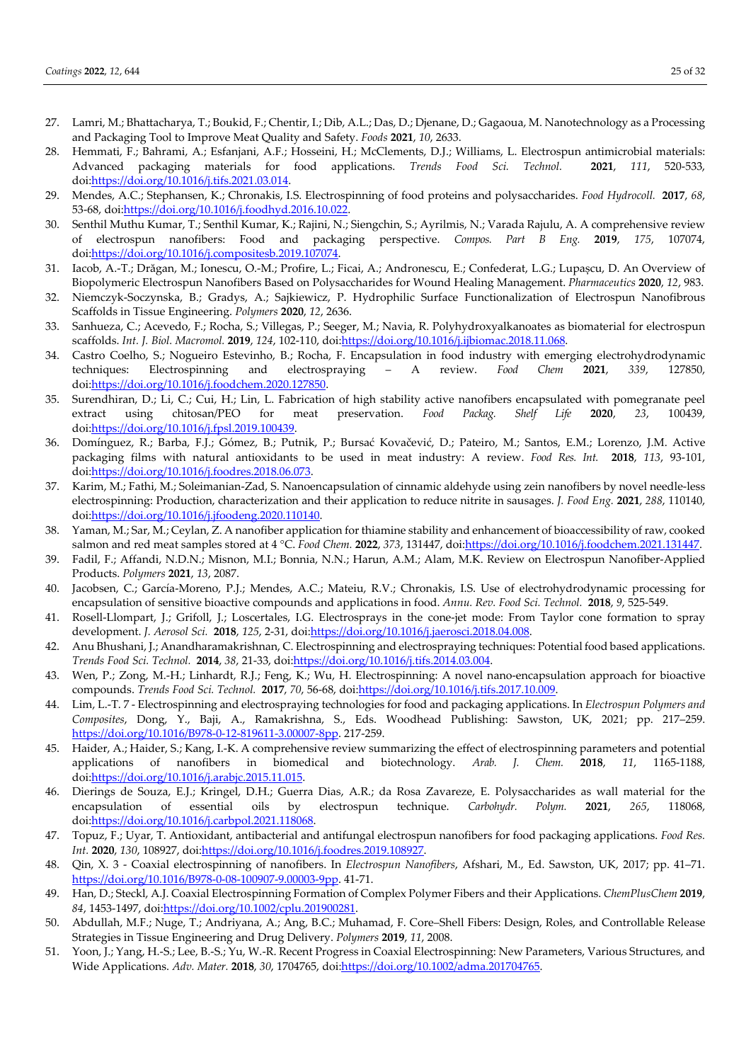27. Lamri, M.; Bhattacharya, T.; Boukid, F.; Chentir, I.; Dib, A.L.; Das, D.; Djenane, D.; Gagaoua, M. Nanotechnology as a Processing and Packaging Tool to Improve Meat Quality and Safety. *Foods* **2021**, *10*, 2633.
28. Hemmati, F.; Bahrami, A.; Esfanjani, A.F.; Hosseini, H.; McClements, D.J.; Williams, L. Electrospun antimicrobial materials: Advanced packaging materials for food applications. *Trends Food Sci. Technol.* **2021**, *111*, 520-533, doi:https://doi.org/10.1016/j.tifs.2021.03.014.
29. Mendes, A.C.; Stephansen, K.; Chronakis, I.S. Electrospinning of food proteins and polysaccharides. *Food Hydrocoll.* **2017**, *68*, 53-68, doi:https://doi.org/10.1016/j.foodhyd.2016.10.022.
30. Senthil Muthu Kumar, T.; Senthil Kumar, K.; Rajini, N.; Siengchin, S.; Ayrilmis, N.; Varada Rajulu, A. A comprehensive review of electrospun nanofibers: Food and packaging perspective. *Compos. Part B Eng.* **2019**, *175*, 107074, doi:https://doi.org/10.1016/j.compositesb.2019.107074.
31. Iacob, A.-T.; Drăgan, M.; Ionescu, O.-M.; Profire, L.; Ficai, A.; Andronescu, E.; Confederat, L.G.; Lupașcu, D. An Overview of Biopolymeric Electrospun Nanofibers Based on Polysaccharides for Wound Healing Management. *Pharmaceutics* **2020**, *12*, 983.
32. Niemczyk-Soczynska, B.; Gradys, A.; Sajkiewicz, P. Hydrophilic Surface Functionalization of Electrospun Nanofibrous Scaffolds in Tissue Engineering. *Polymers* **2020**, *12*, 2636.
33. Sanhueza, C.; Acevedo, F.; Rocha, S.; Villegas, P.; Seeger, M.; Navia, R. Polyhydroxyalkanoates as biomaterial for electrospun scaffolds. *Int. J. Biol. Macromol.* **2019**, *124*, 102-110, doi:https://doi.org/10.1016/j.ijbiomac.2018.11.068.
34. Castro Coelho, S.; Nogueiro Estevinho, B.; Rocha, F. Encapsulation in food industry with emerging electrohydrodynamic techniques: Electrospinning and electrospraying – A review. *Food Chem* **2021**, *339*, 127850, doi:https://doi.org/10.1016/j.foodchem.2020.127850.
35. Surendhiran, D.; Li, C.; Cui, H.; Lin, L. Fabrication of high stability active nanofibers encapsulated with pomegranate peel extract using chitosan/PEO for meat preservation. *Food Packag. Shelf Life* **2020**, *23*, 100439, doi:https://doi.org/10.1016/j.fpsl.2019.100439.
36. Domínguez, R.; Barba, F.J.; Gómez, B.; Putnik, P.; Bursać Kovačević, D.; Pateiro, M.; Santos, E.M.; Lorenzo, J.M. Active packaging films with natural antioxidants to be used in meat industry: A review. *Food Res. Int.* **2018**, *113*, 93-101, doi:https://doi.org/10.1016/j.foodres.2018.06.073.
37. Karim, M.; Fathi, M.; Soleimanian-Zad, S. Nanoencapsulation of cinnamic aldehyde using zein nanofibers by novel needle-less electrospinning: Production, characterization and their application to reduce nitrite in sausages. *J. Food Eng.* **2021**, *288*, 110140, doi:https://doi.org/10.1016/j.jfoodeng.2020.110140.
38. Yaman, M.; Sar, M.; Ceylan, Z. A nanofiber application for thiamine stability and enhancement of bioaccessibility of raw, cooked salmon and red meat samples stored at 4 °C. *Food Chem.* **2022**, *373*, 131447, doi:https://doi.org/10.1016/j.foodchem.2021.131447.
39. Fadil, F.; Affandi, N.D.N.; Misnon, M.I.; Bonnia, N.N.; Harun, A.M.; Alam, M.K. Review on Electrospun Nanofiber-Applied Products. *Polymers* **2021**, *13*, 2087.
40. Jacobsen, C.; García-Moreno, P.J.; Mendes, A.C.; Mateiu, R.V.; Chronakis, I.S. Use of electrohydrodynamic processing for encapsulation of sensitive bioactive compounds and applications in food. *Annu. Rev. Food Sci. Technol.* **2018**, *9*, 525-549.
41. Rosell-Llompart, J.; Grifoll, J.; Loscertales, I.G. Electrosprays in the cone-jet mode: From Taylor cone formation to spray development. *J. Aerosol Sci.* **2018**, *125*, 2-31, doi:https://doi.org/10.1016/j.jaerosci.2018.04.008.
42. Anu Bhushani, J.; Anandharamakrishnan, C. Electrospinning and electrospraying techniques: Potential food based applications. *Trends Food Sci. Technol.* **2014**, *38*, 21-33, doi:https://doi.org/10.1016/j.tifs.2014.03.004.
43. Wen, P.; Zong, M.-H.; Linhardt, R.J.; Feng, K.; Wu, H. Electrospinning: A novel nano-encapsulation approach for bioactive compounds. *Trends Food Sci. Technol.* **2017**, *70*, 56-68, doi:https://doi.org/10.1016/j.tifs.2017.10.009.
44. Lim, L.-T. 7 - Electrospinning and electrospraying technologies for food and packaging applications. In *Electrospun Polymers and Composites*, Dong, Y., Baji, A., Ramakrishna, S., Eds. Woodhead Publishing: Sawston, UK, 2021; pp. 217–259. https://doi.org/10.1016/B978-0-12-819611-3.00007-8pp. 217-259.
45. Haider, A.; Haider, S.; Kang, I.-K. A comprehensive review summarizing the effect of electrospinning parameters and potential applications of nanofibers in biomedical and biotechnology. *Arab. J. Chem.* **2018**, *11*, 1165-1188, doi:https://doi.org/10.1016/j.arabjc.2015.11.015.
46. Dierings de Souza, E.J.; Kringel, D.H.; Guerra Dias, A.R.; da Rosa Zavareze, E. Polysaccharides as wall material for the encapsulation of essential oils by electrospun technique. *Carbohydr. Polym.* **2021**, *265*, 118068, doi:https://doi.org/10.1016/j.carbpol.2021.118068.
47. Topuz, F.; Uyar, T. Antioxidant, antibacterial and antifungal electrospun nanofibers for food packaging applications. *Food Res. Int.* **2020**, *130*, 108927, doi:https://doi.org/10.1016/j.foodres.2019.108927.
48. Qin, X. 3 - Coaxial electrospinning of nanofibers. In *Electrospun Nanofibers*, Afshari, M., Ed. Sawston, UK, 2017; pp. 41–71. https://doi.org/10.1016/B978-0-08-100907-9.00003-9pp. 41-71.
49. Han, D.; Steckl, A.J. Coaxial Electrospinning Formation of Complex Polymer Fibers and their Applications. *ChemPlusChem* **2019**, *84*, 1453-1497, doi:https://doi.org/10.1002/cplu.201900281.
50. Abdullah, M.F.; Nuge, T.; Andriyana, A.; Ang, B.C.; Muhamad, F. Core–Shell Fibers: Design, Roles, and Controllable Release Strategies in Tissue Engineering and Drug Delivery. *Polymers* **2019**, *11*, 2008.
51. Yoon, J.; Yang, H.-S.; Lee, B.-S.; Yu, W.-R. Recent Progress in Coaxial Electrospinning: New Parameters, Various Structures, and Wide Applications. *Adv. Mater.* **2018**, *30*, 1704765, doi:https://doi.org/10.1002/adma.201704765.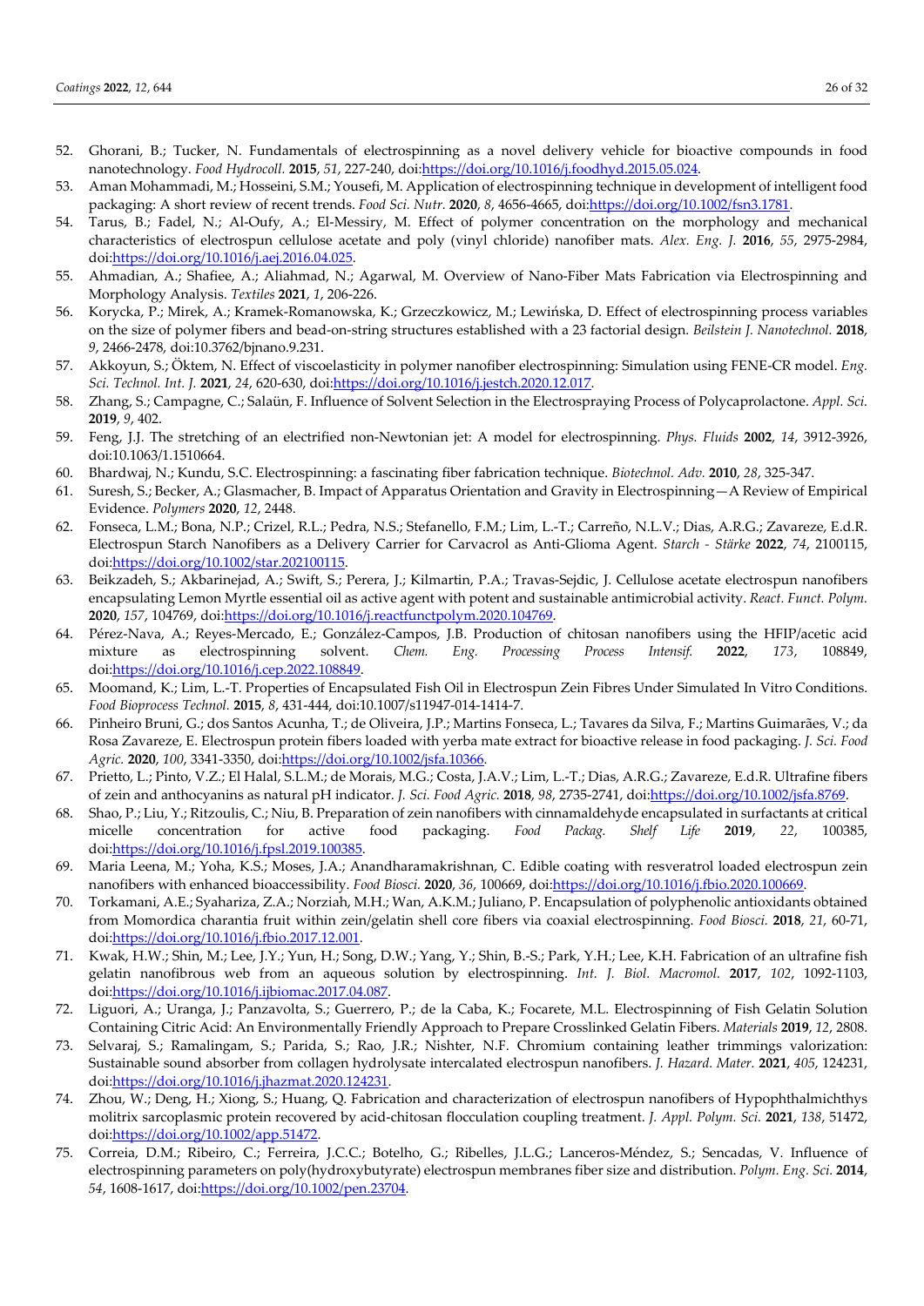52. Ghorani, B.; Tucker, N. Fundamentals of electrospinning as a novel delivery vehicle for bioactive compounds in food nanotechnology. *Food Hydrocoll.* **2015**, *51*, 227-240, doi:https://doi.org/10.1016/j.foodhyd.2015.05.024.
53. Aman Mohammadi, M.; Hosseini, S.M.; Yousefi, M. Application of electrospinning technique in development of intelligent food packaging: A short review of recent trends. *Food Sci. Nutr.* **2020**, *8*, 4656-4665, doi:https://doi.org/10.1002/fsn3.1781.
54. Tarus, B.; Fadel, N.; Al-Oufy, A.; El-Messiry, M. Effect of polymer concentration on the morphology and mechanical characteristics of electrospun cellulose acetate and poly (vinyl chloride) nanofiber mats. *Alex. Eng. J.* **2016**, *55*, 2975-2984, doi:https://doi.org/10.1016/j.aej.2016.04.025.
55. Ahmadian, A.; Shafiee, A.; Aliahmad, N.; Agarwal, M. Overview of Nano-Fiber Mats Fabrication via Electrospinning and Morphology Analysis. *Textiles* **2021**, *1*, 206-226.
56. Korycka, P.; Mirek, A.; Kramek-Romanowska, K.; Grzeczkowicz, M.; Lewińska, D. Effect of electrospinning process variables on the size of polymer fibers and bead-on-string structures established with a 23 factorial design. *Beilstein J. Nanotechnol.* **2018**, *9*, 2466-2478, doi:10.3762/bjnano.9.231.
57. Akkoyun, S.; Öktem, N. Effect of viscoelasticity in polymer nanofiber electrospinning: Simulation using FENE-CR model. *Eng. Sci. Technol. Int. J.* **2021**, *24*, 620-630, doi:https://doi.org/10.1016/j.jestch.2020.12.017.
58. Zhang, S.; Campagne, C.; Salaün, F. Influence of Solvent Selection in the Electrospraying Process of Polycaprolactone. *Appl. Sci.* **2019**, *9*, 402.
59. Feng, J.J. The stretching of an electrified non-Newtonian jet: A model for electrospinning. *Phys. Fluids* **2002**, *14*, 3912-3926, doi:10.1063/1.1510664.
60. Bhardwaj, N.; Kundu, S.C. Electrospinning: a fascinating fiber fabrication technique. *Biotechnol. Adv.* **2010**, *28*, 325-347.
61. Suresh, S.; Becker, A.; Glasmacher, B. Impact of Apparatus Orientation and Gravity in Electrospinning—A Review of Empirical Evidence. *Polymers* **2020**, *12*, 2448.
62. Fonseca, L.M.; Bona, N.P.; Crizel, R.L.; Pedra, N.S.; Stefanello, F.M.; Lim, L.-T.; Carreño, N.L.V.; Dias, A.R.G.; Zavareze, E.d.R. Electrospun Starch Nanofibers as a Delivery Carrier for Carvacrol as Anti-Glioma Agent. *Starch - Stärke* **2022**, *74*, 2100115, doi:https://doi.org/10.1002/star.202100115.
63. Beikzadeh, S.; Akbarinejad, A.; Swift, S.; Perera, J.; Kilmartin, P.A.; Travas-Sejdic, J. Cellulose acetate electrospun nanofibers encapsulating Lemon Myrtle essential oil as active agent with potent and sustainable antimicrobial activity. *React. Funct. Polym.* **2020**, *157*, 104769, doi:https://doi.org/10.1016/j.reactfunctpolym.2020.104769.
64. Pérez-Nava, A.; Reyes-Mercado, E.; González-Campos, J.B. Production of chitosan nanofibers using the HFIP/acetic acid mixture as electrospinning solvent. *Chem. Eng. Processing Process Intensif.* **2022**, *173*, 108849, doi:https://doi.org/10.1016/j.cep.2022.108849.
65. Moomand, K.; Lim, L.-T. Properties of Encapsulated Fish Oil in Electrospun Zein Fibres Under Simulated In Vitro Conditions. *Food Bioprocess Technol.* **2015**, *8*, 431-444, doi:10.1007/s11947-014-1414-7.
66. Pinheiro Bruni, G.; dos Santos Acunha, T.; de Oliveira, J.P.; Martins Fonseca, L.; Tavares da Silva, F.; Martins Guimarães, V.; da Rosa Zavareze, E. Electrospun protein fibers loaded with yerba mate extract for bioactive release in food packaging. *J. Sci. Food Agric.* **2020**, *100*, 3341-3350, doi:https://doi.org/10.1002/jsfa.10366.
67. Prietto, L.; Pinto, V.Z.; El Halal, S.L.M.; de Morais, M.G.; Costa, J.A.V.; Lim, L.-T.; Dias, A.R.G.; Zavareze, E.d.R. Ultrafine fibers of zein and anthocyanins as natural pH indicator. *J. Sci. Food Agric.* **2018**, *98*, 2735-2741, doi:https://doi.org/10.1002/jsfa.8769.
68. Shao, P.; Liu, Y.; Ritzoulis, C.; Niu, B. Preparation of zein nanofibers with cinnamaldehyde encapsulated in surfactants at critical micelle concentration for active food packaging. *Food Packag. Shelf Life* **2019**, *22*, 100385, doi:https://doi.org/10.1016/j.fpsl.2019.100385.
69. Maria Leena, M.; Yoha, K.S.; Moses, J.A.; Anandharamakrishnan, C. Edible coating with resveratrol loaded electrospun zein nanofibers with enhanced bioaccessibility. *Food Biosci.* **2020**, *36*, 100669, doi:https://doi.org/10.1016/j.fbio.2020.100669.
70. Torkamani, A.E.; Syahariza, Z.A.; Norziah, M.H.; Wan, A.K.M.; Juliano, P. Encapsulation of polyphenolic antioxidants obtained from Momordica charantia fruit within zein/gelatin shell core fibers via coaxial electrospinning. *Food Biosci.* **2018**, *21*, 60-71, doi:https://doi.org/10.1016/j.fbio.2017.12.001.
71. Kwak, H.W.; Shin, M.; Lee, J.Y.; Yun, H.; Song, D.W.; Yang, Y.; Shin, B.-S.; Park, Y.H.; Lee, K.H. Fabrication of an ultrafine fish gelatin nanofibrous web from an aqueous solution by electrospinning. *Int. J. Biol. Macromol.* **2017**, *102*, 1092-1103, doi:https://doi.org/10.1016/j.ijbiomac.2017.04.087.
72. Liguori, A.; Uranga, J.; Panzavolta, S.; Guerrero, P.; de la Caba, K.; Focarete, M.L. Electrospinning of Fish Gelatin Solution Containing Citric Acid: An Environmentally Friendly Approach to Prepare Crosslinked Gelatin Fibers. *Materials* **2019**, *12*, 2808.
73. Selvaraj, S.; Ramalingam, S.; Parida, S.; Rao, J.R.; Nishter, N.F. Chromium containing leather trimmings valorization: Sustainable sound absorber from collagen hydrolysate intercalated electrospun nanofibers. *J. Hazard. Mater.* **2021**, *405*, 124231, doi:https://doi.org/10.1016/j.jhazmat.2020.124231.
74. Zhou, W.; Deng, H.; Xiong, S.; Huang, Q. Fabrication and characterization of electrospun nanofibers of Hypophthalmichthys molitrix sarcoplasmic protein recovered by acid-chitosan flocculation coupling treatment. *J. Appl. Polym. Sci.* **2021**, *138*, 51472, doi:https://doi.org/10.1002/app.51472.
75. Correia, D.M.; Ribeiro, C.; Ferreira, J.C.C.; Botelho, G.; Ribelles, J.L.G.; Lanceros-Méndez, S.; Sencadas, V. Influence of electrospinning parameters on poly(hydroxybutyrate) electrospun membranes fiber size and distribution. *Polym. Eng. Sci.* **2014**, *54*, 1608-1617, doi:https://doi.org/10.1002/pen.23704.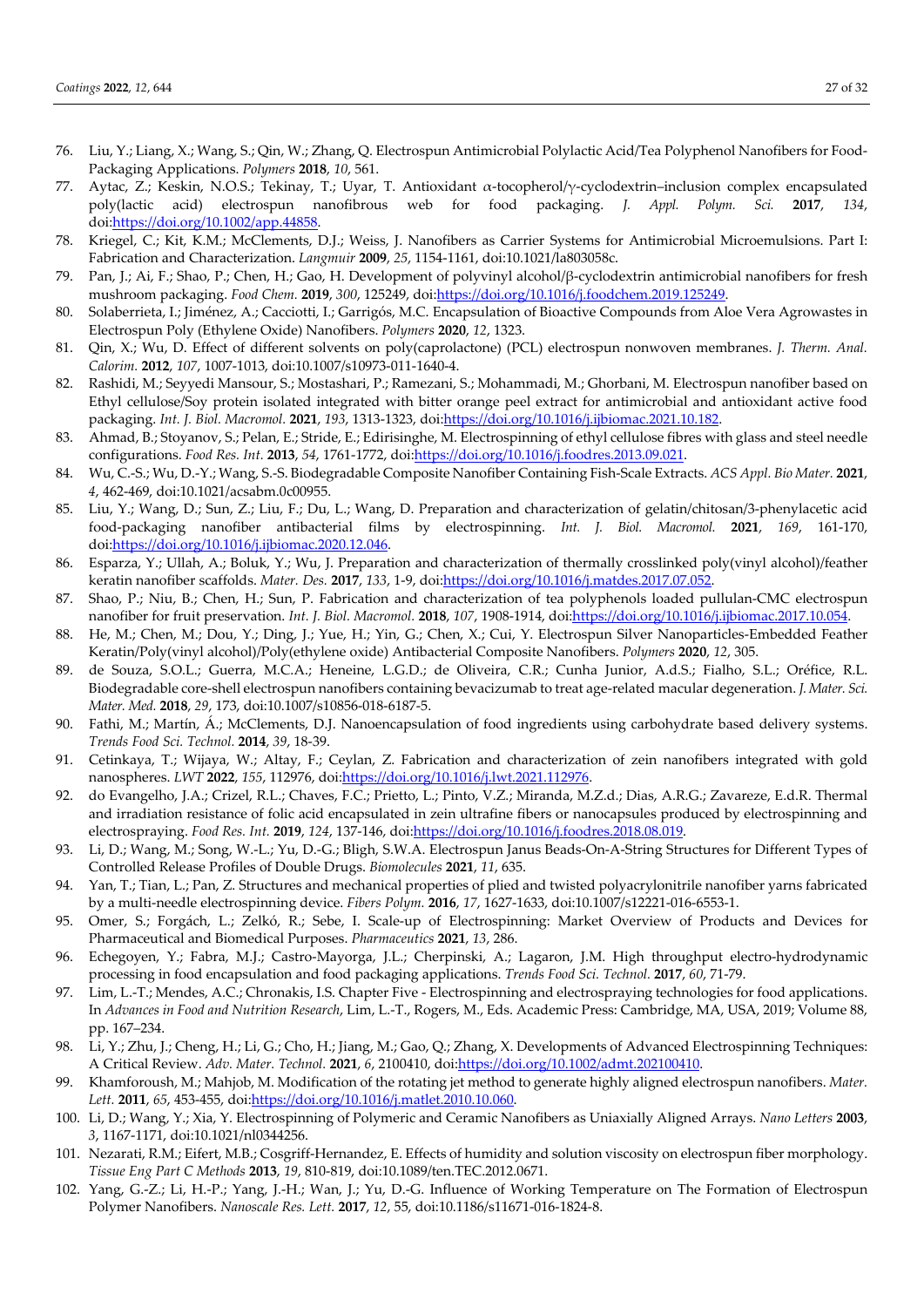76. Liu, Y.; Liang, X.; Wang, S.; Qin, W.; Zhang, Q. Electrospun Antimicrobial Polylactic Acid/Tea Polyphenol Nanofibers for Food-Packaging Applications. *Polymers* **2018**, *10*, 561.
77. Aytac, Z.; Keskin, N.O.S.; Tekinay, T.; Uyar, T. Antioxidant α-tocopherol/γ-cyclodextrin–inclusion complex encapsulated poly(lactic acid) electrospun nanofibrous web for food packaging. *J. Appl. Polym. Sci.* **2017**, *134*, doi:https://doi.org/10.1002/app.44858.
78. Kriegel, C.; Kit, K.M.; McClements, D.J.; Weiss, J. Nanofibers as Carrier Systems for Antimicrobial Microemulsions. Part I: Fabrication and Characterization. *Langmuir* **2009**, *25*, 1154-1161, doi:10.1021/la803058c.
79. Pan, J.; Ai, F.; Shao, P.; Chen, H.; Gao, H. Development of polyvinyl alcohol/β-cyclodextrin antimicrobial nanofibers for fresh mushroom packaging. *Food Chem.* **2019**, *300*, 125249, doi:https://doi.org/10.1016/j.foodchem.2019.125249.
80. Solaberrieta, I.; Jiménez, A.; Cacciotti, I.; Garrigós, M.C. Encapsulation of Bioactive Compounds from Aloe Vera Agrowastes in Electrospun Poly (Ethylene Oxide) Nanofibers. *Polymers* **2020**, *12*, 1323.
81. Qin, X.; Wu, D. Effect of different solvents on poly(caprolactone) (PCL) electrospun nonwoven membranes. *J. Therm. Anal. Calorim.* **2012**, *107*, 1007-1013, doi:10.1007/s10973-011-1640-4.
82. Rashidi, M.; Seyyedi Mansour, S.; Mostashari, P.; Ramezani, S.; Mohammadi, M.; Ghorbani, M. Electrospun nanofiber based on Ethyl cellulose/Soy protein isolated integrated with bitter orange peel extract for antimicrobial and antioxidant active food packaging. *Int. J. Biol. Macromol.* **2021**, *193*, 1313-1323, doi:https://doi.org/10.1016/j.ijbiomac.2021.10.182.
83. Ahmad, B.; Stoyanov, S.; Pelan, E.; Stride, E.; Edirisinghe, M. Electrospinning of ethyl cellulose fibres with glass and steel needle configurations. *Food Res. Int.* **2013**, *54*, 1761-1772, doi:https://doi.org/10.1016/j.foodres.2013.09.021.
84. Wu, C.-S.; Wu, D.-Y.; Wang, S.-S. Biodegradable Composite Nanofiber Containing Fish-Scale Extracts. *ACS Appl. Bio Mater.* **2021**, *4*, 462-469, doi:10.1021/acsabm.0c00955.
85. Liu, Y.; Wang, D.; Sun, Z.; Liu, F.; Du, L.; Wang, D. Preparation and characterization of gelatin/chitosan/3-phenylacetic acid food-packaging nanofiber antibacterial films by electrospinning. *Int. J. Biol. Macromol.* **2021**, *169*, 161-170, doi:https://doi.org/10.1016/j.ijbiomac.2020.12.046.
86. Esparza, Y.; Ullah, A.; Boluk, Y.; Wu, J. Preparation and characterization of thermally crosslinked poly(vinyl alcohol)/feather keratin nanofiber scaffolds. *Mater. Des.* **2017**, *133*, 1-9, doi:https://doi.org/10.1016/j.matdes.2017.07.052.
87. Shao, P.; Niu, B.; Chen, H.; Sun, P. Fabrication and characterization of tea polyphenols loaded pullulan-CMC electrospun nanofiber for fruit preservation. *Int. J. Biol. Macromol.* **2018**, *107*, 1908-1914, doi:https://doi.org/10.1016/j.ijbiomac.2017.10.054.
88. He, M.; Chen, M.; Dou, Y.; Ding, J.; Yue, H.; Yin, G.; Chen, X.; Cui, Y. Electrospun Silver Nanoparticles-Embedded Feather Keratin/Poly(vinyl alcohol)/Poly(ethylene oxide) Antibacterial Composite Nanofibers. *Polymers* **2020**, *12*, 305.
89. de Souza, S.O.L.; Guerra, M.C.A.; Heneine, L.G.D.; de Oliveira, C.R.; Cunha Junior, A.d.S.; Fialho, S.L.; Oréfice, R.L. Biodegradable core-shell electrospun nanofibers containing bevacizumab to treat age-related macular degeneration. *J. Mater. Sci. Mater. Med.* **2018**, *29*, 173, doi:10.1007/s10856-018-6187-5.
90. Fathi, M.; Martín, Á.; McClements, D.J. Nanoencapsulation of food ingredients using carbohydrate based delivery systems. *Trends Food Sci. Technol.* **2014**, *39*, 18-39.
91. Cetinkaya, T.; Wijaya, W.; Altay, F.; Ceylan, Z. Fabrication and characterization of zein nanofibers integrated with gold nanospheres. *LWT* **2022**, *155*, 112976, doi:https://doi.org/10.1016/j.lwt.2021.112976.
92. do Evangelho, J.A.; Crizel, R.L.; Chaves, F.C.; Prietto, L.; Pinto, V.Z.; Miranda, M.Z.d.; Dias, A.R.G.; Zavareze, E.d.R. Thermal and irradiation resistance of folic acid encapsulated in zein ultrafine fibers or nanocapsules produced by electrospinning and electrospraying. *Food Res. Int.* **2019**, *124*, 137-146, doi:https://doi.org/10.1016/j.foodres.2018.08.019.
93. Li, D.; Wang, M.; Song, W.-L.; Yu, D.-G.; Bligh, S.W.A. Electrospun Janus Beads-On-A-String Structures for Different Types of Controlled Release Profiles of Double Drugs. *Biomolecules* **2021**, *11*, 635.
94. Yan, T.; Tian, L.; Pan, Z. Structures and mechanical properties of plied and twisted polyacrylonitrile nanofiber yarns fabricated by a multi-needle electrospinning device. *Fibers Polym.* **2016**, *17*, 1627-1633, doi:10.1007/s12221-016-6553-1.
95. Omer, S.; Forgách, L.; Zelkó, R.; Sebe, I. Scale-up of Electrospinning: Market Overview of Products and Devices for Pharmaceutical and Biomedical Purposes. *Pharmaceutics* **2021**, *13*, 286.
96. Echegoyen, Y.; Fabra, M.J.; Castro-Mayorga, J.L.; Cherpinski, A.; Lagaron, J.M. High throughput electro-hydrodynamic processing in food encapsulation and food packaging applications. *Trends Food Sci. Technol.* **2017**, *60*, 71-79.
97. Lim, L.-T.; Mendes, A.C.; Chronakis, I.S. Chapter Five - Electrospinning and electrospraying technologies for food applications. In *Advances in Food and Nutrition Research*, Lim, L.-T., Rogers, M., Eds. Academic Press: Cambridge, MA, USA, 2019; Volume 88, pp. 167–234.
98. Li, Y.; Zhu, J.; Cheng, H.; Li, G.; Cho, H.; Jiang, M.; Gao, Q.; Zhang, X. Developments of Advanced Electrospinning Techniques: A Critical Review. *Adv. Mater. Technol.* **2021**, *6*, 2100410, doi:https://doi.org/10.1002/admt.202100410.
99. Khamforoush, M.; Mahjob, M. Modification of the rotating jet method to generate highly aligned electrospun nanofibers. *Mater. Lett.* **2011**, *65*, 453-455, doi:https://doi.org/10.1016/j.matlet.2010.10.060.
100. Li, D.; Wang, Y.; Xia, Y. Electrospinning of Polymeric and Ceramic Nanofibers as Uniaxially Aligned Arrays. *Nano Letters* **2003**, *3*, 1167-1171, doi:10.1021/nl0344256.
101. Nezarati, R.M.; Eifert, M.B.; Cosgriff-Hernandez, E. Effects of humidity and solution viscosity on electrospun fiber morphology. *Tissue Eng Part C Methods* **2013**, *19*, 810-819, doi:10.1089/ten.TEC.2012.0671.
102. Yang, G.-Z.; Li, H.-P.; Yang, J.-H.; Wan, J.; Yu, D.-G. Influence of Working Temperature on The Formation of Electrospun Polymer Nanofibers. *Nanoscale Res. Lett.* **2017**, *12*, 55, doi:10.1186/s11671-016-1824-8.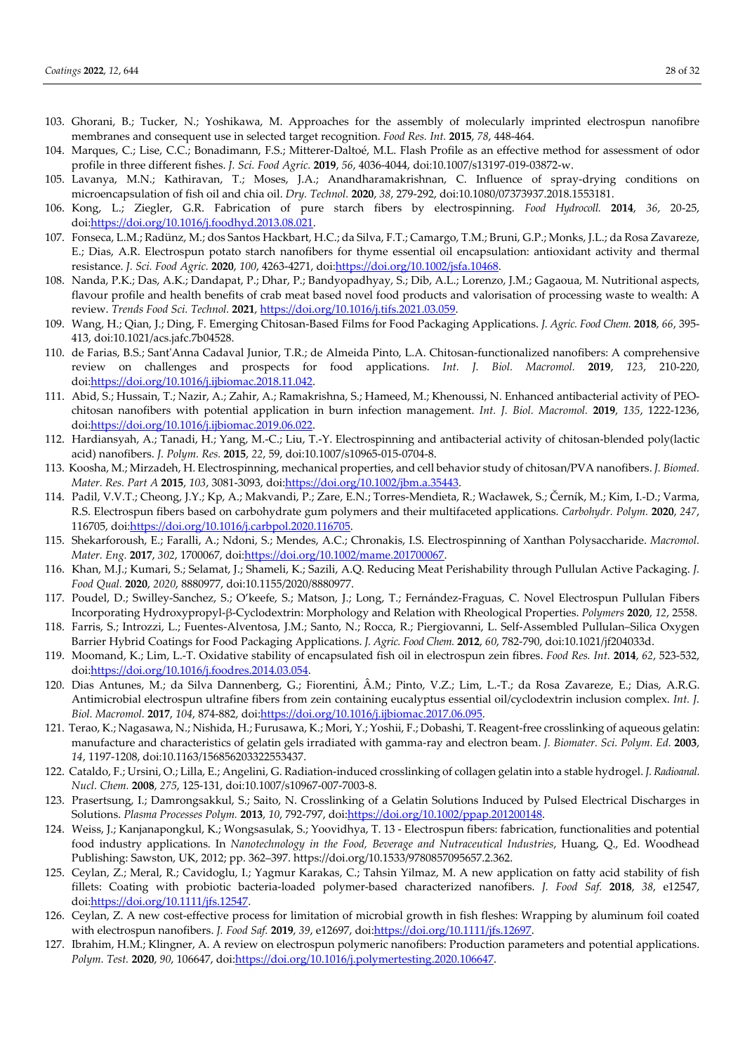103. Ghorani, B.; Tucker, N.; Yoshikawa, M. Approaches for the assembly of molecularly imprinted electrospun nanofibre membranes and consequent use in selected target recognition. *Food Res. Int.* **2015**, *78*, 448-464.
104. Marques, C.; Lise, C.C.; Bonadimann, F.S.; Mitterer-Daltoé, M.L. Flash Profile as an effective method for assessment of odor profile in three different fishes. *J. Sci. Food Agric.* **2019**, *56*, 4036-4044, doi:10.1007/s13197-019-03872-w.
105. Lavanya, M.N.; Kathiravan, T.; Moses, J.A.; Anandharamakrishnan, C. Influence of spray-drying conditions on microencapsulation of fish oil and chia oil. *Dry. Technol.* **2020**, *38*, 279-292, doi:10.1080/07373937.2018.1553181.
106. Kong, L.; Ziegler, G.R. Fabrication of pure starch fibers by electrospinning. *Food Hydrocoll.* **2014**, *36*, 20-25, doi:https://doi.org/10.1016/j.foodhyd.2013.08.021.
107. Fonseca, L.M.; Radünz, M.; dos Santos Hackbart, H.C.; da Silva, F.T.; Camargo, T.M.; Bruni, G.P.; Monks, J.L.; da Rosa Zavareze, E.; Dias, A.R. Electrospun potato starch nanofibers for thyme essential oil encapsulation: antioxidant activity and thermal resistance. *J. Sci. Food Agric.* **2020**, *100*, 4263-4271, doi:https://doi.org/10.1002/jsfa.10468.
108. Nanda, P.K.; Das, A.K.; Dandapat, P.; Dhar, P.; Bandyopadhyay, S.; Dib, A.L.; Lorenzo, J.M.; Gagaoua, M. Nutritional aspects, flavour profile and health benefits of crab meat based novel food products and valorisation of processing waste to wealth: A review. *Trends Food Sci. Technol.* **2021**, https://doi.org/10.1016/j.tifs.2021.03.059.
109. Wang, H.; Qian, J.; Ding, F. Emerging Chitosan-Based Films for Food Packaging Applications. *J. Agric. Food Chem.* **2018**, *66*, 395-413, doi:10.1021/acs.jafc.7b04528.
110. de Farias, B.S.; Sant'Anna Cadaval Junior, T.R.; de Almeida Pinto, L.A. Chitosan-functionalized nanofibers: A comprehensive review on challenges and prospects for food applications. *Int. J. Biol. Macromol.* **2019**, *123*, 210-220, doi:https://doi.org/10.1016/j.ijbiomac.2018.11.042.
111. Abid, S.; Hussain, T.; Nazir, A.; Zahir, A.; Ramakrishna, S.; Hameed, M.; Khenoussi, N. Enhanced antibacterial activity of PEO-chitosan nanofibers with potential application in burn infection management. *Int. J. Biol. Macromol.* **2019**, *135*, 1222-1236, doi:https://doi.org/10.1016/j.ijbiomac.2019.06.022.
112. Hardiansyah, A.; Tanadi, H.; Yang, M.-C.; Liu, T.-Y. Electrospinning and antibacterial activity of chitosan-blended poly(lactic acid) nanofibers. *J. Polym. Res.* **2015**, *22*, 59, doi:10.1007/s10965-015-0704-8.
113. Koosha, M.; Mirzadeh, H. Electrospinning, mechanical properties, and cell behavior study of chitosan/PVA nanofibers. *J. Biomed. Mater. Res. Part A* **2015**, *103*, 3081-3093, doi:https://doi.org/10.1002/jbm.a.35443.
114. Padil, V.V.T.; Cheong, J.Y.; Kp, A.; Makvandi, P.; Zare, E.N.; Torres-Mendieta, R.; Wacławek, S.; Černík, M.; Kim, I.-D.; Varma, R.S. Electrospun fibers based on carbohydrate gum polymers and their multifaceted applications. *Carbohydr. Polym.* **2020**, *247*, 116705, doi:https://doi.org/10.1016/j.carbpol.2020.116705.
115. Shekarforoush, E.; Faralli, A.; Ndoni, S.; Mendes, A.C.; Chronakis, I.S. Electrospinning of Xanthan Polysaccharide. *Macromol. Mater. Eng.* **2017**, *302*, 1700067, doi:https://doi.org/10.1002/mame.201700067.
116. Khan, M.J.; Kumari, S.; Selamat, J.; Shameli, K.; Sazili, A.Q. Reducing Meat Perishability through Pullulan Active Packaging. *J. Food Qual.* **2020**, *2020*, 8880977, doi:10.1155/2020/8880977.
117. Poudel, D.; Swilley-Sanchez, S.; O'keefe, S.; Matson, J.; Long, T.; Fernández-Fraguas, C. Novel Electrospun Pullulan Fibers Incorporating Hydroxypropyl-β-Cyclodextrin: Morphology and Relation with Rheological Properties. *Polymers* **2020**, *12*, 2558.
118. Farris, S.; Introzzi, L.; Fuentes-Alventosa, J.M.; Santo, N.; Rocca, R.; Piergiovanni, L. Self-Assembled Pullulan–Silica Oxygen Barrier Hybrid Coatings for Food Packaging Applications. *J. Agric. Food Chem.* **2012**, *60*, 782-790, doi:10.1021/jf204033d.
119. Moomand, K.; Lim, L.-T. Oxidative stability of encapsulated fish oil in electrospun zein fibres. *Food Res. Int.* **2014**, *62*, 523-532, doi:https://doi.org/10.1016/j.foodres.2014.03.054.
120. Dias Antunes, M.; da Silva Dannenberg, G.; Fiorentini, Â.M.; Pinto, V.Z.; Lim, L.-T.; da Rosa Zavareze, E.; Dias, A.R.G. Antimicrobial electrospun ultrafine fibers from zein containing eucalyptus essential oil/cyclodextrin inclusion complex. *Int. J. Biol. Macromol.* **2017**, *104*, 874-882, doi:https://doi.org/10.1016/j.ijbiomac.2017.06.095.
121. Terao, K.; Nagasawa, N.; Nishida, H.; Furusawa, K.; Mori, Y.; Yoshii, F.; Dobashi, T. Reagent-free crosslinking of aqueous gelatin: manufacture and characteristics of gelatin gels irradiated with gamma-ray and electron beam. *J. Biomater. Sci. Polym. Ed.* **2003**, *14*, 1197-1208, doi:10.1163/156856203322553437.
122. Cataldo, F.; Ursini, O.; Lilla, E.; Angelini, G. Radiation-induced crosslinking of collagen gelatin into a stable hydrogel. *J. Radioanal. Nucl. Chem.* **2008**, *275*, 125-131, doi:10.1007/s10967-007-7003-8.
123. Prasertsung, I.; Damrongsakkul, S.; Saito, N. Crosslinking of a Gelatin Solutions Induced by Pulsed Electrical Discharges in Solutions. *Plasma Processes Polym.* **2013**, *10*, 792-797, doi:https://doi.org/10.1002/ppap.201200148.
124. Weiss, J.; Kanjanapongkul, K.; Wongsasulak, S.; Yoovidhya, T. 13 - Electrospun fibers: fabrication, functionalities and potential food industry applications. In *Nanotechnology in the Food, Beverage and Nutraceutical Industries*, Huang, Q., Ed. Woodhead Publishing: Sawston, UK, 2012; pp. 362–397. https://doi.org/10.1533/9780857095657.2.362.
125. Ceylan, Z.; Meral, R.; Cavidoglu, I.; Yagmur Karakas, C.; Tahsin Yilmaz, M. A new application on fatty acid stability of fish fillets: Coating with probiotic bacteria-loaded polymer-based characterized nanofibers. *J. Food Saf.* **2018**, *38*, e12547, doi:https://doi.org/10.1111/jfs.12547.
126. Ceylan, Z. A new cost-effective process for limitation of microbial growth in fish fleshes: Wrapping by aluminum foil coated with electrospun nanofibers. *J. Food Saf.* **2019**, *39*, e12697, doi:https://doi.org/10.1111/jfs.12697.
127. Ibrahim, H.M.; Klingner, A. A review on electrospun polymeric nanofibers: Production parameters and potential applications. *Polym. Test.* **2020**, *90*, 106647, doi:https://doi.org/10.1016/j.polymertesting.2020.106647.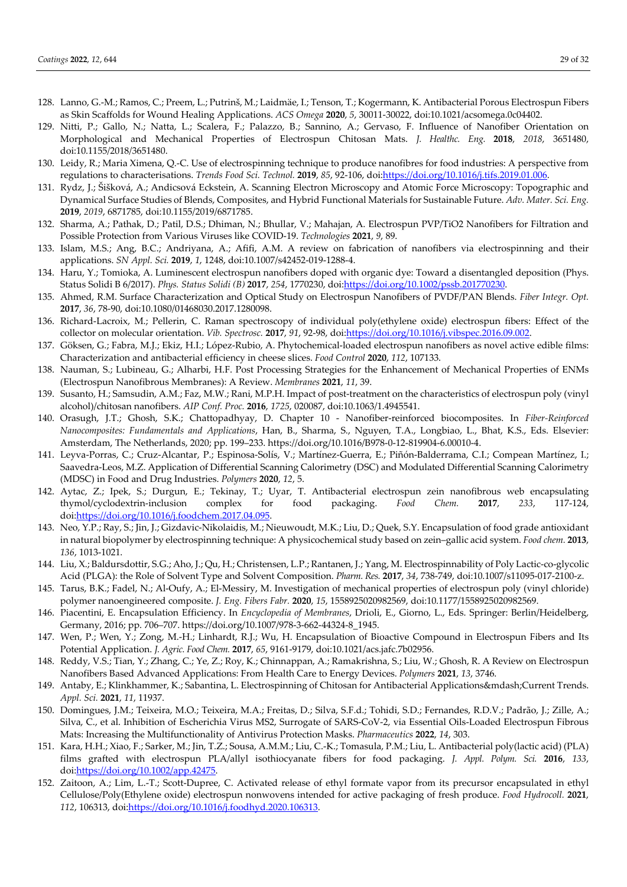128. Lanno, G.-M.; Ramos, C.; Preem, L.; Putrinš, M.; Laidmäe, I.; Tenson, T.; Kogermann, K. Antibacterial Porous Electrospun Fibers as Skin Scaffolds for Wound Healing Applications. *ACS Omega* **2020**, *5*, 30011-30022, doi:10.1021/acsomega.0c04402.
129. Nitti, P.; Gallo, N.; Natta, L.; Scalera, F.; Palazzo, B.; Sannino, A.; Gervaso, F. Influence of Nanofiber Orientation on Morphological and Mechanical Properties of Electrospun Chitosan Mats. *J. Healthc. Eng.* **2018**, *2018*, 3651480, doi:10.1155/2018/3651480.
130. Leidy, R.; Maria Ximena, Q.-C. Use of electrospinning technique to produce nanofibres for food industries: A perspective from regulations to characterisations. *Trends Food Sci. Technol.* **2019**, *85*, 92-106, doi:https://doi.org/10.1016/j.tifs.2019.01.006.
131. Rydz, J.; Šišková, A.; Andicsová Eckstein, A. Scanning Electron Microscopy and Atomic Force Microscopy: Topographic and Dynamical Surface Studies of Blends, Composites, and Hybrid Functional Materials for Sustainable Future. *Adv. Mater. Sci. Eng.* **2019**, *2019*, 6871785, doi:10.1155/2019/6871785.
132. Sharma, A.; Pathak, D.; Patil, D.S.; Dhiman, N.; Bhullar, V.; Mahajan, A. Electrospun PVP/TiO2 Nanofibers for Filtration and Possible Protection from Various Viruses like COVID-19. *Technologies* **2021**, *9*, 89.
133. Islam, M.S.; Ang, B.C.; Andriyana, A.; Afifi, A.M. A review on fabrication of nanofibers via electrospinning and their applications. *SN Appl. Sci.* **2019**, *1*, 1248, doi:10.1007/s42452-019-1288-4.
134. Haru, Y.; Tomioka, A. Luminescent electrospun nanofibers doped with organic dye: Toward a disentangled deposition (Phys. Status Solidi B 6/2017). *Phys. Status Solidi (B)* **2017**, *254*, 1770230, doi:https://doi.org/10.1002/pssb.201770230.
135. Ahmed, R.M. Surface Characterization and Optical Study on Electrospun Nanofibers of PVDF/PAN Blends. *Fiber Integr. Opt.* **2017**, *36*, 78-90, doi:10.1080/01468030.2017.1280098.
136. Richard-Lacroix, M.; Pellerin, C. Raman spectroscopy of individual poly(ethylene oxide) electrospun fibers: Effect of the collector on molecular orientation. *Vib. Spectrosc.* **2017**, *91*, 92-98, doi:https://doi.org/10.1016/j.vibspec.2016.09.002.
137. Göksen, G.; Fabra, M.J.; Ekiz, H.I.; López-Rubio, A. Phytochemical-loaded electrospun nanofibers as novel active edible films: Characterization and antibacterial efficiency in cheese slices. *Food Control* **2020**, *112*, 107133.
138. Nauman, S.; Lubineau, G.; Alharbi, H.F. Post Processing Strategies for the Enhancement of Mechanical Properties of ENMs (Electrospun Nanofibrous Membranes): A Review. *Membranes* **2021**, *11*, 39.
139. Susanto, H.; Samsudin, A.M.; Faz, M.W.; Rani, M.P.H. Impact of post-treatment on the characteristics of electrospun poly (vinyl alcohol)/chitosan nanofibers. *AIP Conf. Proc.* **2016**, *1725*, 020087, doi:10.1063/1.4945541.
140. Orasugh, J.T.; Ghosh, S.K.; Chattopadhyay, D. Chapter 10 - Nanofiber-reinforced biocomposites. In *Fiber-Reinforced Nanocomposites: Fundamentals and Applications*, Han, B., Sharma, S., Nguyen, T.A., Longbiao, L., Bhat, K.S., Eds. Elsevier: Amsterdam, The Netherlands, 2020; pp. 199–233. https://doi.org/10.1016/B978-0-12-819904-6.00010-4.
141. Leyva-Porras, C.; Cruz-Alcantar, P.; Espinosa-Solís, V.; Martínez-Guerra, E.; Piñón-Balderrama, C.I.; Compean Martínez, I.; Saavedra-Leos, M.Z. Application of Differential Scanning Calorimetry (DSC) and Modulated Differential Scanning Calorimetry (MDSC) in Food and Drug Industries. *Polymers* **2020**, *12*, 5.
142. Aytac, Z.; Ipek, S.; Durgun, E.; Tekinay, T.; Uyar, T. Antibacterial electrospun zein nanofibrous web encapsulating thymol/cyclodextrin-inclusion complex for food packaging. *Food Chem.* **2017**, *233*, 117-124, doi:https://doi.org/10.1016/j.foodchem.2017.04.095.
143. Neo, Y.P.; Ray, S.; Jin, J.; Gizdavic-Nikolaidis, M.; Nieuwoudt, M.K.; Liu, D.; Quek, S.Y. Encapsulation of food grade antioxidant in natural biopolymer by electrospinning technique: A physicochemical study based on zein–gallic acid system. *Food chem.* **2013**, *136*, 1013-1021.
144. Liu, X.; Baldursdottir, S.G.; Aho, J.; Qu, H.; Christensen, L.P.; Rantanen, J.; Yang, M. Electrospinnability of Poly Lactic-co-glycolic Acid (PLGA): the Role of Solvent Type and Solvent Composition. *Pharm. Res.* **2017**, *34*, 738-749, doi:10.1007/s11095-017-2100-z.
145. Tarus, B.K.; Fadel, N.; Al-Oufy, A.; El-Messiry, M. Investigation of mechanical properties of electrospun poly (vinyl chloride) polymer nanoengineered composite. *J. Eng. Fibers Fabr.* **2020**, *15*, 1558925020982569, doi:10.1177/1558925020982569.
146. Piacentini, E. Encapsulation Efficiency. In *Encyclopedia of Membranes*, Drioli, E., Giorno, L., Eds. Springer: Berlin/Heidelberg, Germany, 2016; pp. 706–707. https://doi.org/10.1007/978-3-662-44324-8_1945.
147. Wen, P.; Wen, Y.; Zong, M.-H.; Linhardt, R.J.; Wu, H. Encapsulation of Bioactive Compound in Electrospun Fibers and Its Potential Application. *J. Agric. Food Chem.* **2017**, *65*, 9161-9179, doi:10.1021/acs.jafc.7b02956.
148. Reddy, V.S.; Tian, Y.; Zhang, C.; Ye, Z.; Roy, K.; Chinnappan, A.; Ramakrishna, S.; Liu, W.; Ghosh, R. A Review on Electrospun Nanofibers Based Advanced Applications: From Health Care to Energy Devices. *Polymers* **2021**, *13*, 3746.
149. Antaby, E.; Klinkhammer, K.; Sabantina, L. Electrospinning of Chitosan for Antibacterial Applications&mdash;Current Trends. *Appl. Sci.* **2021**, *11*, 11937.
150. Domingues, J.M.; Teixeira, M.O.; Teixeira, M.A.; Freitas, D.; Silva, S.F.d.; Tohidi, S.D.; Fernandes, R.D.V.; Padrão, J.; Zille, A.; Silva, C., et al. Inhibition of Escherichia Virus MS2, Surrogate of SARS-CoV-2, via Essential Oils-Loaded Electrospun Fibrous Mats: Increasing the Multifunctionality of Antivirus Protection Masks. *Pharmaceutics* **2022**, *14*, 303.
151. Kara, H.H.; Xiao, F.; Sarker, M.; Jin, T.Z.; Sousa, A.M.M.; Liu, C.-K.; Tomasula, P.M.; Liu, L. Antibacterial poly(lactic acid) (PLA) films grafted with electrospun PLA/allyl isothiocyanate fibers for food packaging. *J. Appl. Polym. Sci.* **2016**, *133*, doi:https://doi.org/10.1002/app.42475.
152. Zaitoon, A.; Lim, L.-T.; Scott-Dupree, C. Activated release of ethyl formate vapor from its precursor encapsulated in ethyl Cellulose/Poly(Ethylene oxide) electrospun nonwovens intended for active packaging of fresh produce. *Food Hydrocoll.* **2021**, *112*, 106313, doi:https://doi.org/10.1016/j.foodhyd.2020.106313.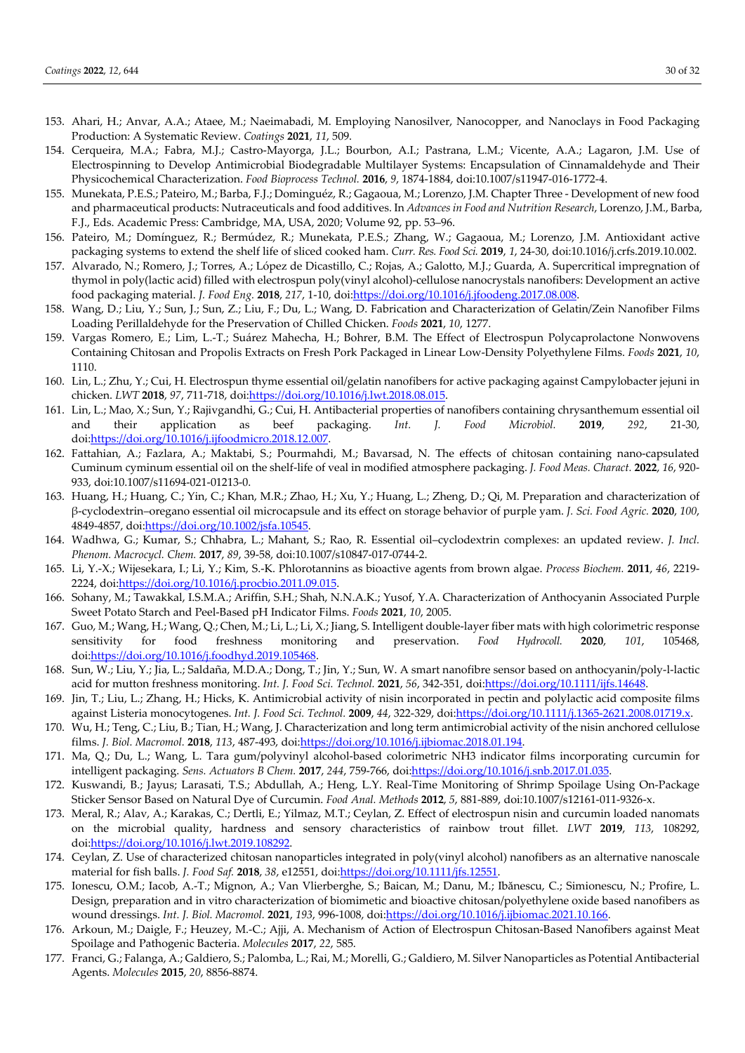153. Ahari, H.; Anvar, A.A.; Ataee, M.; Naeimabadi, M. Employing Nanosilver, Nanocopper, and Nanoclays in Food Packaging Production: A Systematic Review. *Coatings* **2021**, *11*, 509.
154. Cerqueira, M.A.; Fabra, M.J.; Castro-Mayorga, J.L.; Bourbon, A.I.; Pastrana, L.M.; Vicente, A.A.; Lagaron, J.M. Use of Electrospinning to Develop Antimicrobial Biodegradable Multilayer Systems: Encapsulation of Cinnamaldehyde and Their Physicochemical Characterization. *Food Bioprocess Technol.* **2016**, *9*, 1874-1884, doi:10.1007/s11947-016-1772-4.
155. Munekata, P.E.S.; Pateiro, M.; Barba, F.J.; Dominguéz, R.; Gagaoua, M.; Lorenzo, J.M. Chapter Three - Development of new food and pharmaceutical products: Nutraceuticals and food additives. In *Advances in Food and Nutrition Research*, Lorenzo, J.M., Barba, F.J., Eds. Academic Press: Cambridge, MA, USA, 2020; Volume 92, pp. 53–96.
156. Pateiro, M.; Domínguez, R.; Bermúdez, R.; Munekata, P.E.S.; Zhang, W.; Gagaoua, M.; Lorenzo, J.M. Antioxidant active packaging systems to extend the shelf life of sliced cooked ham. *Curr. Res. Food Sci.* **2019**, *1*, 24-30, doi:10.1016/j.crfs.2019.10.002.
157. Alvarado, N.; Romero, J.; Torres, A.; López de Dicastillo, C.; Rojas, A.; Galotto, M.J.; Guarda, A. Supercritical impregnation of thymol in poly(lactic acid) filled with electrospun poly(vinyl alcohol)-cellulose nanocrystals nanofibers: Development an active food packaging material. *J. Food Eng.* **2018**, *217*, 1-10, doi:https://doi.org/10.1016/j.jfoodeng.2017.08.008.
158. Wang, D.; Liu, Y.; Sun, J.; Sun, Z.; Liu, F.; Du, L.; Wang, D. Fabrication and Characterization of Gelatin/Zein Nanofiber Films Loading Perillaldehyde for the Preservation of Chilled Chicken. *Foods* **2021**, *10*, 1277.
159. Vargas Romero, E.; Lim, L.-T.; Suárez Mahecha, H.; Bohrer, B.M. The Effect of Electrospun Polycaprolactone Nonwovens Containing Chitosan and Propolis Extracts on Fresh Pork Packaged in Linear Low-Density Polyethylene Films. *Foods* **2021**, *10*, 1110.
160. Lin, L.; Zhu, Y.; Cui, H. Electrospun thyme essential oil/gelatin nanofibers for active packaging against Campylobacter jejuni in chicken. *LWT* **2018**, *97*, 711-718, doi:https://doi.org/10.1016/j.lwt.2018.08.015.
161. Lin, L.; Mao, X.; Sun, Y.; Rajivgandhi, G.; Cui, H. Antibacterial properties of nanofibers containing chrysanthemum essential oil and their application as beef packaging. *Int. J. Food Microbiol.* **2019**, *292*, 21-30, doi:https://doi.org/10.1016/j.ijfoodmicro.2018.12.007.
162. Fattahian, A.; Fazlara, A.; Maktabi, S.; Pourmahdi, M.; Bavarsad, N. The effects of chitosan containing nano-capsulated Cuminum cyminum essential oil on the shelf-life of veal in modified atmosphere packaging. *J. Food Meas. Charact.* **2022**, *16*, 920-933, doi:10.1007/s11694-021-01213-0.
163. Huang, H.; Huang, C.; Yin, C.; Khan, M.R.; Zhao, H.; Xu, Y.; Huang, L.; Zheng, D.; Qi, M. Preparation and characterization of β-cyclodextrin–oregano essential oil microcapsule and its effect on storage behavior of purple yam. *J. Sci. Food Agric.* **2020**, *100*, 4849-4857, doi:https://doi.org/10.1002/jsfa.10545.
164. Wadhwa, G.; Kumar, S.; Chhabra, L.; Mahant, S.; Rao, R. Essential oil–cyclodextrin complexes: an updated review. *J. Incl. Phenom. Macrocycl. Chem.* **2017**, *89*, 39-58, doi:10.1007/s10847-017-0744-2.
165. Li, Y.-X.; Wijesekara, I.; Li, Y.; Kim, S.-K. Phlorotannins as bioactive agents from brown algae. *Process Biochem.* **2011**, *46*, 2219-2224, doi:https://doi.org/10.1016/j.procbio.2011.09.015.
166. Sohany, M.; Tawakkal, I.S.M.A.; Ariffin, S.H.; Shah, N.N.A.K.; Yusof, Y.A. Characterization of Anthocyanin Associated Purple Sweet Potato Starch and Peel-Based pH Indicator Films. *Foods* **2021**, *10*, 2005.
167. Guo, M.; Wang, H.; Wang, Q.; Chen, M.; Li, L.; Li, X.; Jiang, S. Intelligent double-layer fiber mats with high colorimetric response sensitivity for food freshness monitoring and preservation. *Food Hydrocoll.* **2020**, *101*, 105468, doi:https://doi.org/10.1016/j.foodhyd.2019.105468.
168. Sun, W.; Liu, Y.; Jia, L.; Saldaña, M.D.A.; Dong, T.; Jin, Y.; Sun, W. A smart nanofibre sensor based on anthocyanin/poly-l-lactic acid for mutton freshness monitoring. *Int. J. Food Sci. Technol.* **2021**, *56*, 342-351, doi:https://doi.org/10.1111/ijfs.14648.
169. Jin, T.; Liu, L.; Zhang, H.; Hicks, K. Antimicrobial activity of nisin incorporated in pectin and polylactic acid composite films against Listeria monocytogenes. *Int. J. Food Sci. Technol.* **2009**, *44*, 322-329, doi:https://doi.org/10.1111/j.1365-2621.2008.01719.x.
170. Wu, H.; Teng, C.; Liu, B.; Tian, H.; Wang, J. Characterization and long term antimicrobial activity of the nisin anchored cellulose films. *J. Biol. Macromol.* **2018**, *113*, 487-493, doi:https://doi.org/10.1016/j.ijbiomac.2018.01.194.
171. Ma, Q.; Du, L.; Wang, L. Tara gum/polyvinyl alcohol-based colorimetric NH3 indicator films incorporating curcumin for intelligent packaging. *Sens. Actuators B Chem.* **2017**, *244*, 759-766, doi:https://doi.org/10.1016/j.snb.2017.01.035.
172. Kuswandi, B.; Jayus; Larasati, T.S.; Abdullah, A.; Heng, L.Y. Real-Time Monitoring of Shrimp Spoilage Using On-Package Sticker Sensor Based on Natural Dye of Curcumin. *Food Anal. Methods* **2012**, *5*, 881-889, doi:10.1007/s12161-011-9326-x.
173. Meral, R.; Alav, A.; Karakas, C.; Dertli, E.; Yilmaz, M.T.; Ceylan, Z. Effect of electrospun nisin and curcumin loaded nanomats on the microbial quality, hardness and sensory characteristics of rainbow trout fillet. *LWT* **2019**, *113*, 108292, doi:https://doi.org/10.1016/j.lwt.2019.108292.
174. Ceylan, Z. Use of characterized chitosan nanoparticles integrated in poly(vinyl alcohol) nanofibers as an alternative nanoscale material for fish balls. *J. Food Saf.* **2018**, *38*, e12551, doi:https://doi.org/10.1111/jfs.12551.
175. Ionescu, O.M.; Iacob, A.-T.; Mignon, A.; Van Vlierberghe, S.; Baican, M.; Danu, M.; Ibănescu, C.; Simionescu, N.; Profire, L. Design, preparation and in vitro characterization of biomimetic and bioactive chitosan/polyethylene oxide based nanofibers as wound dressings. *Int. J. Biol. Macromol.* **2021**, *193*, 996-1008, doi:https://doi.org/10.1016/j.ijbiomac.2021.10.166.
176. Arkoun, M.; Daigle, F.; Heuzey, M.-C.; Ajji, A. Mechanism of Action of Electrospun Chitosan-Based Nanofibers against Meat Spoilage and Pathogenic Bacteria. *Molecules* **2017**, *22*, 585.
177. Franci, G.; Falanga, A.; Galdiero, S.; Palomba, L.; Rai, M.; Morelli, G.; Galdiero, M. Silver Nanoparticles as Potential Antibacterial Agents. *Molecules* **2015**, *20*, 8856-8874.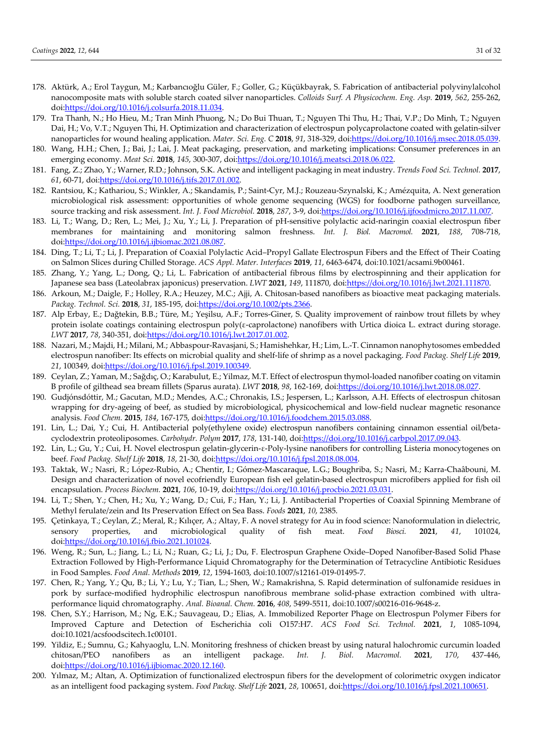178. Aktürk, A.; Erol Taygun, M.; Karbancıoğlu Güler, F.; Goller, G.; Küçükbayrak, S. Fabrication of antibacterial polyvinylalcohol nanocomposite mats with soluble starch coated silver nanoparticles. *Colloids Surf. A Physicochem. Eng. Asp.* **2019**, *562*, 255-262, doi:https://doi.org/10.1016/j.colsurfa.2018.11.034.
179. Tra Thanh, N.; Ho Hieu, M.; Tran Minh Phuong, N.; Do Bui Thuan, T.; Nguyen Thi Thu, H.; Thai, V.P.; Do Minh, T.; Nguyen Dai, H.; Vo, V.T.; Nguyen Thi, H. Optimization and characterization of electrospun polycaprolactone coated with gelatin-silver nanoparticles for wound healing application. *Mater. Sci. Eng. C* **2018**, *91*, 318-329, doi:https://doi.org/10.1016/j.msec.2018.05.039.
180. Wang, H.H.; Chen, J.; Bai, J.; Lai, J. Meat packaging, preservation, and marketing implications: Consumer preferences in an emerging economy. *Meat Sci.* **2018**, *145*, 300-307, doi:https://doi.org/10.1016/j.meatsci.2018.06.022.
181. Fang, Z.; Zhao, Y.; Warner, R.D.; Johnson, S.K. Active and intelligent packaging in meat industry. *Trends Food Sci. Technol.* **2017**, *61*, 60-71, doi:https://doi.org/10.1016/j.tifs.2017.01.002.
182. Rantsiou, K.; Kathariou, S.; Winkler, A.; Skandamis, P.; Saint-Cyr, M.J.; Rouzeau-Szynalski, K.; Amézquita, A. Next generation microbiological risk assessment: opportunities of whole genome sequencing (WGS) for foodborne pathogen surveillance, source tracking and risk assessment. *Int. J. Food Microbiol.* **2018**, *287*, 3-9, doi:https://doi.org/10.1016/j.ijfoodmicro.2017.11.007.
183. Li, T.; Wang, D.; Ren, L.; Mei, J.; Xu, Y.; Li, J. Preparation of pH-sensitive polylactic acid-naringin coaxial electrospun fiber membranes for maintaining and monitoring salmon freshness. *Int. J. Biol. Macromol.* **2021**, *188*, 708-718, doi:https://doi.org/10.1016/j.ijbiomac.2021.08.087.
184. Ding, T.; Li, T.; Li, J. Preparation of Coaxial Polylactic Acid–Propyl Gallate Electrospun Fibers and the Effect of Their Coating on Salmon Slices during Chilled Storage. *ACS Appl. Mater. Interfaces* **2019**, *11*, 6463-6474, doi:10.1021/acsami.9b00461.
185. Zhang, Y.; Yang, L.; Dong, Q.; Li, L. Fabrication of antibacterial fibrous films by electrospinning and their application for Japanese sea bass (Lateolabrax japonicus) preservation. *LWT* **2021**, *149*, 111870, doi:https://doi.org/10.1016/j.lwt.2021.111870.
186. Arkoun, M.; Daigle, F.; Holley, R.A.; Heuzey, M.C.; Ajji, A. Chitosan-based nanofibers as bioactive meat packaging materials. *Packag. Technol. Sci.* **2018**, *31*, 185-195, doi:https://doi.org/10.1002/pts.2366.
187. Alp Erbay, E.; Dağtekin, B.B.; Türe, M.; Yeşilsu, A.F.; Torres-Giner, S. Quality improvement of rainbow trout fillets by whey protein isolate coatings containing electrospun poly(ε-caprolactone) nanofibers with Urtica dioica L. extract during storage. *LWT* **2017**, *78*, 340-351, doi:https://doi.org/10.1016/j.lwt.2017.01.002.
188. Nazari, M.; Majdi, H.; Milani, M.; Abbaspour-Ravasjani, S.; Hamishehkar, H.; Lim, L.-T. Cinnamon nanophytosomes embedded electrospun nanofiber: Its effects on microbial quality and shelf-life of shrimp as a novel packaging. *Food Packag. Shelf Life* **2019**, *21*, 100349, doi:https://doi.org/10.1016/j.fpsl.2019.100349.
189. Ceylan, Z.; Yaman, M.; Sağdıç, O.; Karabulut, E.; Yilmaz, M.T. Effect of electrospun thymol-loaded nanofiber coating on vitamin B profile of gilthead sea bream fillets (Sparus aurata). *LWT* **2018**, *98*, 162-169, doi:https://doi.org/10.1016/j.lwt.2018.08.027.
190. Gudjónsdóttir, M.; Gacutan, M.D.; Mendes, A.C.; Chronakis, I.S.; Jespersen, L.; Karlsson, A.H. Effects of electrospun chitosan wrapping for dry-ageing of beef, as studied by microbiological, physicochemical and low-field nuclear magnetic resonance analysis. *Food Chem.* **2015**, *184*, 167-175, doi:https://doi.org/10.1016/j.foodchem.2015.03.088.
191. Lin, L.; Dai, Y.; Cui, H. Antibacterial poly(ethylene oxide) electrospun nanofibers containing cinnamon essential oil/beta-cyclodextrin proteoliposomes. *Carbohydr. Polym* **2017**, *178*, 131-140, doi:https://doi.org/10.1016/j.carbpol.2017.09.043.
192. Lin, L.; Gu, Y.; Cui, H. Novel electrospun gelatin-glycerin-ε-Poly-lysine nanofibers for controlling Listeria monocytogenes on beef. *Food Packag. Shelf Life* **2018**, *18*, 21-30, doi:https://doi.org/10.1016/j.fpsl.2018.08.004.
193. Taktak, W.; Nasri, R.; López-Rubio, A.; Chentir, I.; Gómez-Mascaraque, L.G.; Boughriba, S.; Nasri, M.; Karra-Chaâbouni, M. Design and characterization of novel ecofriendly European fish eel gelatin-based electrospun microfibers applied for fish oil encapsulation. *Process Biochem.* **2021**, *106*, 10-19, doi:https://doi.org/10.1016/j.procbio.2021.03.031.
194. Li, T.; Shen, Y.; Chen, H.; Xu, Y.; Wang, D.; Cui, F.; Han, Y.; Li, J. Antibacterial Properties of Coaxial Spinning Membrane of Methyl ferulate/zein and Its Preservation Effect on Sea Bass. *Foods* **2021**, *10*, 2385.
195. Çetinkaya, T.; Ceylan, Z.; Meral, R.; Kılıçer, A.; Altay, F. A novel strategy for Au in food science: Nanoformulation in dielectric, sensory properties, and microbiological quality of fish meat. *Food Biosci.* **2021**, *41*, 101024, doi:https://doi.org/10.1016/j.fbio.2021.101024.
196. Weng, R.; Sun, L.; Jiang, L.; Li, N.; Ruan, G.; Li, J.; Du, F. Electrospun Graphene Oxide–Doped Nanofiber-Based Solid Phase Extraction Followed by High-Performance Liquid Chromatography for the Determination of Tetracycline Antibiotic Residues in Food Samples. *Food Anal. Methods* **2019**, *12*, 1594-1603, doi:10.1007/s12161-019-01495-7.
197. Chen, R.; Yang, Y.; Qu, B.; Li, Y.; Lu, Y.; Tian, L.; Shen, W.; Ramakrishna, S. Rapid determination of sulfonamide residues in pork by surface-modified hydrophilic electrospun nanofibrous membrane solid-phase extraction combined with ultra-performance liquid chromatography. *Anal. Bioanal. Chem.* **2016**, *408*, 5499-5511, doi:10.1007/s00216-016-9648-z.
198. Chen, S.Y.; Harrison, M.; Ng, E.K.; Sauvageau, D.; Elias, A. Immobilized Reporter Phage on Electrospun Polymer Fibers for Improved Capture and Detection of Escherichia coli O157:H7. *ACS Food Sci. Technol.* **2021**, *1*, 1085-1094, doi:10.1021/acsfoodscitech.1c00101.
199. Yildiz, E.; Sumnu, G.; Kahyaoglu, L.N. Monitoring freshness of chicken breast by using natural halochromic curcumin loaded chitosan/PEO nanofibers as an intelligent package. *Int. J. Biol. Macromol.* **2021**, *170*, 437-446, doi:https://doi.org/10.1016/j.ijbiomac.2020.12.160.
200. Yılmaz, M.; Altan, A. Optimization of functionalized electrospun fibers for the development of colorimetric oxygen indicator as an intelligent food packaging system. *Food Packag. Shelf Life* **2021**, *28*, 100651, doi:https://doi.org/10.1016/j.fpsl.2021.100651.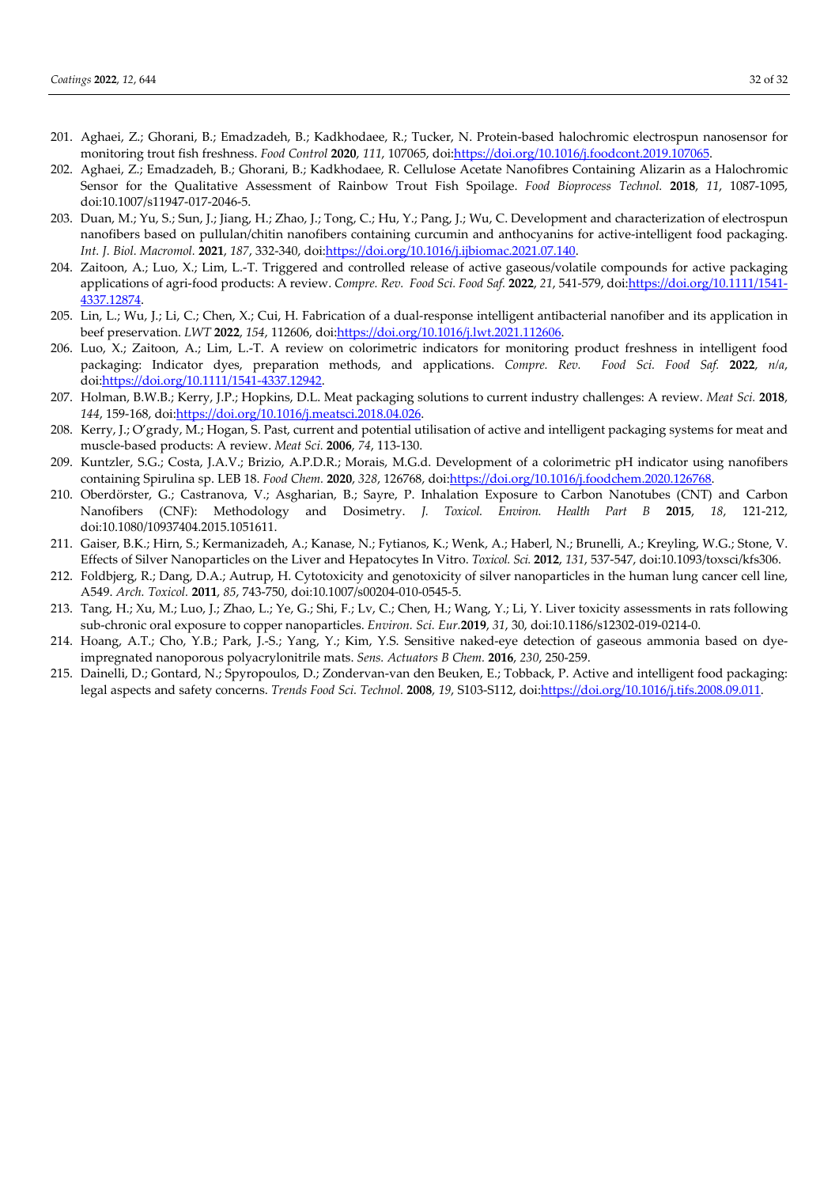201. Aghaei, Z.; Ghorani, B.; Emadzadeh, B.; Kadkhodaee, R.; Tucker, N. Protein-based halochromic electrospun nanosensor for monitoring trout fish freshness. *Food Control* **2020**, *111*, 107065, doi:https://doi.org/10.1016/j.foodcont.2019.107065.
202. Aghaei, Z.; Emadzadeh, B.; Ghorani, B.; Kadkhodaee, R. Cellulose Acetate Nanofibres Containing Alizarin as a Halochromic Sensor for the Qualitative Assessment of Rainbow Trout Fish Spoilage. *Food Bioprocess Technol.* **2018**, *11*, 1087-1095, doi:10.1007/s11947-017-2046-5.
203. Duan, M.; Yu, S.; Sun, J.; Jiang, H.; Zhao, J.; Tong, C.; Hu, Y.; Pang, J.; Wu, C. Development and characterization of electrospun nanofibers based on pullulan/chitin nanofibers containing curcumin and anthocyanins for active-intelligent food packaging. *Int. J. Biol. Macromol.* **2021**, *187*, 332-340, doi:https://doi.org/10.1016/j.ijbiomac.2021.07.140.
204. Zaitoon, A.; Luo, X.; Lim, L.-T. Triggered and controlled release of active gaseous/volatile compounds for active packaging applications of agri-food products: A review. *Compre. Rev. Food Sci. Food Saf.* **2022**, *21*, 541-579, doi:https://doi.org/10.1111/1541-4337.12874.
205. Lin, L.; Wu, J.; Li, C.; Chen, X.; Cui, H. Fabrication of a dual-response intelligent antibacterial nanofiber and its application in beef preservation. *LWT* **2022**, *154*, 112606, doi:https://doi.org/10.1016/j.lwt.2021.112606.
206. Luo, X.; Zaitoon, A.; Lim, L.-T. A review on colorimetric indicators for monitoring product freshness in intelligent food packaging: Indicator dyes, preparation methods, and applications. *Compre. Rev. Food Sci. Food Saf.* **2022**, *n/a*, doi:https://doi.org/10.1111/1541-4337.12942.
207. Holman, B.W.B.; Kerry, J.P.; Hopkins, D.L. Meat packaging solutions to current industry challenges: A review. *Meat Sci.* **2018**, *144*, 159-168, doi:https://doi.org/10.1016/j.meatsci.2018.04.026.
208. Kerry, J.; O'grady, M.; Hogan, S. Past, current and potential utilisation of active and intelligent packaging systems for meat and muscle-based products: A review. *Meat Sci.* **2006**, *74*, 113-130.
209. Kuntzler, S.G.; Costa, J.A.V.; Brizio, A.P.D.R.; Morais, M.G.d. Development of a colorimetric pH indicator using nanofibers containing Spirulina sp. LEB 18. *Food Chem.* **2020**, *328*, 126768, doi:https://doi.org/10.1016/j.foodchem.2020.126768.
210. Oberdörster, G.; Castranova, V.; Asgharian, B.; Sayre, P. Inhalation Exposure to Carbon Nanotubes (CNT) and Carbon Nanofibers (CNF): Methodology and Dosimetry. *J. Toxicol. Environ. Health Part B* **2015**, *18*, 121-212, doi:10.1080/10937404.2015.1051611.
211. Gaiser, B.K.; Hirn, S.; Kermanizadeh, A.; Kanase, N.; Fytianos, K.; Wenk, A.; Haberl, N.; Brunelli, A.; Kreyling, W.G.; Stone, V. Effects of Silver Nanoparticles on the Liver and Hepatocytes In Vitro. *Toxicol. Sci.* **2012**, *131*, 537-547, doi:10.1093/toxsci/kfs306.
212. Foldbjerg, R.; Dang, D.A.; Autrup, H. Cytotoxicity and genotoxicity of silver nanoparticles in the human lung cancer cell line, A549. *Arch. Toxicol.* **2011**, *85*, 743-750, doi:10.1007/s00204-010-0545-5.
213. Tang, H.; Xu, M.; Luo, J.; Zhao, L.; Ye, G.; Shi, F.; Lv, C.; Chen, H.; Wang, Y.; Li, Y. Liver toxicity assessments in rats following sub-chronic oral exposure to copper nanoparticles. *Environ. Sci. Eur.* **2019**, *31*, 30, doi:10.1186/s12302-019-0214-0.
214. Hoang, A.T.; Cho, Y.B.; Park, J.-S.; Yang, Y.; Kim, Y.S. Sensitive naked-eye detection of gaseous ammonia based on dye-impregnated nanoporous polyacrylonitrile mats. *Sens. Actuators B Chem.* **2016**, *230*, 250-259.
215. Dainelli, D.; Gontard, N.; Spyropoulos, D.; Zondervan-van den Beuken, E.; Tobback, P. Active and intelligent food packaging: legal aspects and safety concerns. *Trends Food Sci. Technol.* **2008**, *19*, S103-S112, doi:https://doi.org/10.1016/j.tifs.2008.09.011.